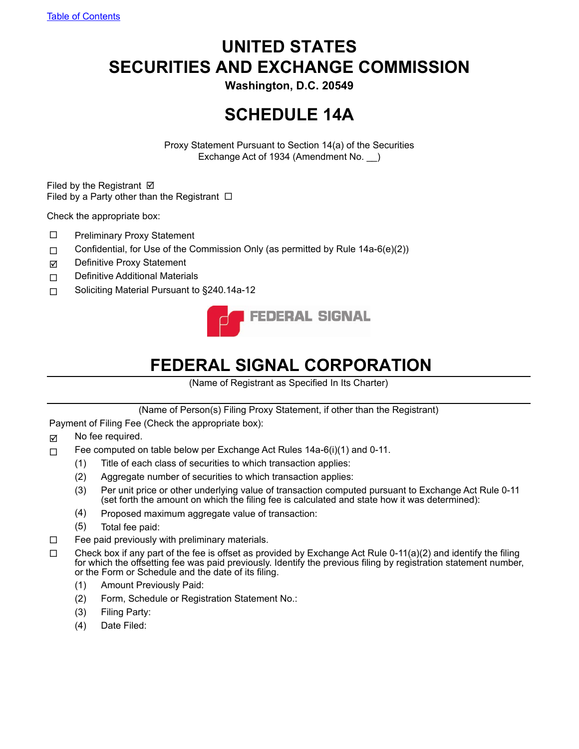# UNITED STATES
# SECURITIES AND EXCHANGE COMMISSION

**Washington, D.C. 20549**

# SCHEDULE 14A

Proxy Statement Pursuant to Section 14(a) of the Securities Exchange Act of 1934 (Amendment No. __)

Filed by the Registrant ☑
Filed by a Party other than the Registrant ☐

Check the appropriate box:

☐ Preliminary Proxy Statement
☐ Confidential, for Use of the Commission Only (as permitted by Rule 14a-6(e)(2))
☑ Definitive Proxy Statement
☐ Definitive Additional Materials
☐ Soliciting Material Pursuant to §240.14a-12

FEDERAL SIGNAL

# FEDERAL SIGNAL CORPORATION

(Name of Registrant as Specified In Its Charter)

(Name of Person(s) Filing Proxy Statement, if other than the Registrant)

Payment of Filing Fee (Check the appropriate box):

☑ No fee required.
☐ Fee computed on table below per Exchange Act Rules 14a-6(i)(1) and 0-11.
  (1) Title of each class of securities to which transaction applies:
  (2) Aggregate number of securities to which transaction applies:
  (3) Per unit price or other underlying value of transaction computed pursuant to Exchange Act Rule 0-11 (set forth the amount on which the filing fee is calculated and state how it was determined):
  (4) Proposed maximum aggregate value of transaction:
  (5) Total fee paid:
☐ Fee paid previously with preliminary materials.
☐ Check box if any part of the fee is offset as provided by Exchange Act Rule 0-11(a)(2) and identify the filing for which the offsetting fee was paid previously. Identify the previous filing by registration statement number, or the Form or Schedule and the date of its filing.
  (1) Amount Previously Paid:
  (2) Form, Schedule or Registration Statement No.:
  (3) Filing Party:
  (4) Date Filed: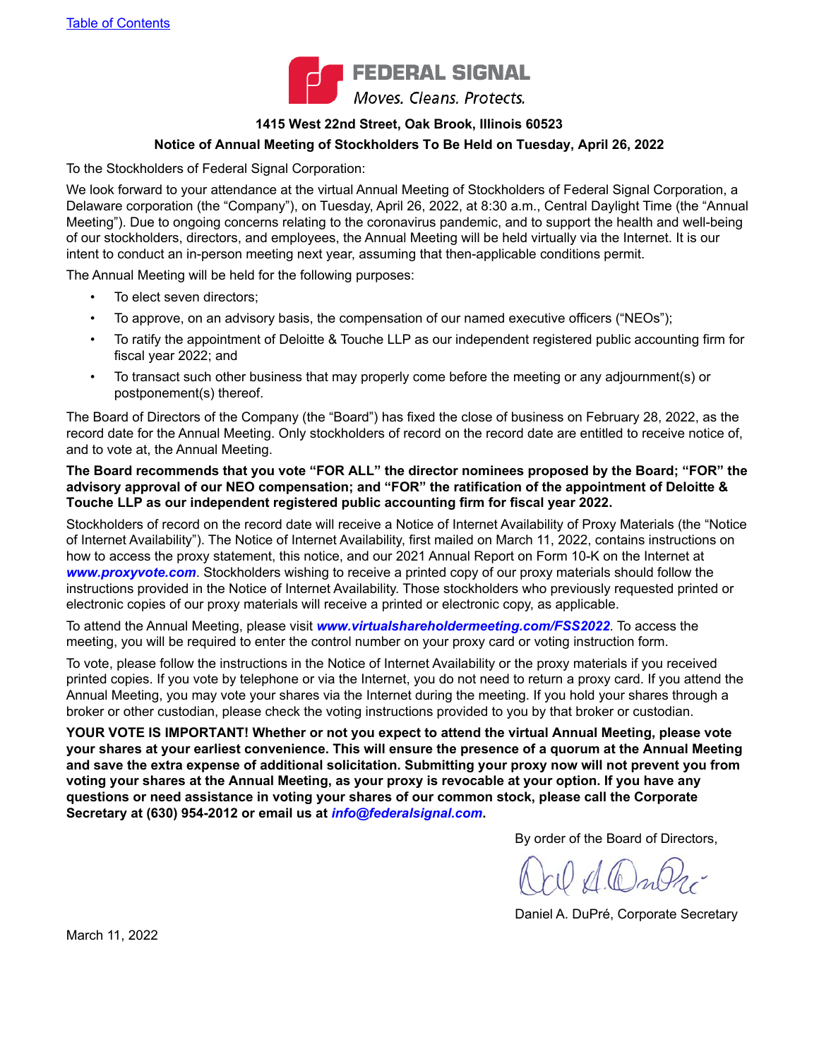FEDERAL SIGNAL

Moves. Cleans. Protects.

**1415 West 22nd Street, Oak Brook, Illinois 60523**

**Notice of Annual Meeting of Stockholders To Be Held on Tuesday, April 26, 2022**

To the Stockholders of Federal Signal Corporation:

We look forward to your attendance at the virtual Annual Meeting of Stockholders of Federal Signal Corporation, a Delaware corporation (the "Company"), on Tuesday, April 26, 2022, at 8:30 a.m., Central Daylight Time (the "Annual Meeting"). Due to ongoing concerns relating to the coronavirus pandemic, and to support the health and well-being of our stockholders, directors, and employees, the Annual Meeting will be held virtually via the Internet. It is our intent to conduct an in-person meeting next year, assuming that then-applicable conditions permit.

The Annual Meeting will be held for the following purposes:

- To elect seven directors;
- To approve, on an advisory basis, the compensation of our named executive officers ("NEOs");
- To ratify the appointment of Deloitte & Touche LLP as our independent registered public accounting firm for fiscal year 2022; and
- To transact such other business that may properly come before the meeting or any adjournment(s) or postponement(s) thereof.

The Board of Directors of the Company (the "Board") has fixed the close of business on February 28, 2022, as the record date for the Annual Meeting. Only stockholders of record on the record date are entitled to receive notice of, and to vote at, the Annual Meeting.

**The Board recommends that you vote "FOR ALL" the director nominees proposed by the Board; "FOR" the advisory approval of our NEO compensation; and "FOR" the ratification of the appointment of Deloitte & Touche LLP as our independent registered public accounting firm for fiscal year 2022.**

Stockholders of record on the record date will receive a Notice of Internet Availability of Proxy Materials (the "Notice of Internet Availability"). The Notice of Internet Availability, first mailed on March 11, 2022, contains instructions on how to access the proxy statement, this notice, and our 2021 Annual Report on Form 10-K on the Internet at ***www.proxyvote.com***. Stockholders wishing to receive a printed copy of our proxy materials should follow the instructions provided in the Notice of Internet Availability. Those stockholders who previously requested printed or electronic copies of our proxy materials will receive a printed or electronic copy, as applicable.

To attend the Annual Meeting, please visit ***www.virtualshareholdermeeting.com/FSS2022***. To access the meeting, you will be required to enter the control number on your proxy card or voting instruction form.

To vote, please follow the instructions in the Notice of Internet Availability or the proxy materials if you received printed copies. If you vote by telephone or via the Internet, you do not need to return a proxy card. If you attend the Annual Meeting, you may vote your shares via the Internet during the meeting. If you hold your shares through a broker or other custodian, please check the voting instructions provided to you by that broker or custodian.

**YOUR VOTE IS IMPORTANT! Whether or not you expect to attend the virtual Annual Meeting, please vote your shares at your earliest convenience. This will ensure the presence of a quorum at the Annual Meeting and save the extra expense of additional solicitation. Submitting your proxy now will not prevent you from voting your shares at the Annual Meeting, as your proxy is revocable at your option. If you have any questions or need assistance in voting your shares of our common stock, please call the Corporate Secretary at (630) 954-2012 or email us at *info@federalsignal.com*.**

By order of the Board of Directors,

Daniel A. DuPré, Corporate Secretary

March 11, 2022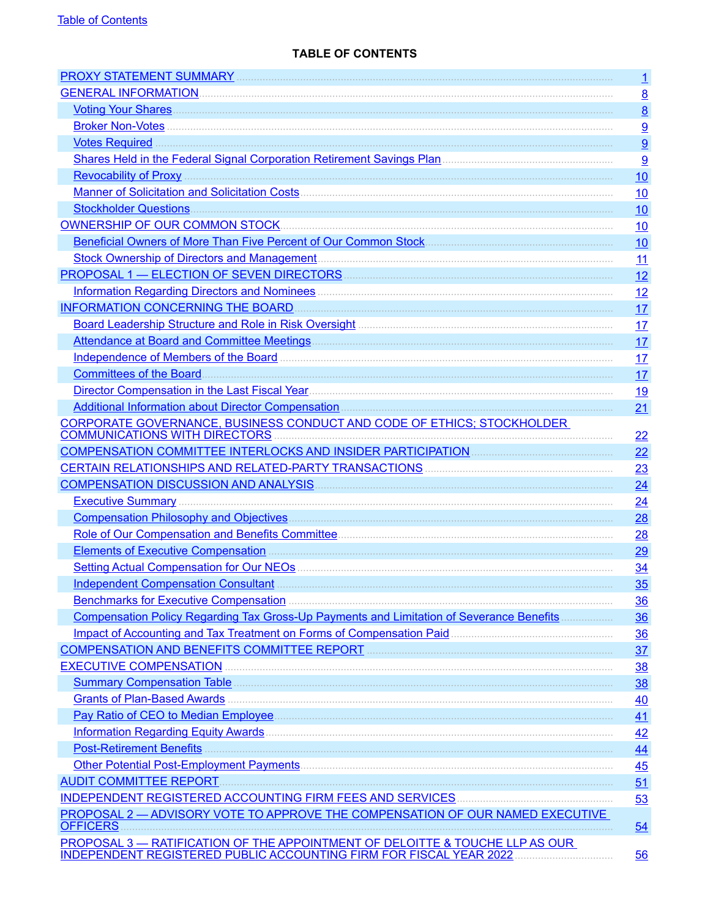# TABLE OF CONTENTS

| Section | Page |
|---|---|
| PROXY STATEMENT SUMMARY | 1 |
| GENERAL INFORMATION | 8 |
| Voting Your Shares | 8 |
| Broker Non-Votes | 9 |
| Votes Required | 9 |
| Shares Held in the Federal Signal Corporation Retirement Savings Plan | 9 |
| Revocability of Proxy | 10 |
| Manner of Solicitation and Solicitation Costs | 10 |
| Stockholder Questions | 10 |
| OWNERSHIP OF OUR COMMON STOCK | 10 |
| Beneficial Owners of More Than Five Percent of Our Common Stock | 10 |
| Stock Ownership of Directors and Management | 11 |
| PROPOSAL 1 — ELECTION OF SEVEN DIRECTORS | 12 |
| Information Regarding Directors and Nominees | 12 |
| INFORMATION CONCERNING THE BOARD | 17 |
| Board Leadership Structure and Role in Risk Oversight | 17 |
| Attendance at Board and Committee Meetings | 17 |
| Independence of Members of the Board | 17 |
| Committees of the Board | 17 |
| Director Compensation in the Last Fiscal Year | 19 |
| Additional Information about Director Compensation | 21 |
| CORPORATE GOVERNANCE, BUSINESS CONDUCT AND CODE OF ETHICS; STOCKHOLDER COMMUNICATIONS WITH DIRECTORS | 22 |
| COMPENSATION COMMITTEE INTERLOCKS AND INSIDER PARTICIPATION | 22 |
| CERTAIN RELATIONSHIPS AND RELATED-PARTY TRANSACTIONS | 23 |
| COMPENSATION DISCUSSION AND ANALYSIS | 24 |
| Executive Summary | 24 |
| Compensation Philosophy and Objectives | 28 |
| Role of Our Compensation and Benefits Committee | 28 |
| Elements of Executive Compensation | 29 |
| Setting Actual Compensation for Our NEOs | 34 |
| Independent Compensation Consultant | 35 |
| Benchmarks for Executive Compensation | 36 |
| Compensation Policy Regarding Tax Gross-Up Payments and Limitation of Severance Benefits | 36 |
| Impact of Accounting and Tax Treatment on Forms of Compensation Paid | 36 |
| COMPENSATION AND BENEFITS COMMITTEE REPORT | 37 |
| EXECUTIVE COMPENSATION | 38 |
| Summary Compensation Table | 38 |
| Grants of Plan-Based Awards | 40 |
| Pay Ratio of CEO to Median Employee | 41 |
| Information Regarding Equity Awards | 42 |
| Post-Retirement Benefits | 44 |
| Other Potential Post-Employment Payments | 45 |
| AUDIT COMMITTEE REPORT | 51 |
| INDEPENDENT REGISTERED ACCOUNTING FIRM FEES AND SERVICES | 53 |
| PROPOSAL 2 — ADVISORY VOTE TO APPROVE THE COMPENSATION OF OUR NAMED EXECUTIVE OFFICERS | 54 |
| PROPOSAL 3 — RATIFICATION OF THE APPOINTMENT OF DELOITTE & TOUCHE LLP AS OUR INDEPENDENT REGISTERED PUBLIC ACCOUNTING FIRM FOR FISCAL YEAR 2022 | 56 |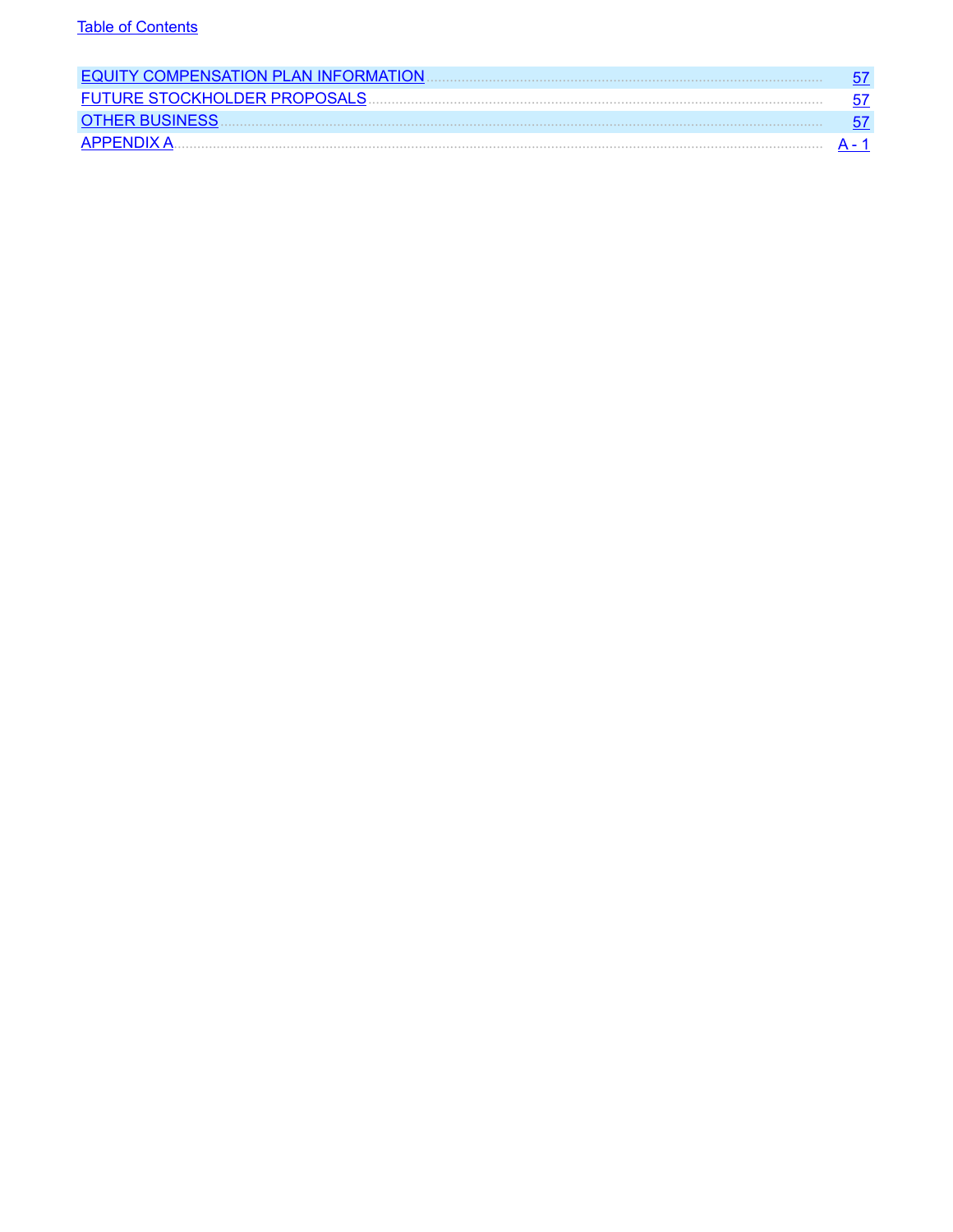| | |
|---|---|
| EQUITY COMPENSATION PLAN INFORMATION | 57 |
| FUTURE STOCKHOLDER PROPOSALS | 57 |
| OTHER BUSINESS | 57 |
| APPENDIX A | A - 1 |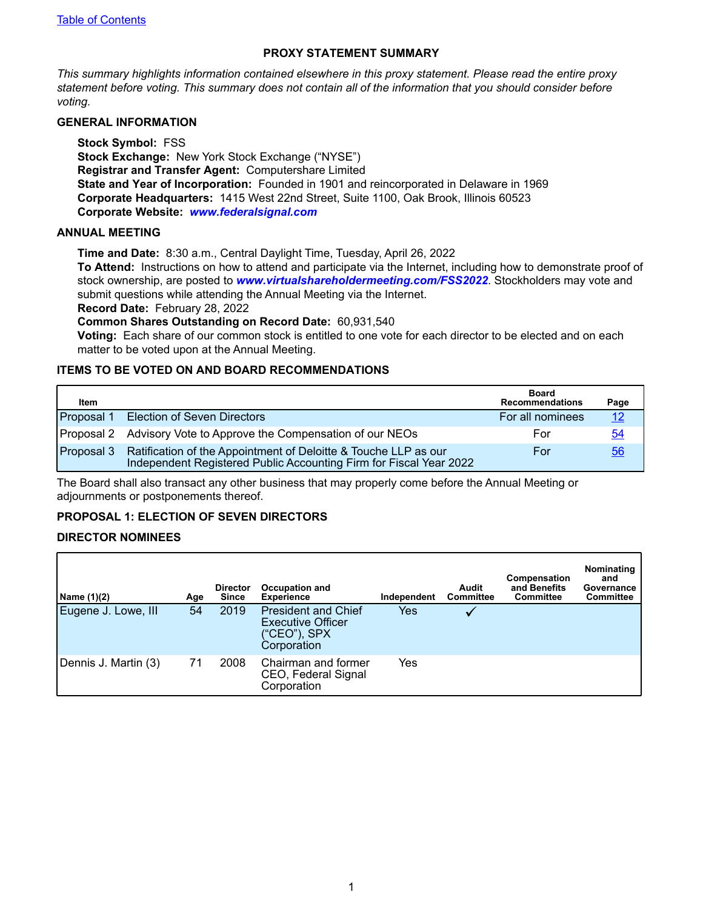[Table of Contents](#)

# PROXY STATEMENT SUMMARY

*This summary highlights information contained elsewhere in this proxy statement. Please read the entire proxy statement before voting. This summary does not contain all of the information that you should consider before voting.*

## GENERAL INFORMATION

**Stock Symbol:** FSS
**Stock Exchange:** New York Stock Exchange ("NYSE")
**Registrar and Transfer Agent:** Computershare Limited
**State and Year of Incorporation:** Founded in 1901 and reincorporated in Delaware in 1969
**Corporate Headquarters:** 1415 West 22nd Street, Suite 1100, Oak Brook, Illinois 60523
**Corporate Website:** ***www.federalsignal.com***

## ANNUAL MEETING

**Time and Date:** 8:30 a.m., Central Daylight Time, Tuesday, April 26, 2022
**To Attend:** Instructions on how to attend and participate via the Internet, including how to demonstrate proof of stock ownership, are posted to ***www.virtualshareholdermeeting.com/FSS2022***. Stockholders may vote and submit questions while attending the Annual Meeting via the Internet.
**Record Date:** February 28, 2022
**Common Shares Outstanding on Record Date:** 60,931,540
**Voting:** Each share of our common stock is entitled to one vote for each director to be elected and on each matter to be voted upon at the Annual Meeting.

## ITEMS TO BE VOTED ON AND BOARD RECOMMENDATIONS

| Item | | Board Recommendations | Page |
|---|---|---|---|
| Proposal 1 | Election of Seven Directors | For all nominees | 12 |
| Proposal 2 | Advisory Vote to Approve the Compensation of our NEOs | For | 54 |
| Proposal 3 | Ratification of the Appointment of Deloitte & Touche LLP as our Independent Registered Public Accounting Firm for Fiscal Year 2022 | For | 56 |

The Board shall also transact any other business that may properly come before the Annual Meeting or adjournments or postponements thereof.

## PROPOSAL 1: ELECTION OF SEVEN DIRECTORS

## DIRECTOR NOMINEES

| Name (1)(2) | Age | Director Since | Occupation and Experience | Independent | Audit Committee | Compensation and Benefits Committee | Nominating and Governance Committee |
|---|---|---|---|---|---|---|---|
| Eugene J. Lowe, III | 54 | 2019 | President and Chief Executive Officer ("CEO"), SPX Corporation | Yes | ✓ | | |
| Dennis J. Martin (3) | 71 | 2008 | Chairman and former CEO, Federal Signal Corporation | Yes | | | |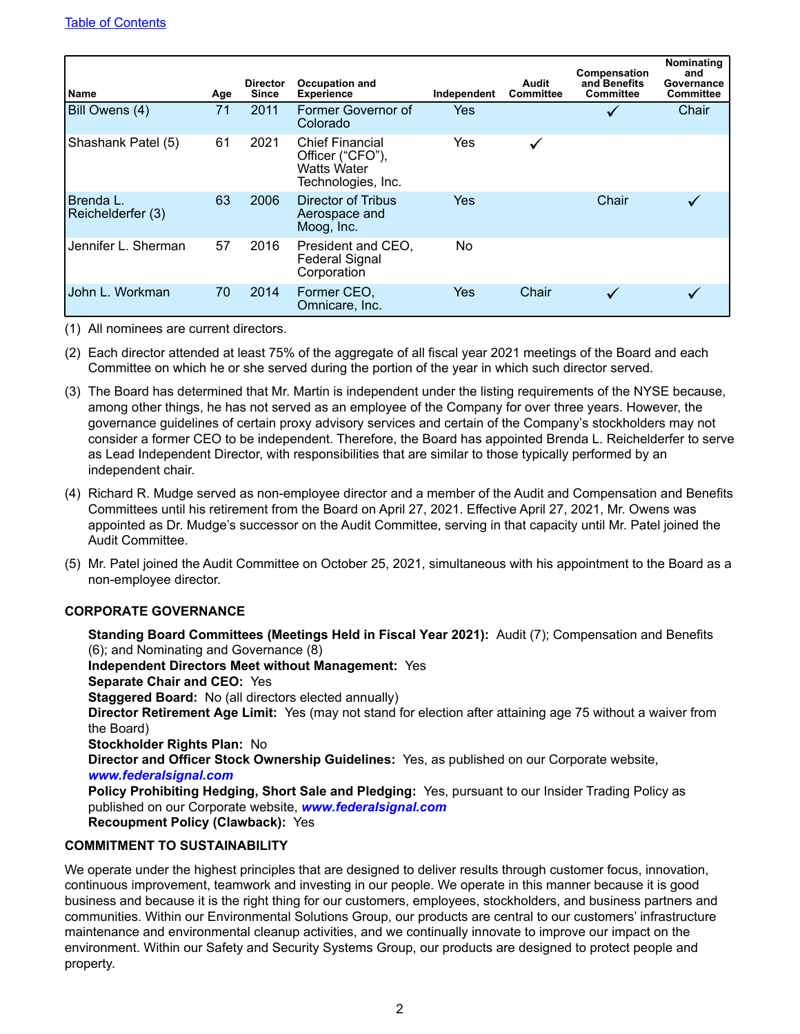[Table of Contents](#)

| Name | Age | Director Since | Occupation and Experience | Independent | Audit Committee | Compensation and Benefits Committee | Nominating and Governance Committee |
|---|---|---|---|---|---|---|---|
| Bill Owens (4) | 71 | 2011 | Former Governor of Colorado | Yes | | ✓ | Chair |
| Shashank Patel (5) | 61 | 2021 | Chief Financial Officer (“CFO”), Watts Water Technologies, Inc. | Yes | ✓ | | |
| Brenda L. Reichelderfer (3) | 63 | 2006 | Director of Tribus Aerospace and Moog, Inc. | Yes | | Chair | ✓ |
| Jennifer L. Sherman | 57 | 2016 | President and CEO, Federal Signal Corporation | No | | | |
| John L. Workman | 70 | 2014 | Former CEO, Omnicare, Inc. | Yes | Chair | ✓ | ✓ |

(1) All nominees are current directors.

(2) Each director attended at least 75% of the aggregate of all fiscal year 2021 meetings of the Board and each Committee on which he or she served during the portion of the year in which such director served.

(3) The Board has determined that Mr. Martin is independent under the listing requirements of the NYSE because, among other things, he has not served as an employee of the Company for over three years. However, the governance guidelines of certain proxy advisory services and certain of the Company's stockholders may not consider a former CEO to be independent. Therefore, the Board has appointed Brenda L. Reichelderfer to serve as Lead Independent Director, with responsibilities that are similar to those typically performed by an independent chair.

(4) Richard R. Mudge served as non-employee director and a member of the Audit and Compensation and Benefits Committees until his retirement from the Board on April 27, 2021. Effective April 27, 2021, Mr. Owens was appointed as Dr. Mudge's successor on the Audit Committee, serving in that capacity until Mr. Patel joined the Audit Committee.

(5) Mr. Patel joined the Audit Committee on October 25, 2021, simultaneous with his appointment to the Board as a non-employee director.

## CORPORATE GOVERNANCE

**Standing Board Committees (Meetings Held in Fiscal Year 2021):** Audit (7); Compensation and Benefits (6); and Nominating and Governance (8)
**Independent Directors Meet without Management:** Yes
**Separate Chair and CEO:** Yes
**Staggered Board:** No (all directors elected annually)
**Director Retirement Age Limit:** Yes (may not stand for election after attaining age 75 without a waiver from the Board)
**Stockholder Rights Plan:** No
**Director and Officer Stock Ownership Guidelines:** Yes, as published on our Corporate website, ***www.federalsignal.com***
**Policy Prohibiting Hedging, Short Sale and Pledging:** Yes, pursuant to our Insider Trading Policy as published on our Corporate website, ***www.federalsignal.com***
**Recoupment Policy (Clawback):** Yes

## COMMITMENT TO SUSTAINABILITY

We operate under the highest principles that are designed to deliver results through customer focus, innovation, continuous improvement, teamwork and investing in our people. We operate in this manner because it is good business and because it is the right thing for our customers, employees, stockholders, and business partners and communities. Within our Environmental Solutions Group, our products are central to our customers' infrastructure maintenance and environmental cleanup activities, and we continually innovate to improve our impact on the environment. Within our Safety and Security Systems Group, our products are designed to protect people and property.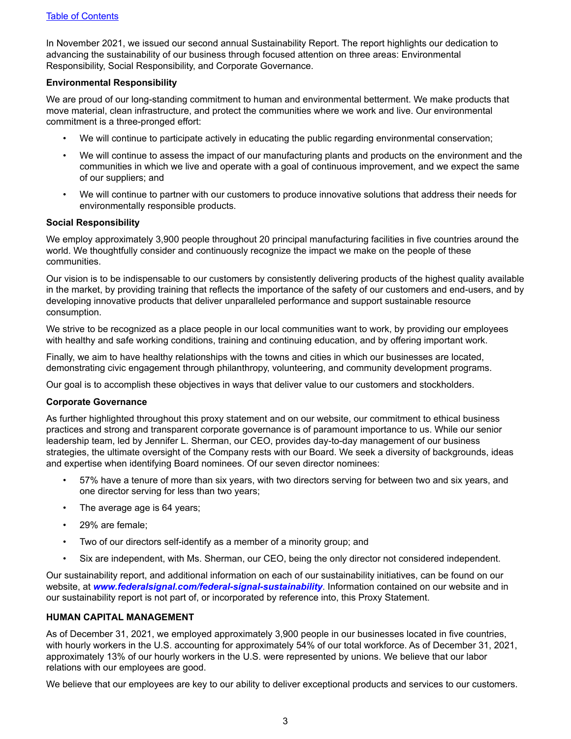In November 2021, we issued our second annual Sustainability Report. The report highlights our dedication to advancing the sustainability of our business through focused attention on three areas: Environmental Responsibility, Social Responsibility, and Corporate Governance.

**Environmental Responsibility**

We are proud of our long-standing commitment to human and environmental betterment. We make products that move material, clean infrastructure, and protect the communities where we work and live. Our environmental commitment is a three-pronged effort:

- We will continue to participate actively in educating the public regarding environmental conservation;
- We will continue to assess the impact of our manufacturing plants and products on the environment and the communities in which we live and operate with a goal of continuous improvement, and we expect the same of our suppliers; and
- We will continue to partner with our customers to produce innovative solutions that address their needs for environmentally responsible products.

**Social Responsibility**

We employ approximately 3,900 people throughout 20 principal manufacturing facilities in five countries around the world. We thoughtfully consider and continuously recognize the impact we make on the people of these communities.

Our vision is to be indispensable to our customers by consistently delivering products of the highest quality available in the market, by providing training that reflects the importance of the safety of our customers and end-users, and by developing innovative products that deliver unparalleled performance and support sustainable resource consumption.

We strive to be recognized as a place people in our local communities want to work, by providing our employees with healthy and safe working conditions, training and continuing education, and by offering important work.

Finally, we aim to have healthy relationships with the towns and cities in which our businesses are located, demonstrating civic engagement through philanthropy, volunteering, and community development programs.

Our goal is to accomplish these objectives in ways that deliver value to our customers and stockholders.

**Corporate Governance**

As further highlighted throughout this proxy statement and on our website, our commitment to ethical business practices and strong and transparent corporate governance is of paramount importance to us. While our senior leadership team, led by Jennifer L. Sherman, our CEO, provides day-to-day management of our business strategies, the ultimate oversight of the Company rests with our Board. We seek a diversity of backgrounds, ideas and expertise when identifying Board nominees. Of our seven director nominees:

- 57% have a tenure of more than six years, with two directors serving for between two and six years, and one director serving for less than two years;
- The average age is 64 years;
- 29% are female;
- Two of our directors self-identify as a member of a minority group; and
- Six are independent, with Ms. Sherman, our CEO, being the only director not considered independent.

Our sustainability report, and additional information on each of our sustainability initiatives, can be found on our website, at ***www.federalsignal.com/federal-signal-sustainability***. Information contained on our website and in our sustainability report is not part of, or incorporated by reference into, this Proxy Statement.

**HUMAN CAPITAL MANAGEMENT**

As of December 31, 2021, we employed approximately 3,900 people in our businesses located in five countries, with hourly workers in the U.S. accounting for approximately 54% of our total workforce. As of December 31, 2021, approximately 13% of our hourly workers in the U.S. were represented by unions. We believe that our labor relations with our employees are good.

We believe that our employees are key to our ability to deliver exceptional products and services to our customers.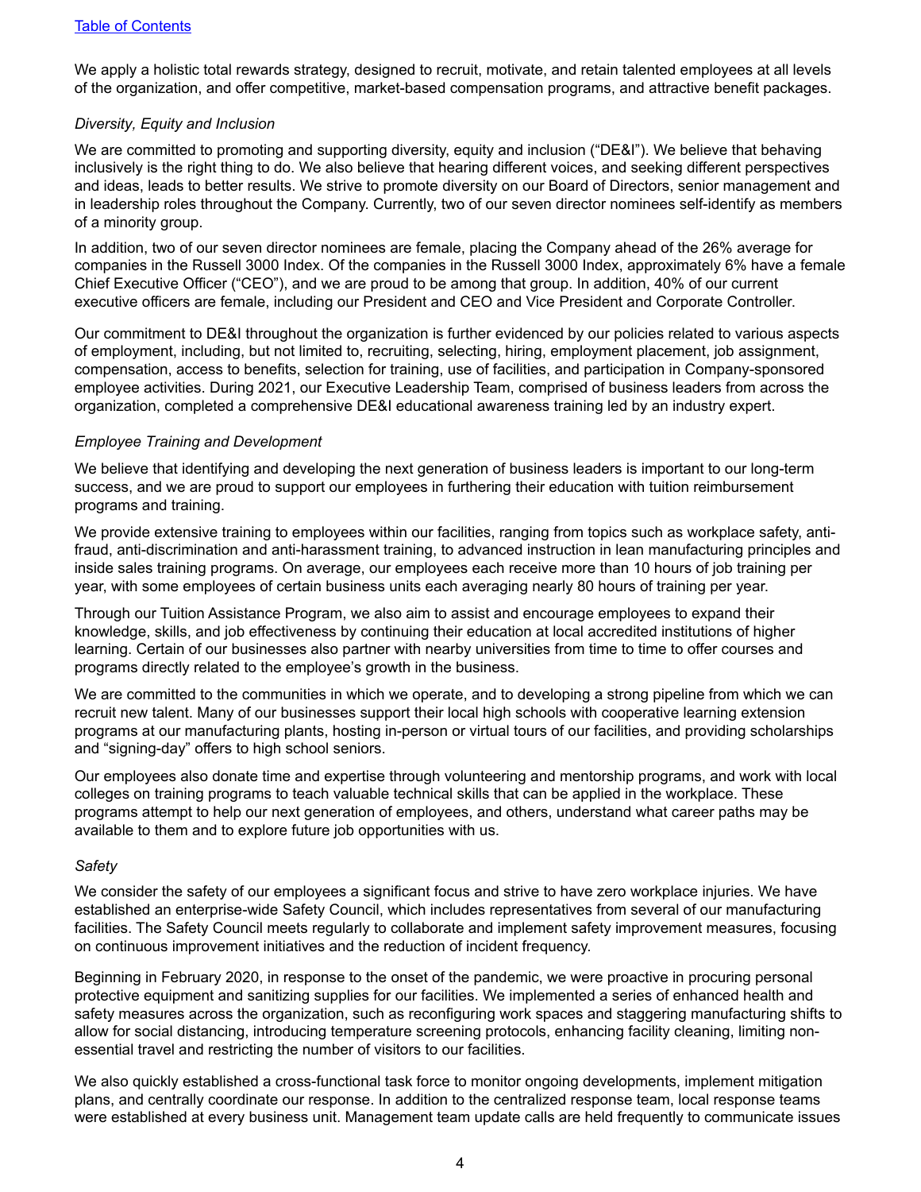We apply a holistic total rewards strategy, designed to recruit, motivate, and retain talented employees at all levels of the organization, and offer competitive, market-based compensation programs, and attractive benefit packages.

*Diversity, Equity and Inclusion*

We are committed to promoting and supporting diversity, equity and inclusion ("DE&I"). We believe that behaving inclusively is the right thing to do. We also believe that hearing different voices, and seeking different perspectives and ideas, leads to better results. We strive to promote diversity on our Board of Directors, senior management and in leadership roles throughout the Company. Currently, two of our seven director nominees self-identify as members of a minority group.

In addition, two of our seven director nominees are female, placing the Company ahead of the 26% average for companies in the Russell 3000 Index. Of the companies in the Russell 3000 Index, approximately 6% have a female Chief Executive Officer ("CEO"), and we are proud to be among that group. In addition, 40% of our current executive officers are female, including our President and CEO and Vice President and Corporate Controller.

Our commitment to DE&I throughout the organization is further evidenced by our policies related to various aspects of employment, including, but not limited to, recruiting, selecting, hiring, employment placement, job assignment, compensation, access to benefits, selection for training, use of facilities, and participation in Company-sponsored employee activities. During 2021, our Executive Leadership Team, comprised of business leaders from across the organization, completed a comprehensive DE&I educational awareness training led by an industry expert.

*Employee Training and Development*

We believe that identifying and developing the next generation of business leaders is important to our long-term success, and we are proud to support our employees in furthering their education with tuition reimbursement programs and training.

We provide extensive training to employees within our facilities, ranging from topics such as workplace safety, anti-fraud, anti-discrimination and anti-harassment training, to advanced instruction in lean manufacturing principles and inside sales training programs. On average, our employees each receive more than 10 hours of job training per year, with some employees of certain business units each averaging nearly 80 hours of training per year.

Through our Tuition Assistance Program, we also aim to assist and encourage employees to expand their knowledge, skills, and job effectiveness by continuing their education at local accredited institutions of higher learning. Certain of our businesses also partner with nearby universities from time to time to offer courses and programs directly related to the employee's growth in the business.

We are committed to the communities in which we operate, and to developing a strong pipeline from which we can recruit new talent. Many of our businesses support their local high schools with cooperative learning extension programs at our manufacturing plants, hosting in-person or virtual tours of our facilities, and providing scholarships and "signing-day" offers to high school seniors.

Our employees also donate time and expertise through volunteering and mentorship programs, and work with local colleges on training programs to teach valuable technical skills that can be applied in the workplace. These programs attempt to help our next generation of employees, and others, understand what career paths may be available to them and to explore future job opportunities with us.

*Safety*

We consider the safety of our employees a significant focus and strive to have zero workplace injuries. We have established an enterprise-wide Safety Council, which includes representatives from several of our manufacturing facilities. The Safety Council meets regularly to collaborate and implement safety improvement measures, focusing on continuous improvement initiatives and the reduction of incident frequency.

Beginning in February 2020, in response to the onset of the pandemic, we were proactive in procuring personal protective equipment and sanitizing supplies for our facilities. We implemented a series of enhanced health and safety measures across the organization, such as reconfiguring work spaces and staggering manufacturing shifts to allow for social distancing, introducing temperature screening protocols, enhancing facility cleaning, limiting non-essential travel and restricting the number of visitors to our facilities.

We also quickly established a cross-functional task force to monitor ongoing developments, implement mitigation plans, and centrally coordinate our response. In addition to the centralized response team, local response teams were established at every business unit. Management team update calls are held frequently to communicate issues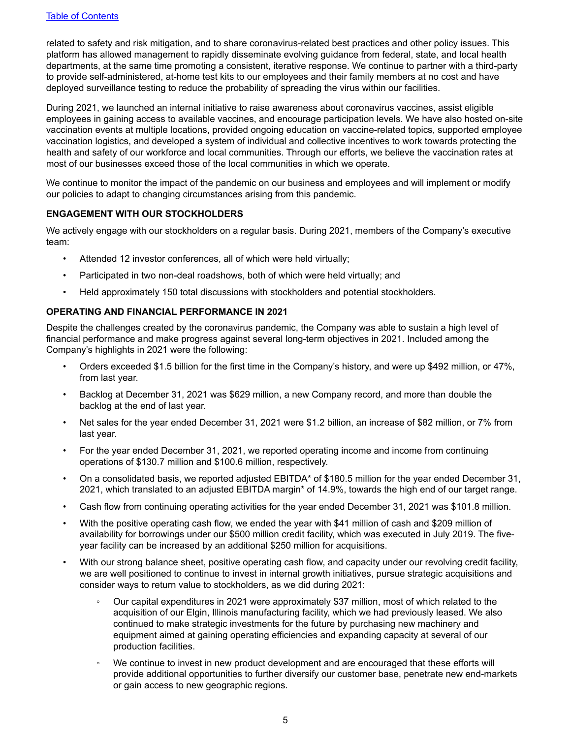related to safety and risk mitigation, and to share coronavirus-related best practices and other policy issues. This platform has allowed management to rapidly disseminate evolving guidance from federal, state, and local health departments, at the same time promoting a consistent, iterative response. We continue to partner with a third-party to provide self-administered, at-home test kits to our employees and their family members at no cost and have deployed surveillance testing to reduce the probability of spreading the virus within our facilities.

During 2021, we launched an internal initiative to raise awareness about coronavirus vaccines, assist eligible employees in gaining access to available vaccines, and encourage participation levels. We have also hosted on-site vaccination events at multiple locations, provided ongoing education on vaccine-related topics, supported employee vaccination logistics, and developed a system of individual and collective incentives to work towards protecting the health and safety of our workforce and local communities. Through our efforts, we believe the vaccination rates at most of our businesses exceed those of the local communities in which we operate.

We continue to monitor the impact of the pandemic on our business and employees and will implement or modify our policies to adapt to changing circumstances arising from this pandemic.

## ENGAGEMENT WITH OUR STOCKHOLDERS

We actively engage with our stockholders on a regular basis. During 2021, members of the Company's executive team:

- Attended 12 investor conferences, all of which were held virtually;
- Participated in two non-deal roadshows, both of which were held virtually; and
- Held approximately 150 total discussions with stockholders and potential stockholders.

## OPERATING AND FINANCIAL PERFORMANCE IN 2021

Despite the challenges created by the coronavirus pandemic, the Company was able to sustain a high level of financial performance and make progress against several long-term objectives in 2021. Included among the Company's highlights in 2021 were the following:

- Orders exceeded $1.5 billion for the first time in the Company's history, and were up $492 million, or 47%, from last year.
- Backlog at December 31, 2021 was $629 million, a new Company record, and more than double the backlog at the end of last year.
- Net sales for the year ended December 31, 2021 were $1.2 billion, an increase of $82 million, or 7% from last year.
- For the year ended December 31, 2021, we reported operating income and income from continuing operations of $130.7 million and $100.6 million, respectively.
- On a consolidated basis, we reported adjusted EBITDA* of $180.5 million for the year ended December 31, 2021, which translated to an adjusted EBITDA margin* of 14.9%, towards the high end of our target range.
- Cash flow from continuing operating activities for the year ended December 31, 2021 was $101.8 million.
- With the positive operating cash flow, we ended the year with $41 million of cash and $209 million of availability for borrowings under our $500 million credit facility, which was executed in July 2019. The five-year facility can be increased by an additional $250 million for acquisitions.
- With our strong balance sheet, positive operating cash flow, and capacity under our revolving credit facility, we are well positioned to continue to invest in internal growth initiatives, pursue strategic acquisitions and consider ways to return value to stockholders, as we did during 2021:
  - Our capital expenditures in 2021 were approximately $37 million, most of which related to the acquisition of our Elgin, Illinois manufacturing facility, which we had previously leased. We also continued to make strategic investments for the future by purchasing new machinery and equipment aimed at gaining operating efficiencies and expanding capacity at several of our production facilities.
  - We continue to invest in new product development and are encouraged that these efforts will provide additional opportunities to further diversify our customer base, penetrate new end-markets or gain access to new geographic regions.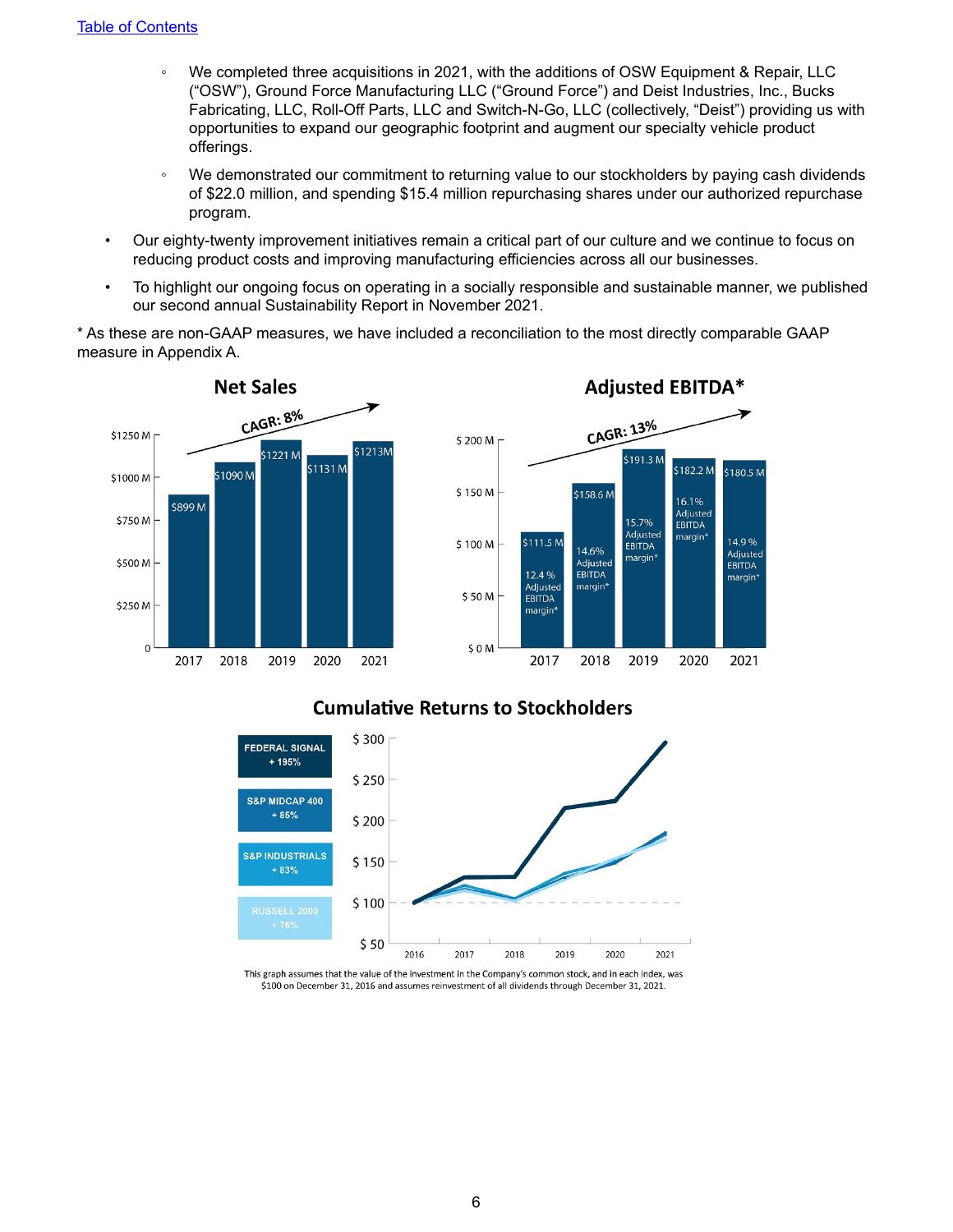- We completed three acquisitions in 2021, with the additions of OSW Equipment & Repair, LLC ("OSW"), Ground Force Manufacturing LLC ("Ground Force") and Deist Industries, Inc., Bucks Fabricating, LLC, Roll-Off Parts, LLC and Switch-N-Go, LLC (collectively, "Deist") providing us with opportunities to expand our geographic footprint and augment our specialty vehicle product offerings.
- We demonstrated our commitment to returning value to our stockholders by paying cash dividends of $22.0 million, and spending $15.4 million repurchasing shares under our authorized repurchase program.

- Our eighty-twenty improvement initiatives remain a critical part of our culture and we continue to focus on reducing product costs and improving manufacturing efficiencies across all our businesses.
- To highlight our ongoing focus on operating in a socially responsible and sustainable manner, we published our second annual Sustainability Report in November 2021.

* As these are non-GAAP measures, we have included a reconciliation to the most directly comparable GAAP measure in Appendix A.

**Net Sales** (CAGR: 8%)

| Year | Net Sales |
|---|---|
| 2017 | $899 M |
| 2018 | $1090 M |
| 2019 | $1221 M |
| 2020 | $1131 M |
| 2021 | $1213M |

**Adjusted EBITDA*** (CAGR: 13%)

| Year | Adjusted EBITDA | Adjusted EBITDA margin* |
|---|---|---|
| 2017 | $111.5 M | 12.4 % |
| 2018 | $158.6 M | 14.6% |
| 2019 | $191.3 M | 15.7% |
| 2020 | $182.2 M | 16.1% |
| 2021 | $180.5 M | 14.9 % |

**Cumulative Returns to Stockholders**

- FEDERAL SIGNAL + 195%
- S&P MIDCAP 400 + 85%
- S&P INDUSTRIALS + 83%
- RUSSELL 2000 + 76%

This graph assumes that the value of the investment in the Company's common stock, and in each index, was $100 on December 31, 2016 and assumes reinvestment of all dividends through December 31, 2021.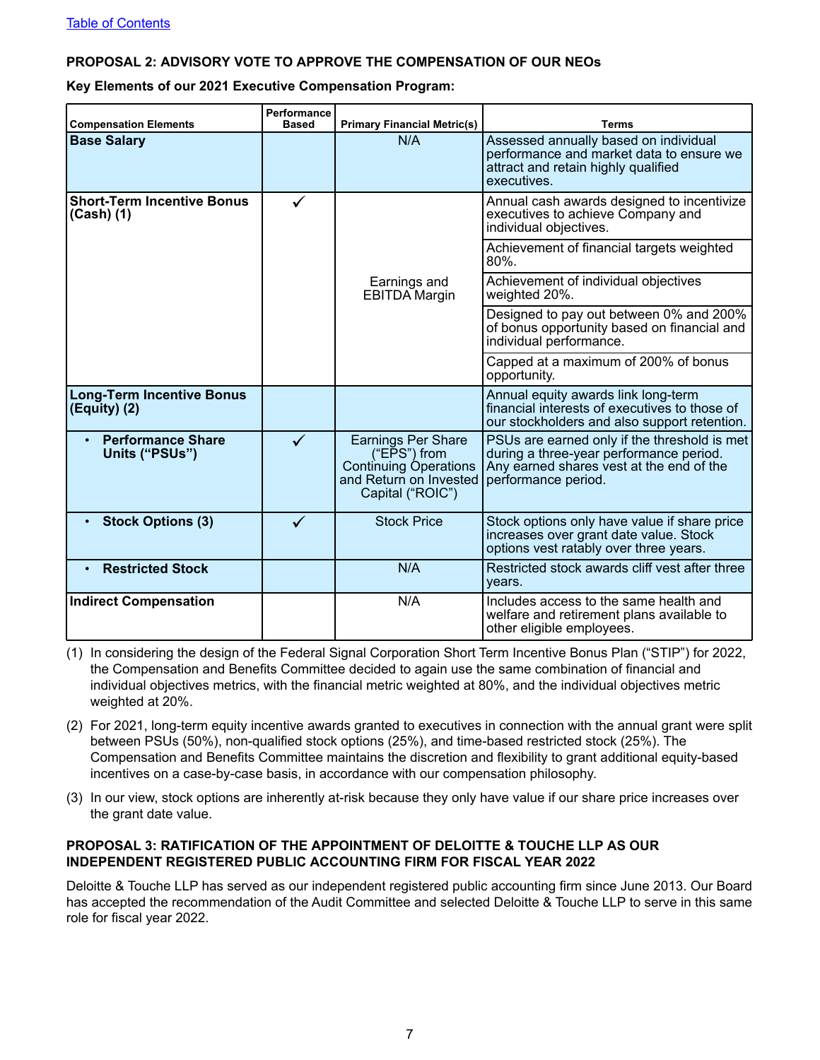[Table of Contents](#)

**PROPOSAL 2: ADVISORY VOTE TO APPROVE THE COMPENSATION OF OUR NEOs**

**Key Elements of our 2021 Executive Compensation Program:**

| Compensation Elements | Performance Based | Primary Financial Metric(s) | Terms |
|---|---|---|---|
| **Base Salary** | | N/A | Assessed annually based on individual performance and market data to ensure we attract and retain highly qualified executives. |
| **Short-Term Incentive Bonus (Cash) (1)** | ✓ | Earnings and EBITDA Margin | Annual cash awards designed to incentivize executives to achieve Company and individual objectives. |
| | | | Achievement of financial targets weighted 80%. |
| | | | Achievement of individual objectives weighted 20%. |
| | | | Designed to pay out between 0% and 200% of bonus opportunity based on financial and individual performance. |
| | | | Capped at a maximum of 200% of bonus opportunity. |
| **Long-Term Incentive Bonus (Equity) (2)** | | | Annual equity awards link long-term financial interests of executives to those of our stockholders and also support retention. |
| • **Performance Share Units ("PSUs")** | ✓ | Earnings Per Share ("EPS") from Continuing Operations and Return on Invested Capital ("ROIC") | PSUs are earned only if the threshold is met during a three-year performance period. Any earned shares vest at the end of the performance period. |
| • **Stock Options (3)** | ✓ | Stock Price | Stock options only have value if share price increases over grant date value. Stock options vest ratably over three years. |
| • **Restricted Stock** | | N/A | Restricted stock awards cliff vest after three years. |
| **Indirect Compensation** | | N/A | Includes access to the same health and welfare and retirement plans available to other eligible employees. |

(1) In considering the design of the Federal Signal Corporation Short Term Incentive Bonus Plan ("STIP") for 2022, the Compensation and Benefits Committee decided to again use the same combination of financial and individual objectives metrics, with the financial metric weighted at 80%, and the individual objectives metric weighted at 20%.

(2) For 2021, long-term equity incentive awards granted to executives in connection with the annual grant were split between PSUs (50%), non-qualified stock options (25%), and time-based restricted stock (25%). The Compensation and Benefits Committee maintains the discretion and flexibility to grant additional equity-based incentives on a case-by-case basis, in accordance with our compensation philosophy.

(3) In our view, stock options are inherently at-risk because they only have value if our share price increases over the grant date value.

**PROPOSAL 3: RATIFICATION OF THE APPOINTMENT OF DELOITTE & TOUCHE LLP AS OUR INDEPENDENT REGISTERED PUBLIC ACCOUNTING FIRM FOR FISCAL YEAR 2022**

Deloitte & Touche LLP has served as our independent registered public accounting firm since June 2013. Our Board has accepted the recommendation of the Audit Committee and selected Deloitte & Touche LLP to serve in this same role for fiscal year 2022.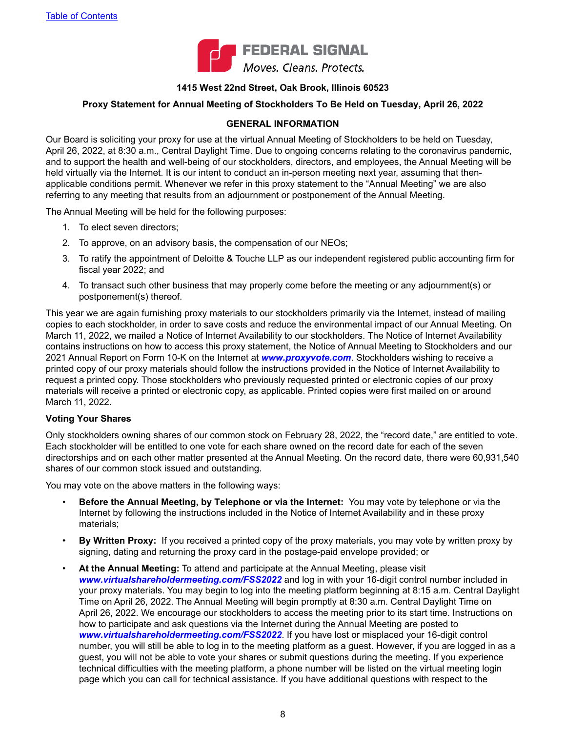FEDERAL SIGNAL

Moves. Cleans. Protects.

**1415 West 22nd Street, Oak Brook, Illinois 60523**

**Proxy Statement for Annual Meeting of Stockholders To Be Held on Tuesday, April 26, 2022**

## GENERAL INFORMATION

Our Board is soliciting your proxy for use at the virtual Annual Meeting of Stockholders to be held on Tuesday, April 26, 2022, at 8:30 a.m., Central Daylight Time. Due to ongoing concerns relating to the coronavirus pandemic, and to support the health and well-being of our stockholders, directors, and employees, the Annual Meeting will be held virtually via the Internet. It is our intent to conduct an in-person meeting next year, assuming that then-applicable conditions permit. Whenever we refer in this proxy statement to the "Annual Meeting" we are also referring to any meeting that results from an adjournment or postponement of the Annual Meeting.

The Annual Meeting will be held for the following purposes:

1. To elect seven directors;
2. To approve, on an advisory basis, the compensation of our NEOs;
3. To ratify the appointment of Deloitte & Touche LLP as our independent registered public accounting firm for fiscal year 2022; and
4. To transact such other business that may properly come before the meeting or any adjournment(s) or postponement(s) thereof.

This year we are again furnishing proxy materials to our stockholders primarily via the Internet, instead of mailing copies to each stockholder, in order to save costs and reduce the environmental impact of our Annual Meeting. On March 11, 2022, we mailed a Notice of Internet Availability to our stockholders. The Notice of Internet Availability contains instructions on how to access this proxy statement, the Notice of Annual Meeting to Stockholders and our 2021 Annual Report on Form 10-K on the Internet at ***www.proxyvote.com***. Stockholders wishing to receive a printed copy of our proxy materials should follow the instructions provided in the Notice of Internet Availability to request a printed copy. Those stockholders who previously requested printed or electronic copies of our proxy materials will receive a printed or electronic copy, as applicable. Printed copies were first mailed on or around March 11, 2022.

**Voting Your Shares**

Only stockholders owning shares of our common stock on February 28, 2022, the "record date," are entitled to vote. Each stockholder will be entitled to one vote for each share owned on the record date for each of the seven directorships and on each other matter presented at the Annual Meeting. On the record date, there were 60,931,540 shares of our common stock issued and outstanding.

You may vote on the above matters in the following ways:

- **Before the Annual Meeting, by Telephone or via the Internet:** You may vote by telephone or via the Internet by following the instructions included in the Notice of Internet Availability and in these proxy materials;
- **By Written Proxy:** If you received a printed copy of the proxy materials, you may vote by written proxy by signing, dating and returning the proxy card in the postage-paid envelope provided; or
- **At the Annual Meeting:** To attend and participate at the Annual Meeting, please visit ***www.virtualshareholdermeeting.com/FSS2022*** and log in with your 16-digit control number included in your proxy materials. You may begin to log into the meeting platform beginning at 8:15 a.m. Central Daylight Time on April 26, 2022. The Annual Meeting will begin promptly at 8:30 a.m. Central Daylight Time on April 26, 2022. We encourage our stockholders to access the meeting prior to its start time. Instructions on how to participate and ask questions via the Internet during the Annual Meeting are posted to ***www.virtualshareholdermeeting.com/FSS2022***. If you have lost or misplaced your 16-digit control number, you will still be able to log in to the meeting platform as a guest. However, if you are logged in as a guest, you will not be able to vote your shares or submit questions during the meeting. If you experience technical difficulties with the meeting platform, a phone number will be listed on the virtual meeting login page which you can call for technical assistance. If you have additional questions with respect to the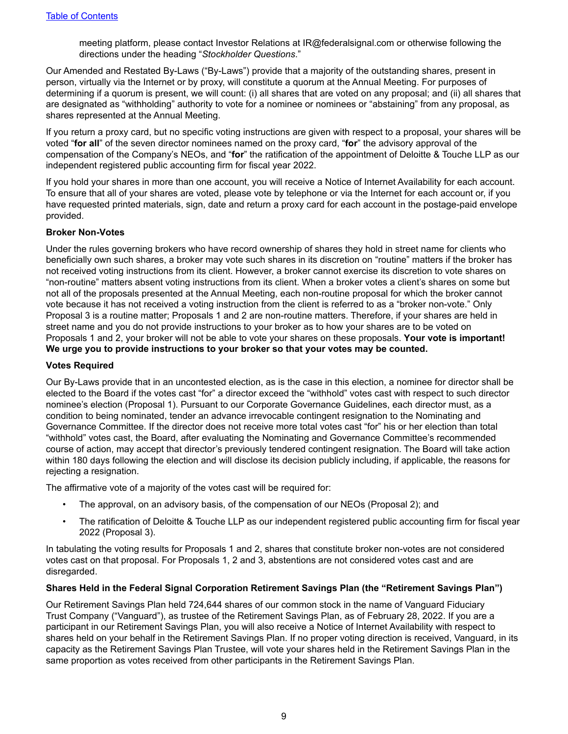meeting platform, please contact Investor Relations at IR@federalsignal.com or otherwise following the directions under the heading "*Stockholder Questions*."

Our Amended and Restated By-Laws ("By-Laws") provide that a majority of the outstanding shares, present in person, virtually via the Internet or by proxy, will constitute a quorum at the Annual Meeting. For purposes of determining if a quorum is present, we will count: (i) all shares that are voted on any proposal; and (ii) all shares that are designated as "withholding" authority to vote for a nominee or nominees or "abstaining" from any proposal, as shares represented at the Annual Meeting.

If you return a proxy card, but no specific voting instructions are given with respect to a proposal, your shares will be voted "**for all**" of the seven director nominees named on the proxy card, "**for**" the advisory approval of the compensation of the Company's NEOs, and "**for**" the ratification of the appointment of Deloitte & Touche LLP as our independent registered public accounting firm for fiscal year 2022.

If you hold your shares in more than one account, you will receive a Notice of Internet Availability for each account. To ensure that all of your shares are voted, please vote by telephone or via the Internet for each account or, if you have requested printed materials, sign, date and return a proxy card for each account in the postage-paid envelope provided.

**Broker Non-Votes**

Under the rules governing brokers who have record ownership of shares they hold in street name for clients who beneficially own such shares, a broker may vote such shares in its discretion on "routine" matters if the broker has not received voting instructions from its client. However, a broker cannot exercise its discretion to vote shares on "non-routine" matters absent voting instructions from its client. When a broker votes a client's shares on some but not all of the proposals presented at the Annual Meeting, each non-routine proposal for which the broker cannot vote because it has not received a voting instruction from the client is referred to as a "broker non-vote." Only Proposal 3 is a routine matter; Proposals 1 and 2 are non-routine matters. Therefore, if your shares are held in street name and you do not provide instructions to your broker as to how your shares are to be voted on Proposals 1 and 2, your broker will not be able to vote your shares on these proposals. **Your vote is important! We urge you to provide instructions to your broker so that your votes may be counted.**

**Votes Required**

Our By-Laws provide that in an uncontested election, as is the case in this election, a nominee for director shall be elected to the Board if the votes cast "for" a director exceed the "withhold" votes cast with respect to such director nominee's election (Proposal 1). Pursuant to our Corporate Governance Guidelines, each director must, as a condition to being nominated, tender an advance irrevocable contingent resignation to the Nominating and Governance Committee. If the director does not receive more total votes cast "for" his or her election than total "withhold" votes cast, the Board, after evaluating the Nominating and Governance Committee's recommended course of action, may accept that director's previously tendered contingent resignation. The Board will take action within 180 days following the election and will disclose its decision publicly including, if applicable, the reasons for rejecting a resignation.

The affirmative vote of a majority of the votes cast will be required for:

- The approval, on an advisory basis, of the compensation of our NEOs (Proposal 2); and
- The ratification of Deloitte & Touche LLP as our independent registered public accounting firm for fiscal year 2022 (Proposal 3).

In tabulating the voting results for Proposals 1 and 2, shares that constitute broker non-votes are not considered votes cast on that proposal. For Proposals 1, 2 and 3, abstentions are not considered votes cast and are disregarded.

**Shares Held in the Federal Signal Corporation Retirement Savings Plan (the "Retirement Savings Plan")**

Our Retirement Savings Plan held 724,644 shares of our common stock in the name of Vanguard Fiduciary Trust Company ("Vanguard"), as trustee of the Retirement Savings Plan, as of February 28, 2022. If you are a participant in our Retirement Savings Plan, you will also receive a Notice of Internet Availability with respect to shares held on your behalf in the Retirement Savings Plan. If no proper voting direction is received, Vanguard, in its capacity as the Retirement Savings Plan Trustee, will vote your shares held in the Retirement Savings Plan in the same proportion as votes received from other participants in the Retirement Savings Plan.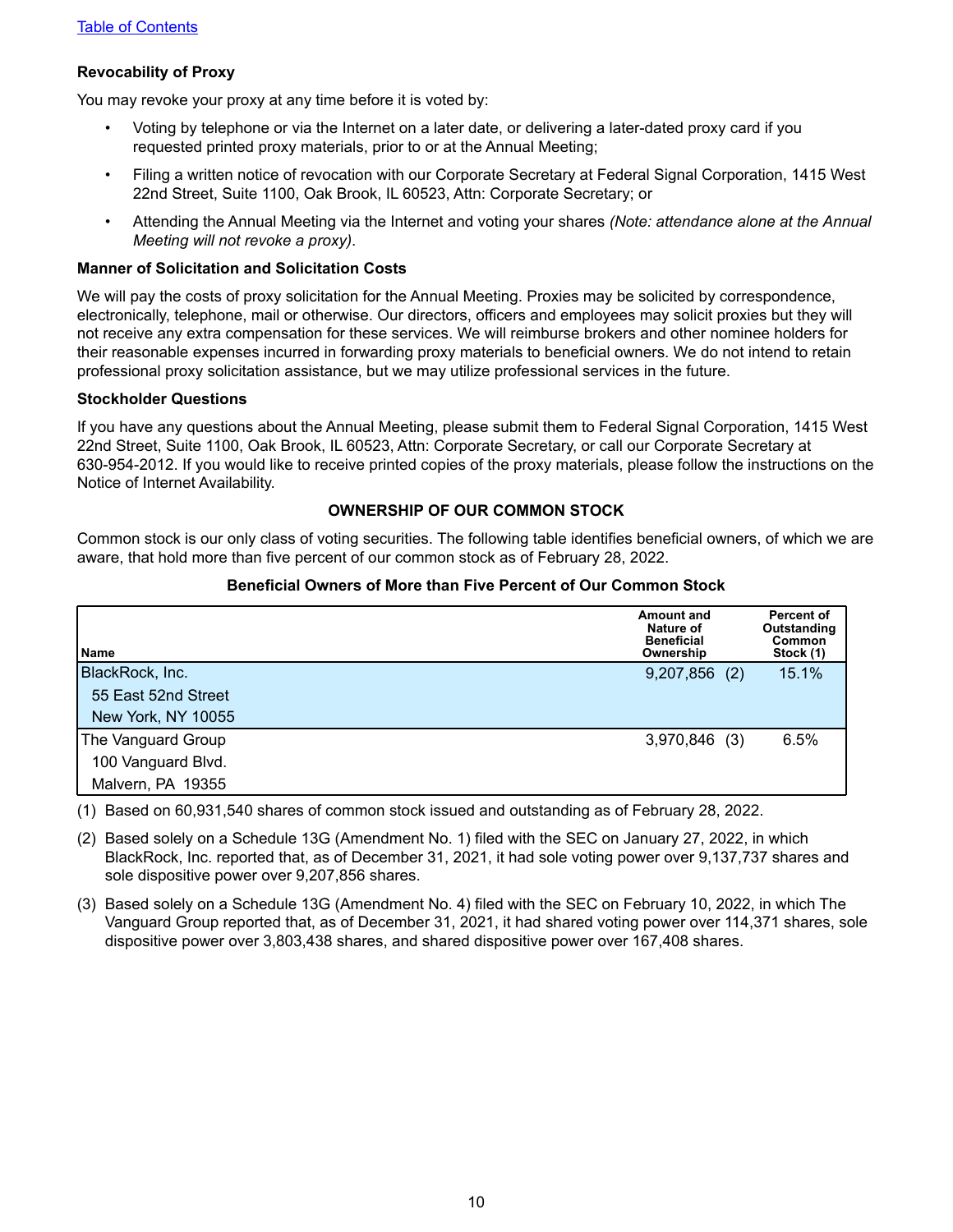[Table of Contents](#)

**Revocability of Proxy**

You may revoke your proxy at any time before it is voted by:

- Voting by telephone or via the Internet on a later date, or delivering a later-dated proxy card if you requested printed proxy materials, prior to or at the Annual Meeting;
- Filing a written notice of revocation with our Corporate Secretary at Federal Signal Corporation, 1415 West 22nd Street, Suite 1100, Oak Brook, IL 60523, Attn: Corporate Secretary; or
- Attending the Annual Meeting via the Internet and voting your shares *(Note: attendance alone at the Annual Meeting will not revoke a proxy)*.

**Manner of Solicitation and Solicitation Costs**

We will pay the costs of proxy solicitation for the Annual Meeting. Proxies may be solicited by correspondence, electronically, telephone, mail or otherwise. Our directors, officers and employees may solicit proxies but they will not receive any extra compensation for these services. We will reimburse brokers and other nominee holders for their reasonable expenses incurred in forwarding proxy materials to beneficial owners. We do not intend to retain professional proxy solicitation assistance, but we may utilize professional services in the future.

**Stockholder Questions**

If you have any questions about the Annual Meeting, please submit them to Federal Signal Corporation, 1415 West 22nd Street, Suite 1100, Oak Brook, IL 60523, Attn: Corporate Secretary, or call our Corporate Secretary at 630-954-2012. If you would like to receive printed copies of the proxy materials, please follow the instructions on the Notice of Internet Availability.

## OWNERSHIP OF OUR COMMON STOCK

Common stock is our only class of voting securities. The following table identifies beneficial owners, of which we are aware, that hold more than five percent of our common stock as of February 28, 2022.

**Beneficial Owners of More than Five Percent of Our Common Stock**

| Name | Amount and Nature of Beneficial Ownership | Percent of Outstanding Common Stock (1) |
|---|---|---|
| BlackRock, Inc.<br>55 East 52nd Street<br>New York, NY 10055 | 9,207,856 (2) | 15.1% |
| The Vanguard Group<br>100 Vanguard Blvd.<br>Malvern, PA 19355 | 3,970,846 (3) | 6.5% |

(1) Based on 60,931,540 shares of common stock issued and outstanding as of February 28, 2022.

(2) Based solely on a Schedule 13G (Amendment No. 1) filed with the SEC on January 27, 2022, in which BlackRock, Inc. reported that, as of December 31, 2021, it had sole voting power over 9,137,737 shares and sole dispositive power over 9,207,856 shares.

(3) Based solely on a Schedule 13G (Amendment No. 4) filed with the SEC on February 10, 2022, in which The Vanguard Group reported that, as of December 31, 2021, it had shared voting power over 114,371 shares, sole dispositive power over 3,803,438 shares, and shared dispositive power over 167,408 shares.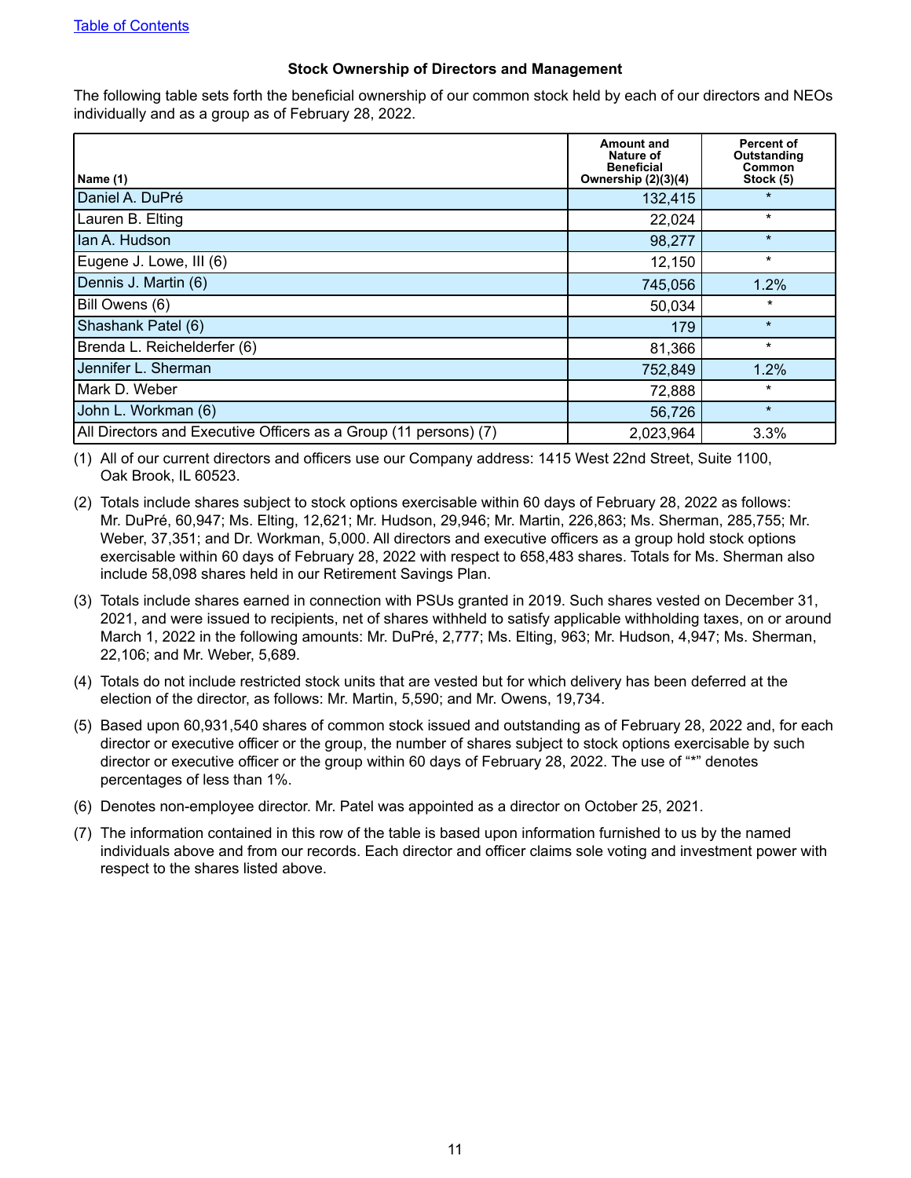Table of Contents

### Stock Ownership of Directors and Management

The following table sets forth the beneficial ownership of our common stock held by each of our directors and NEOs individually and as a group as of February 28, 2022.

| Name (1) | Amount and Nature of Beneficial Ownership (2)(3)(4) | Percent of Outstanding Common Stock (5) |
|---|---|---|
| Daniel A. DuPré | 132,415 | * |
| Lauren B. Elting | 22,024 | * |
| Ian A. Hudson | 98,277 | * |
| Eugene J. Lowe, III (6) | 12,150 | * |
| Dennis J. Martin (6) | 745,056 | 1.2% |
| Bill Owens (6) | 50,034 | * |
| Shashank Patel (6) | 179 | * |
| Brenda L. Reichelderfer (6) | 81,366 | * |
| Jennifer L. Sherman | 752,849 | 1.2% |
| Mark D. Weber | 72,888 | * |
| John L. Workman (6) | 56,726 | * |
| All Directors and Executive Officers as a Group (11 persons) (7) | 2,023,964 | 3.3% |

(1) All of our current directors and officers use our Company address: 1415 West 22nd Street, Suite 1100, Oak Brook, IL 60523.

(2) Totals include shares subject to stock options exercisable within 60 days of February 28, 2022 as follows: Mr. DuPré, 60,947; Ms. Elting, 12,621; Mr. Hudson, 29,946; Mr. Martin, 226,863; Ms. Sherman, 285,755; Mr. Weber, 37,351; and Dr. Workman, 5,000. All directors and executive officers as a group hold stock options exercisable within 60 days of February 28, 2022 with respect to 658,483 shares. Totals for Ms. Sherman also include 58,098 shares held in our Retirement Savings Plan.

(3) Totals include shares earned in connection with PSUs granted in 2019. Such shares vested on December 31, 2021, and were issued to recipients, net of shares withheld to satisfy applicable withholding taxes, on or around March 1, 2022 in the following amounts: Mr. DuPré, 2,777; Ms. Elting, 963; Mr. Hudson, 4,947; Ms. Sherman, 22,106; and Mr. Weber, 5,689.

(4) Totals do not include restricted stock units that are vested but for which delivery has been deferred at the election of the director, as follows: Mr. Martin, 5,590; and Mr. Owens, 19,734.

(5) Based upon 60,931,540 shares of common stock issued and outstanding as of February 28, 2022 and, for each director or executive officer or the group, the number of shares subject to stock options exercisable by such director or executive officer or the group within 60 days of February 28, 2022. The use of "*" denotes percentages of less than 1%.

(6) Denotes non-employee director. Mr. Patel was appointed as a director on October 25, 2021.

(7) The information contained in this row of the table is based upon information furnished to us by the named individuals above and from our records. Each director and officer claims sole voting and investment power with respect to the shares listed above.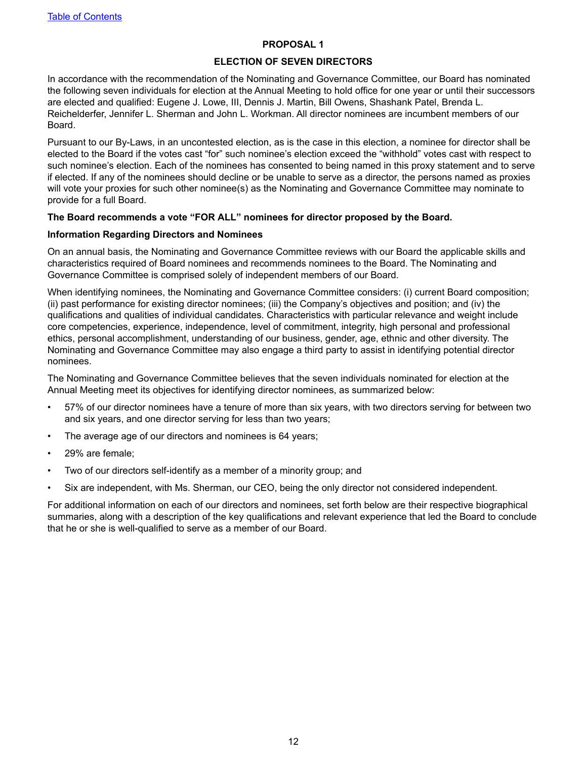## PROPOSAL 1

## ELECTION OF SEVEN DIRECTORS

In accordance with the recommendation of the Nominating and Governance Committee, our Board has nominated the following seven individuals for election at the Annual Meeting to hold office for one year or until their successors are elected and qualified: Eugene J. Lowe, III, Dennis J. Martin, Bill Owens, Shashank Patel, Brenda L. Reichelderfer, Jennifer L. Sherman and John L. Workman. All director nominees are incumbent members of our Board.

Pursuant to our By-Laws, in an uncontested election, as is the case in this election, a nominee for director shall be elected to the Board if the votes cast "for" such nominee's election exceed the "withhold" votes cast with respect to such nominee's election. Each of the nominees has consented to being named in this proxy statement and to serve if elected. If any of the nominees should decline or be unable to serve as a director, the persons named as proxies will vote your proxies for such other nominee(s) as the Nominating and Governance Committee may nominate to provide for a full Board.

**The Board recommends a vote "FOR ALL" nominees for director proposed by the Board.**

**Information Regarding Directors and Nominees**

On an annual basis, the Nominating and Governance Committee reviews with our Board the applicable skills and characteristics required of Board nominees and recommends nominees to the Board. The Nominating and Governance Committee is comprised solely of independent members of our Board.

When identifying nominees, the Nominating and Governance Committee considers: (i) current Board composition; (ii) past performance for existing director nominees; (iii) the Company's objectives and position; and (iv) the qualifications and qualities of individual candidates. Characteristics with particular relevance and weight include core competencies, experience, independence, level of commitment, integrity, high personal and professional ethics, personal accomplishment, understanding of our business, gender, age, ethnic and other diversity. The Nominating and Governance Committee may also engage a third party to assist in identifying potential director nominees.

The Nominating and Governance Committee believes that the seven individuals nominated for election at the Annual Meeting meet its objectives for identifying director nominees, as summarized below:

- 57% of our director nominees have a tenure of more than six years, with two directors serving for between two and six years, and one director serving for less than two years;
- The average age of our directors and nominees is 64 years;
- 29% are female;
- Two of our directors self-identify as a member of a minority group; and
- Six are independent, with Ms. Sherman, our CEO, being the only director not considered independent.

For additional information on each of our directors and nominees, set forth below are their respective biographical summaries, along with a description of the key qualifications and relevant experience that led the Board to conclude that he or she is well-qualified to serve as a member of our Board.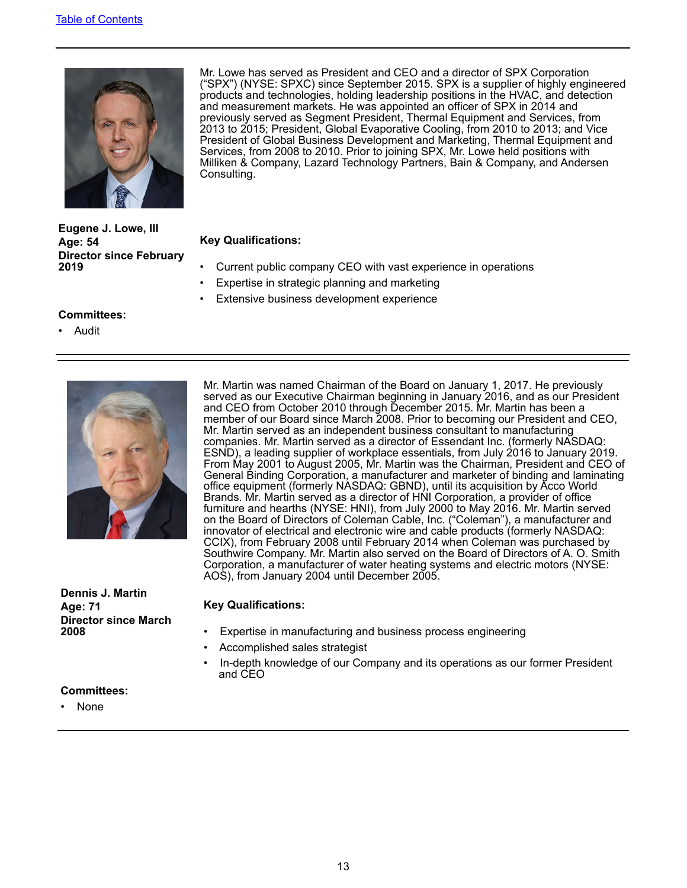Mr. Lowe has served as President and CEO and a director of SPX Corporation ("SPX") (NYSE: SPXC) since September 2015. SPX is a supplier of highly engineered products and technologies, holding leadership positions in the HVAC, and detection and measurement markets. He was appointed an officer of SPX in 2014 and previously served as Segment President, Thermal Equipment and Services, from 2013 to 2015; President, Global Evaporative Cooling, from 2010 to 2013; and Vice President of Global Business Development and Marketing, Thermal Equipment and Services, from 2008 to 2010. Prior to joining SPX, Mr. Lowe held positions with Milliken & Company, Lazard Technology Partners, Bain & Company, and Andersen Consulting.

**Eugene J. Lowe, III**
**Age: 54**
**Director since February 2019**

**Key Qualifications:**

- Current public company CEO with vast experience in operations
- Expertise in strategic planning and marketing
- Extensive business development experience

**Committees:**

- Audit

---

Mr. Martin was named Chairman of the Board on January 1, 2017. He previously served as our Executive Chairman beginning in January 2016, and as our President and CEO from October 2010 through December 2015. Mr. Martin has been a member of our Board since March 2008. Prior to becoming our President and CEO, Mr. Martin served as an independent business consultant to manufacturing companies. Mr. Martin served as a director of Essendant Inc. (formerly NASDAQ: ESND), a leading supplier of workplace essentials, from July 2016 to January 2019. From May 2001 to August 2005, Mr. Martin was the Chairman, President and CEO of General Binding Corporation, a manufacturer and marketer of binding and laminating office equipment (formerly NASDAQ: GBND), until its acquisition by Acco World Brands. Mr. Martin served as a director of HNI Corporation, a provider of office furniture and hearths (NYSE: HNI), from July 2000 to May 2016. Mr. Martin served on the Board of Directors of Coleman Cable, Inc. ("Coleman"), a manufacturer and innovator of electrical and electronic wire and cable products (formerly NASDAQ: CCIX), from February 2008 until February 2014 when Coleman was purchased by Southwire Company. Mr. Martin also served on the Board of Directors of A. O. Smith Corporation, a manufacturer of water heating systems and electric motors (NYSE: AOS), from January 2004 until December 2005.

**Dennis J. Martin**
**Age: 71**
**Director since March 2008**

**Key Qualifications:**

- Expertise in manufacturing and business process engineering
- Accomplished sales strategist
- In-depth knowledge of our Company and its operations as our former President and CEO

**Committees:**

- None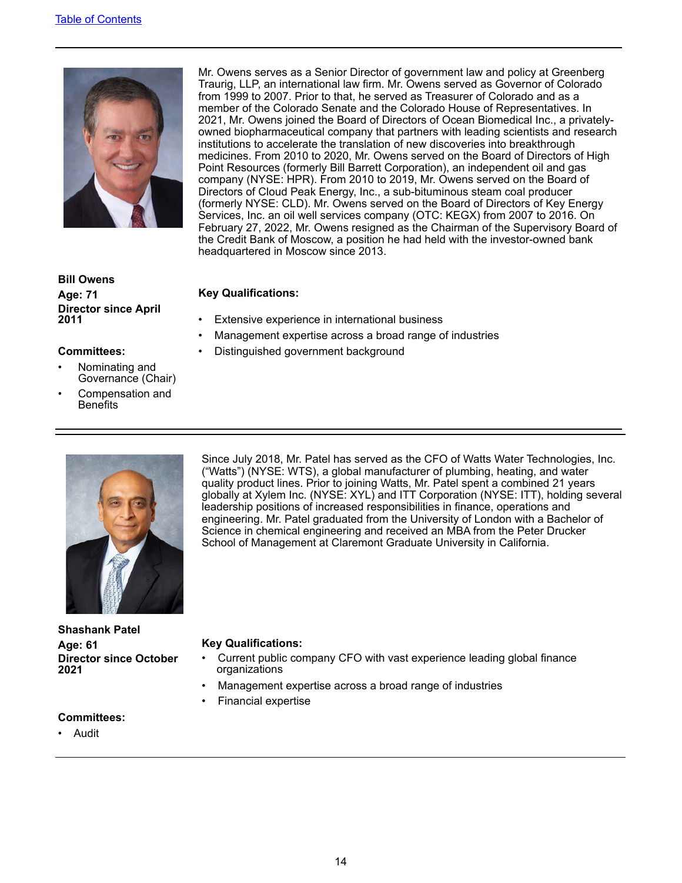Mr. Owens serves as a Senior Director of government law and policy at Greenberg Traurig, LLP, an international law firm. Mr. Owens served as Governor of Colorado from 1999 to 2007. Prior to that, he served as Treasurer of Colorado and as a member of the Colorado Senate and the Colorado House of Representatives. In 2021, Mr. Owens joined the Board of Directors of Ocean Biomedical Inc., a privately-owned biopharmaceutical company that partners with leading scientists and research institutions to accelerate the translation of new discoveries into breakthrough medicines. From 2010 to 2020, Mr. Owens served on the Board of Directors of High Point Resources (formerly Bill Barrett Corporation), an independent oil and gas company (NYSE: HPR). From 2010 to 2019, Mr. Owens served on the Board of Directors of Cloud Peak Energy, Inc., a sub-bituminous steam coal producer (formerly NYSE: CLD). Mr. Owens served on the Board of Directors of Key Energy Services, Inc. an oil well services company (OTC: KEGX) from 2007 to 2016. On February 27, 2022, Mr. Owens resigned as the Chairman of the Supervisory Board of the Credit Bank of Moscow, a position he had held with the investor-owned bank headquartered in Moscow since 2013.

**Bill Owens**
**Age: 71**
**Director since April 2011**

**Committees:**

- Nominating and Governance (Chair)
- Compensation and Benefits

**Key Qualifications:**

- Extensive experience in international business
- Management expertise across a broad range of industries
- Distinguished government background

---

Since July 2018, Mr. Patel has served as the CFO of Watts Water Technologies, Inc. ("Watts") (NYSE: WTS), a global manufacturer of plumbing, heating, and water quality product lines. Prior to joining Watts, Mr. Patel spent a combined 21 years globally at Xylem Inc. (NYSE: XYL) and ITT Corporation (NYSE: ITT), holding several leadership positions of increased responsibilities in finance, operations and engineering. Mr. Patel graduated from the University of London with a Bachelor of Science in chemical engineering and received an MBA from the Peter Drucker School of Management at Claremont Graduate University in California.

**Shashank Patel**
**Age: 61**
**Director since October 2021**

**Committees:**

- Audit

**Key Qualifications:**

- Current public company CFO with vast experience leading global finance organizations
- Management expertise across a broad range of industries
- Financial expertise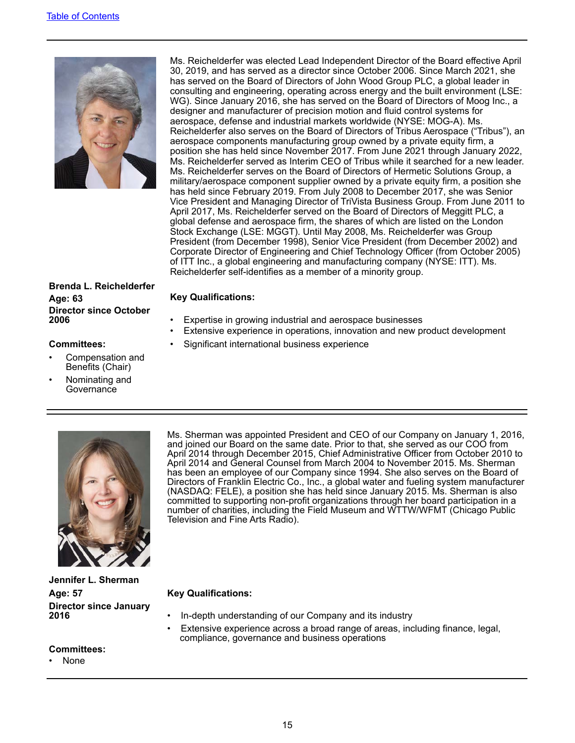Ms. Reichelderfer was elected Lead Independent Director of the Board effective April 30, 2019, and has served as a director since October 2006. Since March 2021, she has served on the Board of Directors of John Wood Group PLC, a global leader in consulting and engineering, operating across energy and the built environment (LSE: WG). Since January 2016, she has served on the Board of Directors of Moog Inc., a designer and manufacturer of precision motion and fluid control systems for aerospace, defense and industrial markets worldwide (NYSE: MOG-A). Ms. Reichelderfer also serves on the Board of Directors of Tribus Aerospace ("Tribus"), an aerospace components manufacturing group owned by a private equity firm, a position she has held since November 2017. From June 2021 through January 2022, Ms. Reichelderfer served as Interim CEO of Tribus while it searched for a new leader. Ms. Reichelderfer serves on the Board of Directors of Hermetic Solutions Group, a military/aerospace component supplier owned by a private equity firm, a position she has held since February 2019. From July 2008 to December 2017, she was Senior Vice President and Managing Director of TriVista Business Group. From June 2011 to April 2017, Ms. Reichelderfer served on the Board of Directors of Meggitt PLC, a global defense and aerospace firm, the shares of which are listed on the London Stock Exchange (LSE: MGGT). Until May 2008, Ms. Reichelderfer was Group President (from December 1998), Senior Vice President (from December 2002) and Corporate Director of Engineering and Chief Technology Officer (from October 2005) of ITT Inc., a global engineering and manufacturing company (NYSE: ITT). Ms. Reichelderfer self-identifies as a member of a minority group.

**Brenda L. Reichelderfer**
**Age: 63**
**Director since October 2006**

**Committees:**

- Compensation and Benefits (Chair)
- Nominating and Governance

**Key Qualifications:**

- Expertise in growing industrial and aerospace businesses
- Extensive experience in operations, innovation and new product development
- Significant international business experience

---

Ms. Sherman was appointed President and CEO of our Company on January 1, 2016, and joined our Board on the same date. Prior to that, she served as our COO from April 2014 through December 2015, Chief Administrative Officer from October 2010 to April 2014 and General Counsel from March 2004 to November 2015. Ms. Sherman has been an employee of our Company since 1994. She also serves on the Board of Directors of Franklin Electric Co., Inc., a global water and fueling system manufacturer (NASDAQ: FELE), a position she has held since January 2015. Ms. Sherman is also committed to supporting non-profit organizations through her board participation in a number of charities, including the Field Museum and WTTW/WFMT (Chicago Public Television and Fine Arts Radio).

**Jennifer L. Sherman**
**Age: 57**
**Director since January 2016**

**Committees:**

- None

**Key Qualifications:**

- In-depth understanding of our Company and its industry
- Extensive experience across a broad range of areas, including finance, legal, compliance, governance and business operations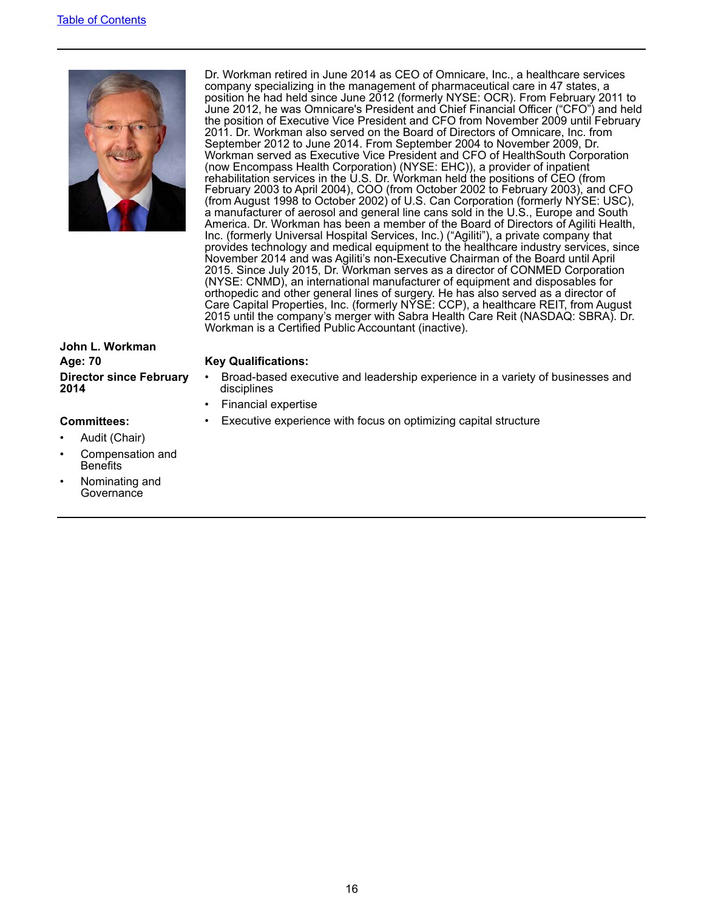**John L. Workman**

**Age: 70**

**Director since February 2014**

**Committees:**

- Audit (Chair)
- Compensation and Benefits
- Nominating and Governance

Dr. Workman retired in June 2014 as CEO of Omnicare, Inc., a healthcare services company specializing in the management of pharmaceutical care in 47 states, a position he had held since June 2012 (formerly NYSE: OCR). From February 2011 to June 2012, he was Omnicare's President and Chief Financial Officer ("CFO") and held the position of Executive Vice President and CFO from November 2009 until February 2011. Dr. Workman also served on the Board of Directors of Omnicare, Inc. from September 2012 to June 2014. From September 2004 to November 2009, Dr. Workman served as Executive Vice President and CFO of HealthSouth Corporation (now Encompass Health Corporation) (NYSE: EHC)), a provider of inpatient rehabilitation services in the U.S. Dr. Workman held the positions of CEO (from February 2003 to April 2004), COO (from October 2002 to February 2003), and CFO (from August 1998 to October 2002) of U.S. Can Corporation (formerly NYSE: USC), a manufacturer of aerosol and general line cans sold in the U.S., Europe and South America. Dr. Workman has been a member of the Board of Directors of Agiliti Health, Inc. (formerly Universal Hospital Services, Inc.) ("Agiliti"), a private company that provides technology and medical equipment to the healthcare industry services, since November 2014 and was Agiliti's non-Executive Chairman of the Board until April 2015. Since July 2015, Dr. Workman serves as a director of CONMED Corporation (NYSE: CNMD), an international manufacturer of equipment and disposables for orthopedic and other general lines of surgery. He has also served as a director of Care Capital Properties, Inc. (formerly NYSE: CCP), a healthcare REIT, from August 2015 until the company's merger with Sabra Health Care Reit (NASDAQ: SBRA). Dr. Workman is a Certified Public Accountant (inactive).

**Key Qualifications:**

- Broad-based executive and leadership experience in a variety of businesses and disciplines
- Financial expertise
- Executive experience with focus on optimizing capital structure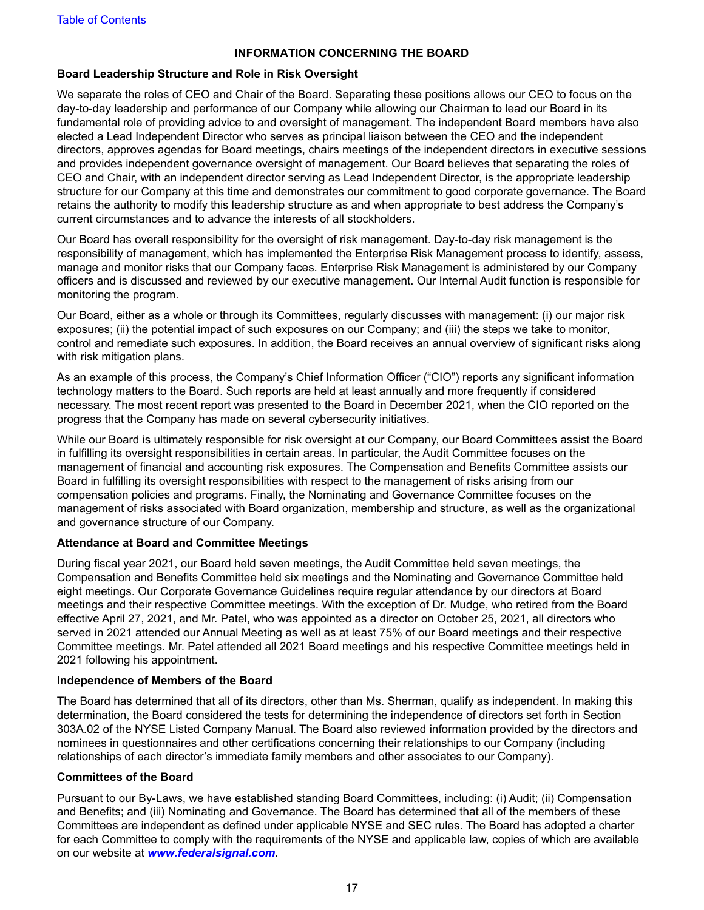## INFORMATION CONCERNING THE BOARD

### Board Leadership Structure and Role in Risk Oversight

We separate the roles of CEO and Chair of the Board. Separating these positions allows our CEO to focus on the day-to-day leadership and performance of our Company while allowing our Chairman to lead our Board in its fundamental role of providing advice to and oversight of management. The independent Board members have also elected a Lead Independent Director who serves as principal liaison between the CEO and the independent directors, approves agendas for Board meetings, chairs meetings of the independent directors in executive sessions and provides independent governance oversight of management. Our Board believes that separating the roles of CEO and Chair, with an independent director serving as Lead Independent Director, is the appropriate leadership structure for our Company at this time and demonstrates our commitment to good corporate governance. The Board retains the authority to modify this leadership structure as and when appropriate to best address the Company's current circumstances and to advance the interests of all stockholders.

Our Board has overall responsibility for the oversight of risk management. Day-to-day risk management is the responsibility of management, which has implemented the Enterprise Risk Management process to identify, assess, manage and monitor risks that our Company faces. Enterprise Risk Management is administered by our Company officers and is discussed and reviewed by our executive management. Our Internal Audit function is responsible for monitoring the program.

Our Board, either as a whole or through its Committees, regularly discusses with management: (i) our major risk exposures; (ii) the potential impact of such exposures on our Company; and (iii) the steps we take to monitor, control and remediate such exposures. In addition, the Board receives an annual overview of significant risks along with risk mitigation plans.

As an example of this process, the Company's Chief Information Officer ("CIO") reports any significant information technology matters to the Board. Such reports are held at least annually and more frequently if considered necessary. The most recent report was presented to the Board in December 2021, when the CIO reported on the progress that the Company has made on several cybersecurity initiatives.

While our Board is ultimately responsible for risk oversight at our Company, our Board Committees assist the Board in fulfilling its oversight responsibilities in certain areas. In particular, the Audit Committee focuses on the management of financial and accounting risk exposures. The Compensation and Benefits Committee assists our Board in fulfilling its oversight responsibilities with respect to the management of risks arising from our compensation policies and programs. Finally, the Nominating and Governance Committee focuses on the management of risks associated with Board organization, membership and structure, as well as the organizational and governance structure of our Company.

### Attendance at Board and Committee Meetings

During fiscal year 2021, our Board held seven meetings, the Audit Committee held seven meetings, the Compensation and Benefits Committee held six meetings and the Nominating and Governance Committee held eight meetings. Our Corporate Governance Guidelines require regular attendance by our directors at Board meetings and their respective Committee meetings. With the exception of Dr. Mudge, who retired from the Board effective April 27, 2021, and Mr. Patel, who was appointed as a director on October 25, 2021, all directors who served in 2021 attended our Annual Meeting as well as at least 75% of our Board meetings and their respective Committee meetings. Mr. Patel attended all 2021 Board meetings and his respective Committee meetings held in 2021 following his appointment.

### Independence of Members of the Board

The Board has determined that all of its directors, other than Ms. Sherman, qualify as independent. In making this determination, the Board considered the tests for determining the independence of directors set forth in Section 303A.02 of the NYSE Listed Company Manual. The Board also reviewed information provided by the directors and nominees in questionnaires and other certifications concerning their relationships to our Company (including relationships of each director's immediate family members and other associates to our Company).

### Committees of the Board

Pursuant to our By-Laws, we have established standing Board Committees, including: (i) Audit; (ii) Compensation and Benefits; and (iii) Nominating and Governance. The Board has determined that all of the members of these Committees are independent as defined under applicable NYSE and SEC rules. The Board has adopted a charter for each Committee to comply with the requirements of the NYSE and applicable law, copies of which are available on our website at ***www.federalsignal.com***.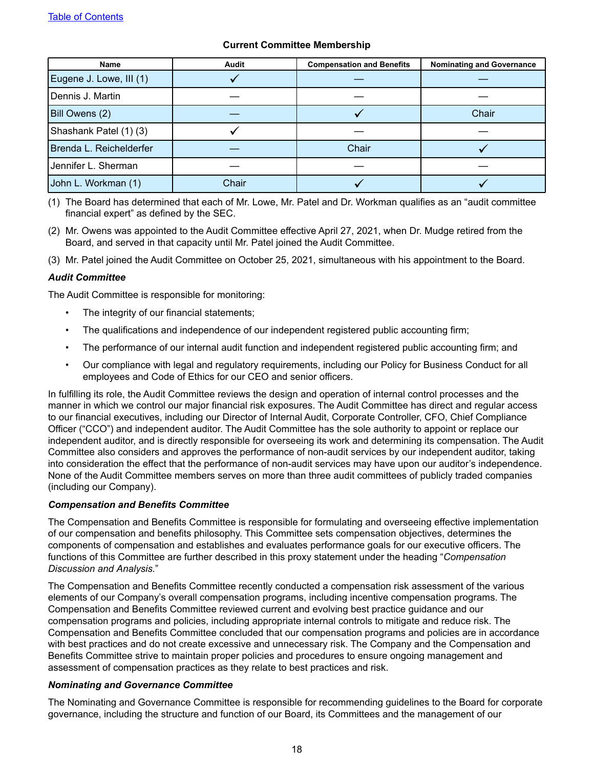[Table of Contents](#)

**Current Committee Membership**

| Name | Audit | Compensation and Benefits | Nominating and Governance |
|---|---|---|---|
| Eugene J. Lowe, III (1) | ✓ | — | — |
| Dennis J. Martin | — | — | — |
| Bill Owens (2) | — | ✓ | Chair |
| Shashank Patel (1) (3) | ✓ | — | — |
| Brenda L. Reichelderfer | — | Chair | ✓ |
| Jennifer L. Sherman | — | — | — |
| John L. Workman (1) | Chair | ✓ | ✓ |

(1) The Board has determined that each of Mr. Lowe, Mr. Patel and Dr. Workman qualifies as an "audit committee financial expert" as defined by the SEC.

(2) Mr. Owens was appointed to the Audit Committee effective April 27, 2021, when Dr. Mudge retired from the Board, and served in that capacity until Mr. Patel joined the Audit Committee.

(3) Mr. Patel joined the Audit Committee on October 25, 2021, simultaneous with his appointment to the Board.

***Audit Committee***

The Audit Committee is responsible for monitoring:

- The integrity of our financial statements;
- The qualifications and independence of our independent registered public accounting firm;
- The performance of our internal audit function and independent registered public accounting firm; and
- Our compliance with legal and regulatory requirements, including our Policy for Business Conduct for all employees and Code of Ethics for our CEO and senior officers.

In fulfilling its role, the Audit Committee reviews the design and operation of internal control processes and the manner in which we control our major financial risk exposures. The Audit Committee has direct and regular access to our financial executives, including our Director of Internal Audit, Corporate Controller, CFO, Chief Compliance Officer ("CCO") and independent auditor. The Audit Committee has the sole authority to appoint or replace our independent auditor, and is directly responsible for overseeing its work and determining its compensation. The Audit Committee also considers and approves the performance of non-audit services by our independent auditor, taking into consideration the effect that the performance of non-audit services may have upon our auditor's independence. None of the Audit Committee members serves on more than three audit committees of publicly traded companies (including our Company).

***Compensation and Benefits Committee***

The Compensation and Benefits Committee is responsible for formulating and overseeing effective implementation of our compensation and benefits philosophy. This Committee sets compensation objectives, determines the components of compensation and establishes and evaluates performance goals for our executive officers. The functions of this Committee are further described in this proxy statement under the heading "*Compensation Discussion and Analysis.*"

The Compensation and Benefits Committee recently conducted a compensation risk assessment of the various elements of our Company's overall compensation programs, including incentive compensation programs. The Compensation and Benefits Committee reviewed current and evolving best practice guidance and our compensation programs and policies, including appropriate internal controls to mitigate and reduce risk. The Compensation and Benefits Committee concluded that our compensation programs and policies are in accordance with best practices and do not create excessive and unnecessary risk. The Company and the Compensation and Benefits Committee strive to maintain proper policies and procedures to ensure ongoing management and assessment of compensation practices as they relate to best practices and risk.

***Nominating and Governance Committee***

The Nominating and Governance Committee is responsible for recommending guidelines to the Board for corporate governance, including the structure and function of our Board, its Committees and the management of our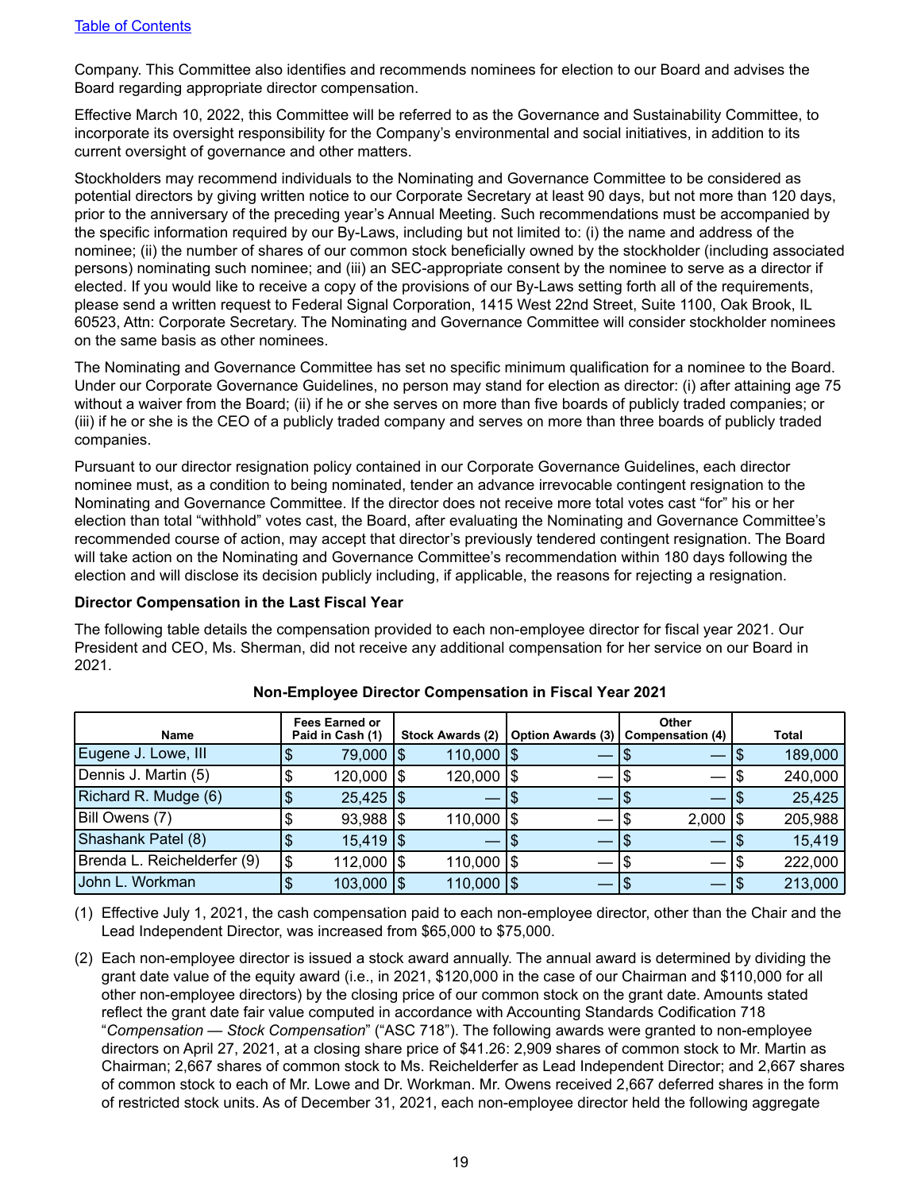Company. This Committee also identifies and recommends nominees for election to our Board and advises the Board regarding appropriate director compensation.

Effective March 10, 2022, this Committee will be referred to as the Governance and Sustainability Committee, to incorporate its oversight responsibility for the Company's environmental and social initiatives, in addition to its current oversight of governance and other matters.

Stockholders may recommend individuals to the Nominating and Governance Committee to be considered as potential directors by giving written notice to our Corporate Secretary at least 90 days, but not more than 120 days, prior to the anniversary of the preceding year's Annual Meeting. Such recommendations must be accompanied by the specific information required by our By-Laws, including but not limited to: (i) the name and address of the nominee; (ii) the number of shares of our common stock beneficially owned by the stockholder (including associated persons) nominating such nominee; and (iii) an SEC-appropriate consent by the nominee to serve as a director if elected. If you would like to receive a copy of the provisions of our By-Laws setting forth all of the requirements, please send a written request to Federal Signal Corporation, 1415 West 22nd Street, Suite 1100, Oak Brook, IL 60523, Attn: Corporate Secretary. The Nominating and Governance Committee will consider stockholder nominees on the same basis as other nominees.

The Nominating and Governance Committee has set no specific minimum qualification for a nominee to the Board. Under our Corporate Governance Guidelines, no person may stand for election as director: (i) after attaining age 75 without a waiver from the Board; (ii) if he or she serves on more than five boards of publicly traded companies; or (iii) if he or she is the CEO of a publicly traded company and serves on more than three boards of publicly traded companies.

Pursuant to our director resignation policy contained in our Corporate Governance Guidelines, each director nominee must, as a condition to being nominated, tender an advance irrevocable contingent resignation to the Nominating and Governance Committee. If the director does not receive more total votes cast "for" his or her election than total "withhold" votes cast, the Board, after evaluating the Nominating and Governance Committee's recommended course of action, may accept that director's previously tendered contingent resignation. The Board will take action on the Nominating and Governance Committee's recommendation within 180 days following the election and will disclose its decision publicly including, if applicable, the reasons for rejecting a resignation.

**Director Compensation in the Last Fiscal Year**

The following table details the compensation provided to each non-employee director for fiscal year 2021. Our President and CEO, Ms. Sherman, did not receive any additional compensation for her service on our Board in 2021.

**Non-Employee Director Compensation in Fiscal Year 2021**

| Name | Fees Earned or Paid in Cash (1) | Stock Awards (2) | Option Awards (3) | Other Compensation (4) | Total |
|---|---|---|---|---|---|
| Eugene J. Lowe, III | $ 79,000 | $ 110,000 | $ — | $ — | $ 189,000 |
| Dennis J. Martin (5) | $ 120,000 | $ 120,000 | $ — | $ — | $ 240,000 |
| Richard R. Mudge (6) | $ 25,425 | $ — | $ — | $ — | $ 25,425 |
| Bill Owens (7) | $ 93,988 | $ 110,000 | $ — | $ 2,000 | $ 205,988 |
| Shashank Patel (8) | $ 15,419 | $ — | $ — | $ — | $ 15,419 |
| Brenda L. Reichelderfer (9) | $ 112,000 | $ 110,000 | $ — | $ — | $ 222,000 |
| John L. Workman | $ 103,000 | $ 110,000 | $ — | $ — | $ 213,000 |

(1) Effective July 1, 2021, the cash compensation paid to each non-employee director, other than the Chair and the Lead Independent Director, was increased from $65,000 to $75,000.

(2) Each non-employee director is issued a stock award annually. The annual award is determined by dividing the grant date value of the equity award (i.e., in 2021, $120,000 in the case of our Chairman and $110,000 for all other non-employee directors) by the closing price of our common stock on the grant date. Amounts stated reflect the grant date fair value computed in accordance with Accounting Standards Codification 718 "*Compensation — Stock Compensation*" ("ASC 718"). The following awards were granted to non-employee directors on April 27, 2021, at a closing share price of $41.26: 2,909 shares of common stock to Mr. Martin as Chairman; 2,667 shares of common stock to Ms. Reichelderfer as Lead Independent Director; and 2,667 shares of common stock to each of Mr. Lowe and Dr. Workman. Mr. Owens received 2,667 deferred shares in the form of restricted stock units. As of December 31, 2021, each non-employee director held the following aggregate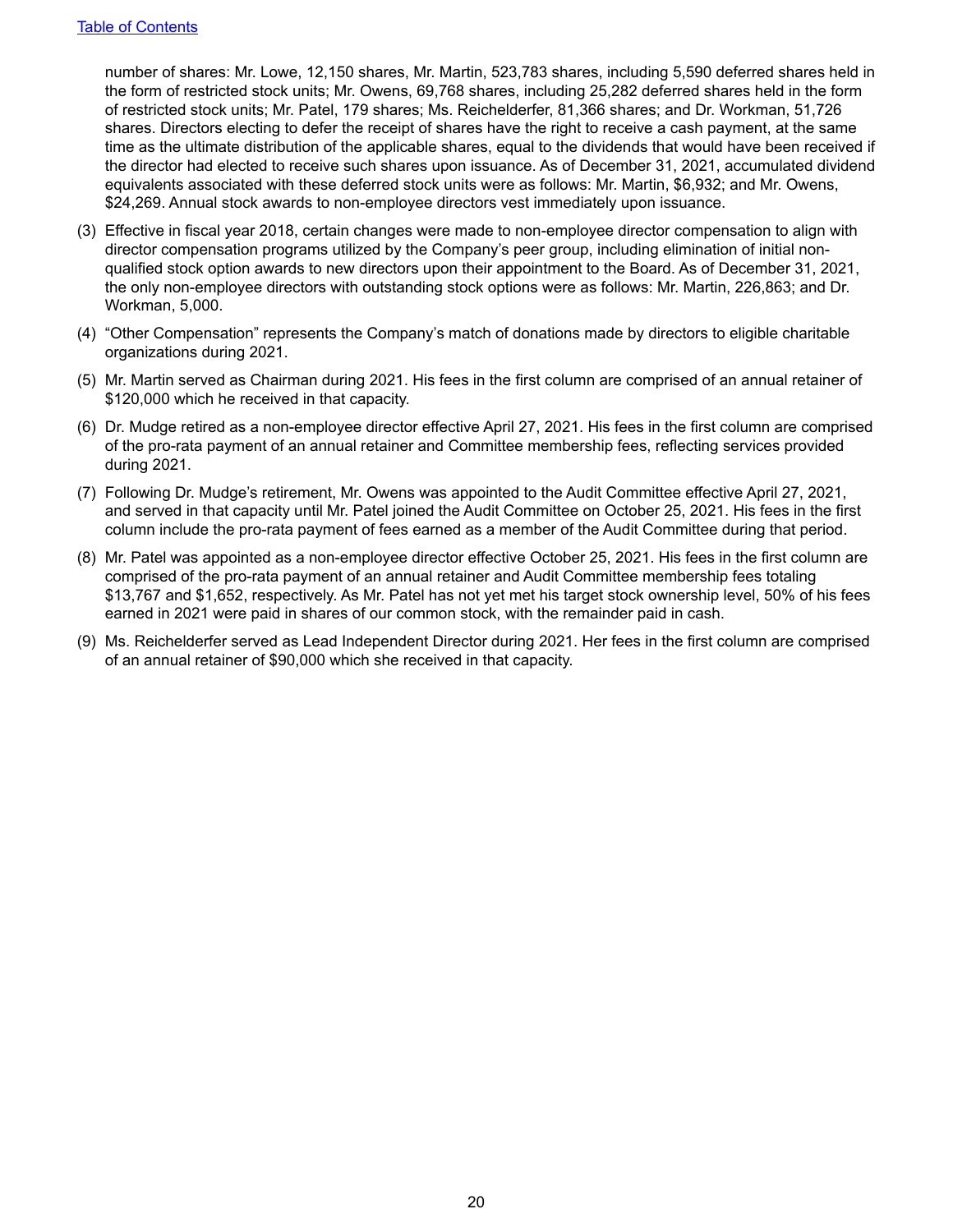number of shares: Mr. Lowe, 12,150 shares, Mr. Martin, 523,783 shares, including 5,590 deferred shares held in the form of restricted stock units; Mr. Owens, 69,768 shares, including 25,282 deferred shares held in the form of restricted stock units; Mr. Patel, 179 shares; Ms. Reichelderfer, 81,366 shares; and Dr. Workman, 51,726 shares. Directors electing to defer the receipt of shares have the right to receive a cash payment, at the same time as the ultimate distribution of the applicable shares, equal to the dividends that would have been received if the director had elected to receive such shares upon issuance. As of December 31, 2021, accumulated dividend equivalents associated with these deferred stock units were as follows: Mr. Martin, $6,932; and Mr. Owens, $24,269. Annual stock awards to non-employee directors vest immediately upon issuance.

(3) Effective in fiscal year 2018, certain changes were made to non-employee director compensation to align with director compensation programs utilized by the Company's peer group, including elimination of initial non-qualified stock option awards to new directors upon their appointment to the Board. As of December 31, 2021, the only non-employee directors with outstanding stock options were as follows: Mr. Martin, 226,863; and Dr. Workman, 5,000.

(4) "Other Compensation" represents the Company's match of donations made by directors to eligible charitable organizations during 2021.

(5) Mr. Martin served as Chairman during 2021. His fees in the first column are comprised of an annual retainer of $120,000 which he received in that capacity.

(6) Dr. Mudge retired as a non-employee director effective April 27, 2021. His fees in the first column are comprised of the pro-rata payment of an annual retainer and Committee membership fees, reflecting services provided during 2021.

(7) Following Dr. Mudge's retirement, Mr. Owens was appointed to the Audit Committee effective April 27, 2021, and served in that capacity until Mr. Patel joined the Audit Committee on October 25, 2021. His fees in the first column include the pro-rata payment of fees earned as a member of the Audit Committee during that period.

(8) Mr. Patel was appointed as a non-employee director effective October 25, 2021. His fees in the first column are comprised of the pro-rata payment of an annual retainer and Audit Committee membership fees totaling $13,767 and $1,652, respectively. As Mr. Patel has not yet met his target stock ownership level, 50% of his fees earned in 2021 were paid in shares of our common stock, with the remainder paid in cash.

(9) Ms. Reichelderfer served as Lead Independent Director during 2021. Her fees in the first column are comprised of an annual retainer of $90,000 which she received in that capacity.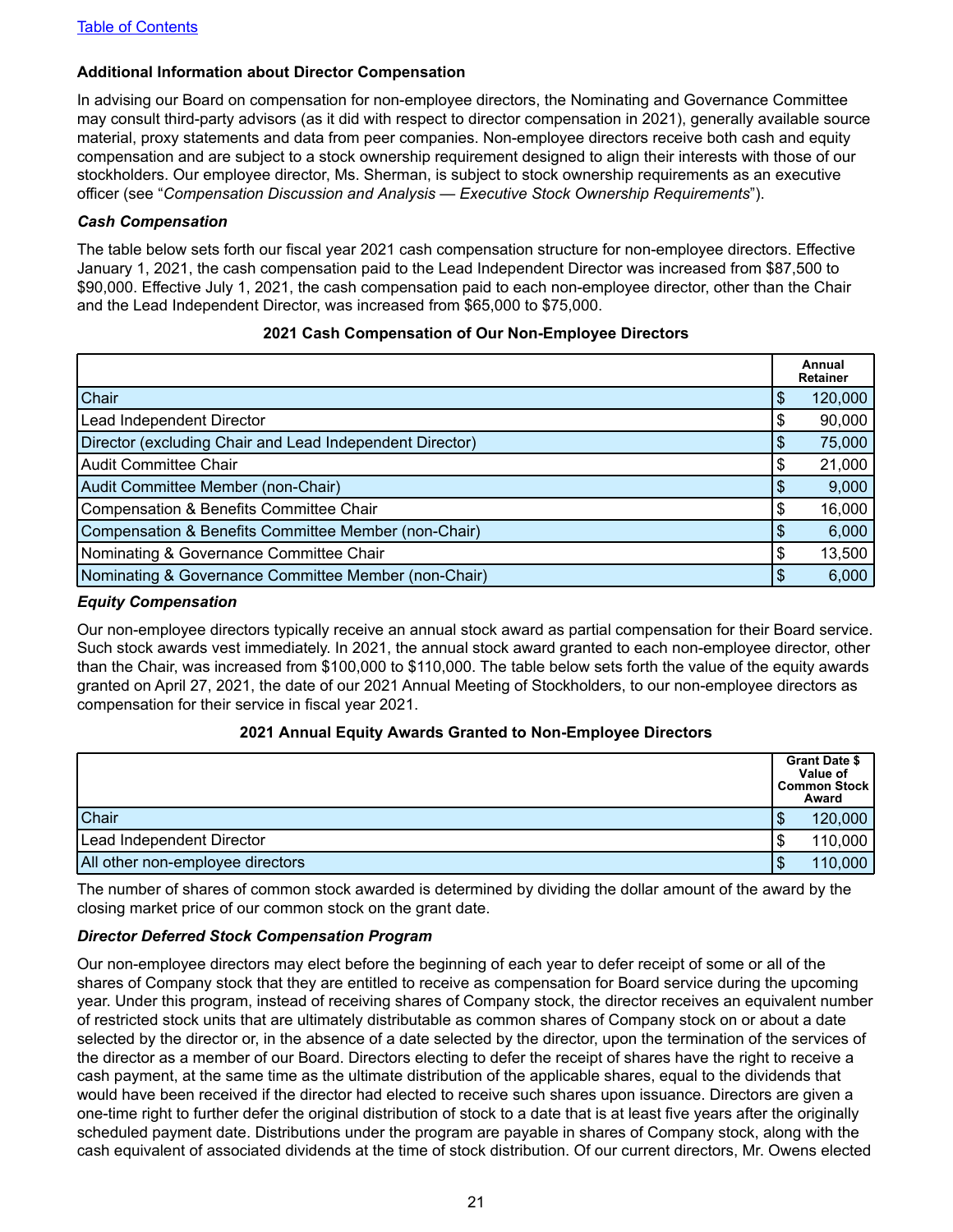### Additional Information about Director Compensation

In advising our Board on compensation for non-employee directors, the Nominating and Governance Committee may consult third-party advisors (as it did with respect to director compensation in 2021), generally available source material, proxy statements and data from peer companies. Non-employee directors receive both cash and equity compensation and are subject to a stock ownership requirement designed to align their interests with those of our stockholders. Our employee director, Ms. Sherman, is subject to stock ownership requirements as an executive officer (see "*Compensation Discussion and Analysis — Executive Stock Ownership Requirements*").

#### *Cash Compensation*

The table below sets forth our fiscal year 2021 cash compensation structure for non-employee directors. Effective January 1, 2021, the cash compensation paid to the Lead Independent Director was increased from $87,500 to $90,000. Effective July 1, 2021, the cash compensation paid to each non-employee director, other than the Chair and the Lead Independent Director, was increased from $65,000 to $75,000.

**2021 Cash Compensation of Our Non-Employee Directors**

| | Annual Retainer |
|---|---|
| Chair | $ 120,000 |
| Lead Independent Director | $ 90,000 |
| Director (excluding Chair and Lead Independent Director) | $ 75,000 |
| Audit Committee Chair | $ 21,000 |
| Audit Committee Member (non-Chair) | $ 9,000 |
| Compensation & Benefits Committee Chair | $ 16,000 |
| Compensation & Benefits Committee Member (non-Chair) | $ 6,000 |
| Nominating & Governance Committee Chair | $ 13,500 |
| Nominating & Governance Committee Member (non-Chair) | $ 6,000 |

#### *Equity Compensation*

Our non-employee directors typically receive an annual stock award as partial compensation for their Board service. Such stock awards vest immediately. In 2021, the annual stock award granted to each non-employee director, other than the Chair, was increased from $100,000 to $110,000. The table below sets forth the value of the equity awards granted on April 27, 2021, the date of our 2021 Annual Meeting of Stockholders, to our non-employee directors as compensation for their service in fiscal year 2021.

**2021 Annual Equity Awards Granted to Non-Employee Directors**

| | Grant Date $ Value of Common Stock Award |
|---|---|
| Chair | $ 120,000 |
| Lead Independent Director | $ 110,000 |
| All other non-employee directors | $ 110,000 |

The number of shares of common stock awarded is determined by dividing the dollar amount of the award by the closing market price of our common stock on the grant date.

#### *Director Deferred Stock Compensation Program*

Our non-employee directors may elect before the beginning of each year to defer receipt of some or all of the shares of Company stock that they are entitled to receive as compensation for Board service during the upcoming year. Under this program, instead of receiving shares of Company stock, the director receives an equivalent number of restricted stock units that are ultimately distributable as common shares of Company stock on or about a date selected by the director or, in the absence of a date selected by the director, upon the termination of the services of the director as a member of our Board. Directors electing to defer the receipt of shares have the right to receive a cash payment, at the same time as the ultimate distribution of the applicable shares, equal to the dividends that would have been received if the director had elected to receive such shares upon issuance. Directors are given a one-time right to further defer the original distribution of stock to a date that is at least five years after the originally scheduled payment date. Distributions under the program are payable in shares of Company stock, along with the cash equivalent of associated dividends at the time of stock distribution. Of our current directors, Mr. Owens elected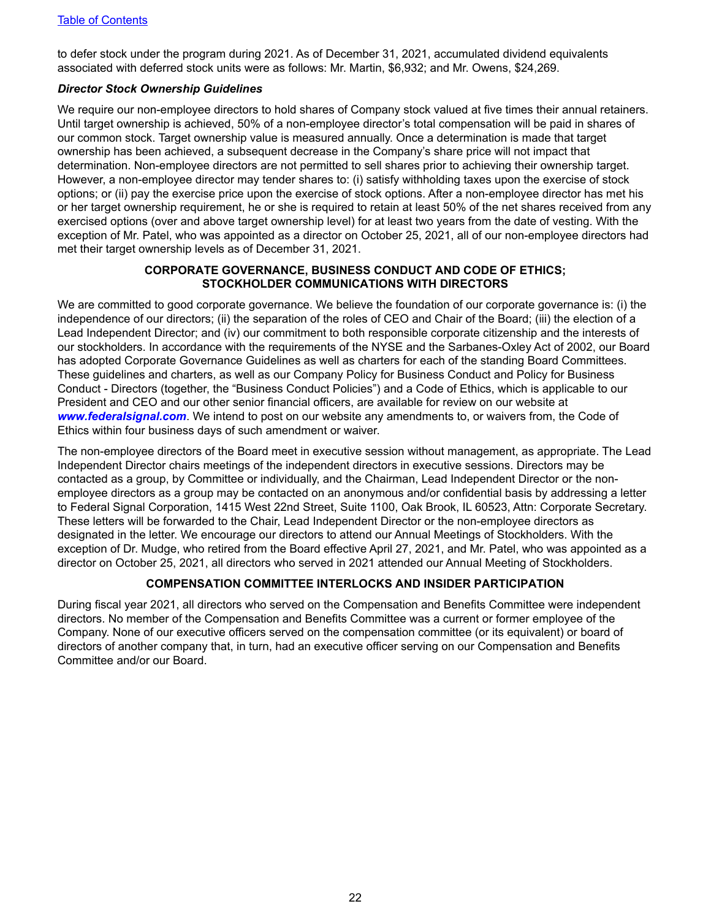to defer stock under the program during 2021. As of December 31, 2021, accumulated dividend equivalents associated with deferred stock units were as follows: Mr. Martin, $6,932; and Mr. Owens, $24,269.

***Director Stock Ownership Guidelines***

We require our non-employee directors to hold shares of Company stock valued at five times their annual retainers. Until target ownership is achieved, 50% of a non-employee director's total compensation will be paid in shares of our common stock. Target ownership value is measured annually. Once a determination is made that target ownership has been achieved, a subsequent decrease in the Company's share price will not impact that determination. Non-employee directors are not permitted to sell shares prior to achieving their ownership target. However, a non-employee director may tender shares to: (i) satisfy withholding taxes upon the exercise of stock options; or (ii) pay the exercise price upon the exercise of stock options. After a non-employee director has met his or her target ownership requirement, he or she is required to retain at least 50% of the net shares received from any exercised options (over and above target ownership level) for at least two years from the date of vesting. With the exception of Mr. Patel, who was appointed as a director on October 25, 2021, all of our non-employee directors had met their target ownership levels as of December 31, 2021.

## CORPORATE GOVERNANCE, BUSINESS CONDUCT AND CODE OF ETHICS; STOCKHOLDER COMMUNICATIONS WITH DIRECTORS

We are committed to good corporate governance. We believe the foundation of our corporate governance is: (i) the independence of our directors; (ii) the separation of the roles of CEO and Chair of the Board; (iii) the election of a Lead Independent Director; and (iv) our commitment to both responsible corporate citizenship and the interests of our stockholders. In accordance with the requirements of the NYSE and the Sarbanes-Oxley Act of 2002, our Board has adopted Corporate Governance Guidelines as well as charters for each of the standing Board Committees. These guidelines and charters, as well as our Company Policy for Business Conduct and Policy for Business Conduct - Directors (together, the "Business Conduct Policies") and a Code of Ethics, which is applicable to our President and CEO and our other senior financial officers, are available for review on our website at ***www.federalsignal.com***. We intend to post on our website any amendments to, or waivers from, the Code of Ethics within four business days of such amendment or waiver.

The non-employee directors of the Board meet in executive session without management, as appropriate. The Lead Independent Director chairs meetings of the independent directors in executive sessions. Directors may be contacted as a group, by Committee or individually, and the Chairman, Lead Independent Director or the non-employee directors as a group may be contacted on an anonymous and/or confidential basis by addressing a letter to Federal Signal Corporation, 1415 West 22nd Street, Suite 1100, Oak Brook, IL 60523, Attn: Corporate Secretary. These letters will be forwarded to the Chair, Lead Independent Director or the non-employee directors as designated in the letter. We encourage our directors to attend our Annual Meetings of Stockholders. With the exception of Dr. Mudge, who retired from the Board effective April 27, 2021, and Mr. Patel, who was appointed as a director on October 25, 2021, all directors who served in 2021 attended our Annual Meeting of Stockholders.

## COMPENSATION COMMITTEE INTERLOCKS AND INSIDER PARTICIPATION

During fiscal year 2021, all directors who served on the Compensation and Benefits Committee were independent directors. No member of the Compensation and Benefits Committee was a current or former employee of the Company. None of our executive officers served on the compensation committee (or its equivalent) or board of directors of another company that, in turn, had an executive officer serving on our Compensation and Benefits Committee and/or our Board.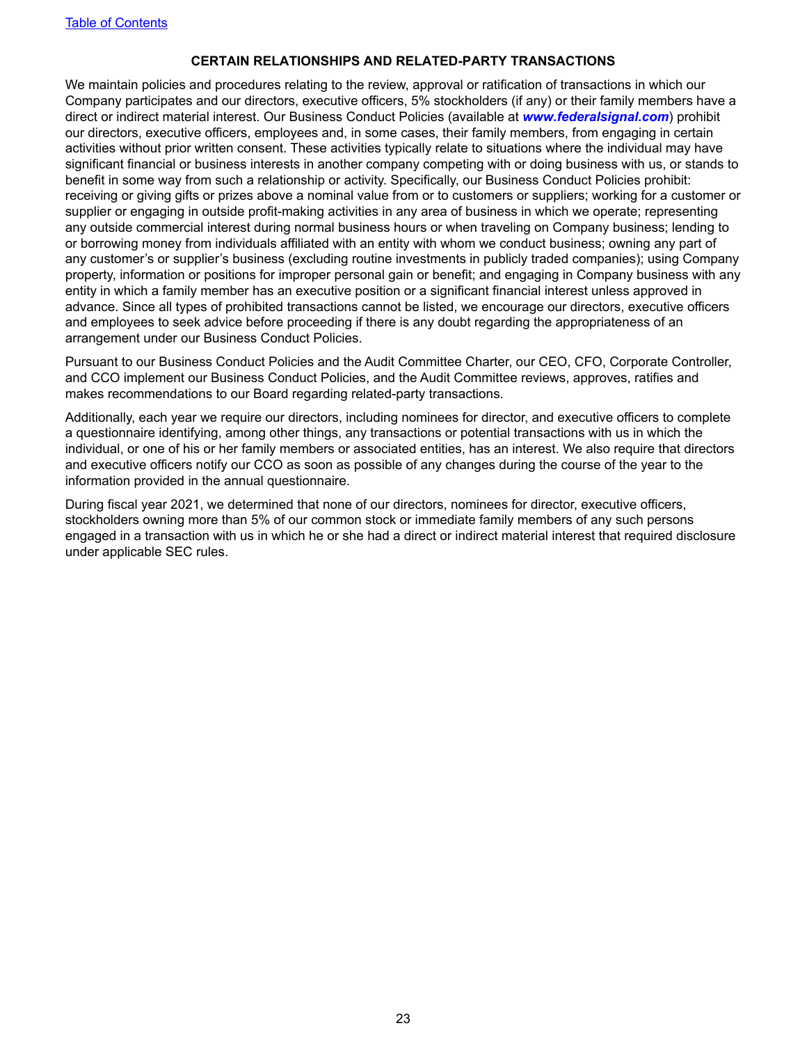## CERTAIN RELATIONSHIPS AND RELATED-PARTY TRANSACTIONS

We maintain policies and procedures relating to the review, approval or ratification of transactions in which our Company participates and our directors, executive officers, 5% stockholders (if any) or their family members have a direct or indirect material interest. Our Business Conduct Policies (available at ***www.federalsignal.com***) prohibit our directors, executive officers, employees and, in some cases, their family members, from engaging in certain activities without prior written consent. These activities typically relate to situations where the individual may have significant financial or business interests in another company competing with or doing business with us, or stands to benefit in some way from such a relationship or activity. Specifically, our Business Conduct Policies prohibit: receiving or giving gifts or prizes above a nominal value from or to customers or suppliers; working for a customer or supplier or engaging in outside profit-making activities in any area of business in which we operate; representing any outside commercial interest during normal business hours or when traveling on Company business; lending to or borrowing money from individuals affiliated with an entity with whom we conduct business; owning any part of any customer's or supplier's business (excluding routine investments in publicly traded companies); using Company property, information or positions for improper personal gain or benefit; and engaging in Company business with any entity in which a family member has an executive position or a significant financial interest unless approved in advance. Since all types of prohibited transactions cannot be listed, we encourage our directors, executive officers and employees to seek advice before proceeding if there is any doubt regarding the appropriateness of an arrangement under our Business Conduct Policies.

Pursuant to our Business Conduct Policies and the Audit Committee Charter, our CEO, CFO, Corporate Controller, and CCO implement our Business Conduct Policies, and the Audit Committee reviews, approves, ratifies and makes recommendations to our Board regarding related-party transactions.

Additionally, each year we require our directors, including nominees for director, and executive officers to complete a questionnaire identifying, among other things, any transactions or potential transactions with us in which the individual, or one of his or her family members or associated entities, has an interest. We also require that directors and executive officers notify our CCO as soon as possible of any changes during the course of the year to the information provided in the annual questionnaire.

During fiscal year 2021, we determined that none of our directors, nominees for director, executive officers, stockholders owning more than 5% of our common stock or immediate family members of any such persons engaged in a transaction with us in which he or she had a direct or indirect material interest that required disclosure under applicable SEC rules.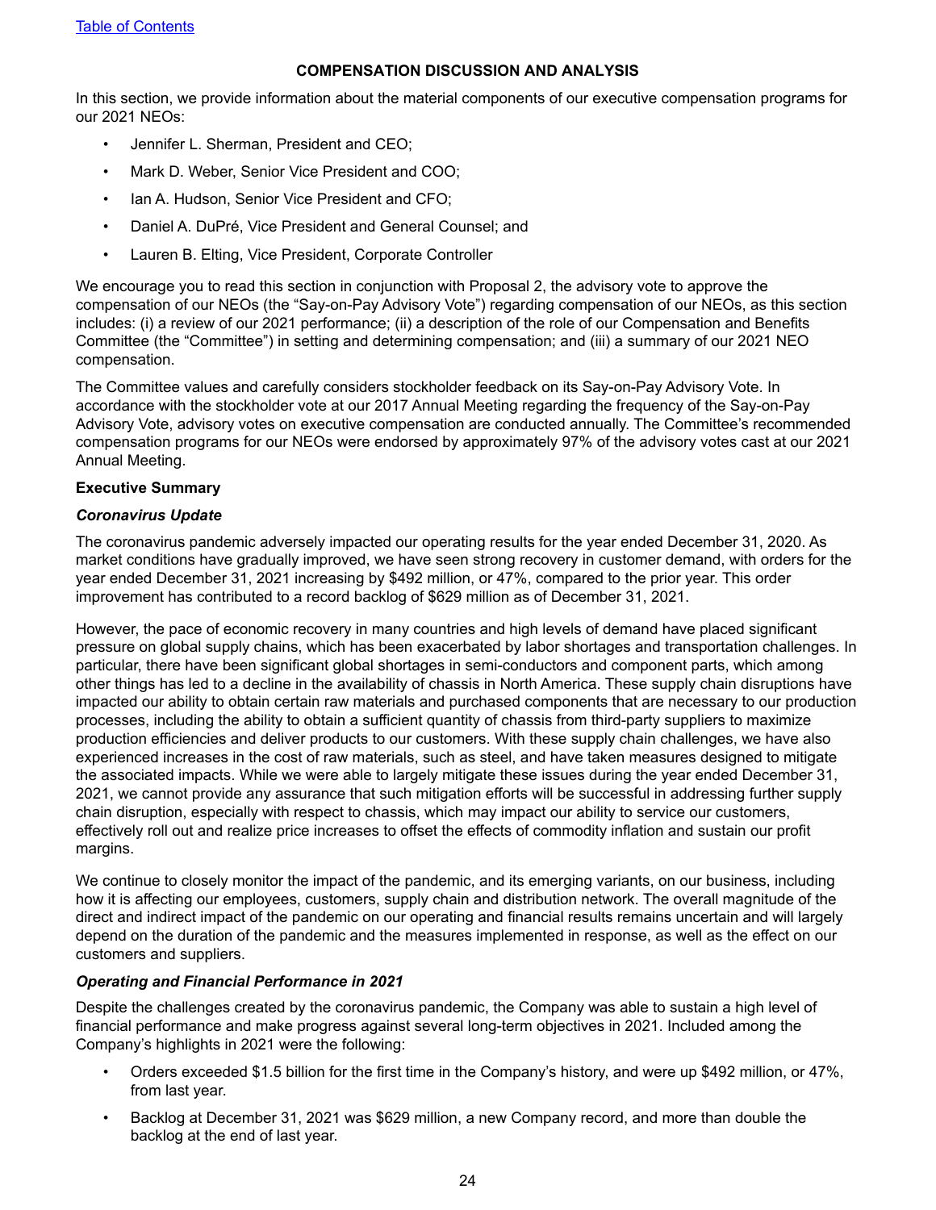## COMPENSATION DISCUSSION AND ANALYSIS

In this section, we provide information about the material components of our executive compensation programs for our 2021 NEOs:

- Jennifer L. Sherman, President and CEO;
- Mark D. Weber, Senior Vice President and COO;
- Ian A. Hudson, Senior Vice President and CFO;
- Daniel A. DuPré, Vice President and General Counsel; and
- Lauren B. Elting, Vice President, Corporate Controller

We encourage you to read this section in conjunction with Proposal 2, the advisory vote to approve the compensation of our NEOs (the "Say-on-Pay Advisory Vote") regarding compensation of our NEOs, as this section includes: (i) a review of our 2021 performance; (ii) a description of the role of our Compensation and Benefits Committee (the "Committee") in setting and determining compensation; and (iii) a summary of our 2021 NEO compensation.

The Committee values and carefully considers stockholder feedback on its Say-on-Pay Advisory Vote. In accordance with the stockholder vote at our 2017 Annual Meeting regarding the frequency of the Say-on-Pay Advisory Vote, advisory votes on executive compensation are conducted annually. The Committee's recommended compensation programs for our NEOs were endorsed by approximately 97% of the advisory votes cast at our 2021 Annual Meeting.

### Executive Summary

#### *Coronavirus Update*

The coronavirus pandemic adversely impacted our operating results for the year ended December 31, 2020. As market conditions have gradually improved, we have seen strong recovery in customer demand, with orders for the year ended December 31, 2021 increasing by $492 million, or 47%, compared to the prior year. This order improvement has contributed to a record backlog of $629 million as of December 31, 2021.

However, the pace of economic recovery in many countries and high levels of demand have placed significant pressure on global supply chains, which has been exacerbated by labor shortages and transportation challenges. In particular, there have been significant global shortages in semi-conductors and component parts, which among other things has led to a decline in the availability of chassis in North America. These supply chain disruptions have impacted our ability to obtain certain raw materials and purchased components that are necessary to our production processes, including the ability to obtain a sufficient quantity of chassis from third-party suppliers to maximize production efficiencies and deliver products to our customers. With these supply chain challenges, we have also experienced increases in the cost of raw materials, such as steel, and have taken measures designed to mitigate the associated impacts. While we were able to largely mitigate these issues during the year ended December 31, 2021, we cannot provide any assurance that such mitigation efforts will be successful in addressing further supply chain disruption, especially with respect to chassis, which may impact our ability to service our customers, effectively roll out and realize price increases to offset the effects of commodity inflation and sustain our profit margins.

We continue to closely monitor the impact of the pandemic, and its emerging variants, on our business, including how it is affecting our employees, customers, supply chain and distribution network. The overall magnitude of the direct and indirect impact of the pandemic on our operating and financial results remains uncertain and will largely depend on the duration of the pandemic and the measures implemented in response, as well as the effect on our customers and suppliers.

#### *Operating and Financial Performance in 2021*

Despite the challenges created by the coronavirus pandemic, the Company was able to sustain a high level of financial performance and make progress against several long-term objectives in 2021. Included among the Company's highlights in 2021 were the following:

- Orders exceeded $1.5 billion for the first time in the Company's history, and were up $492 million, or 47%, from last year.
- Backlog at December 31, 2021 was $629 million, a new Company record, and more than double the backlog at the end of last year.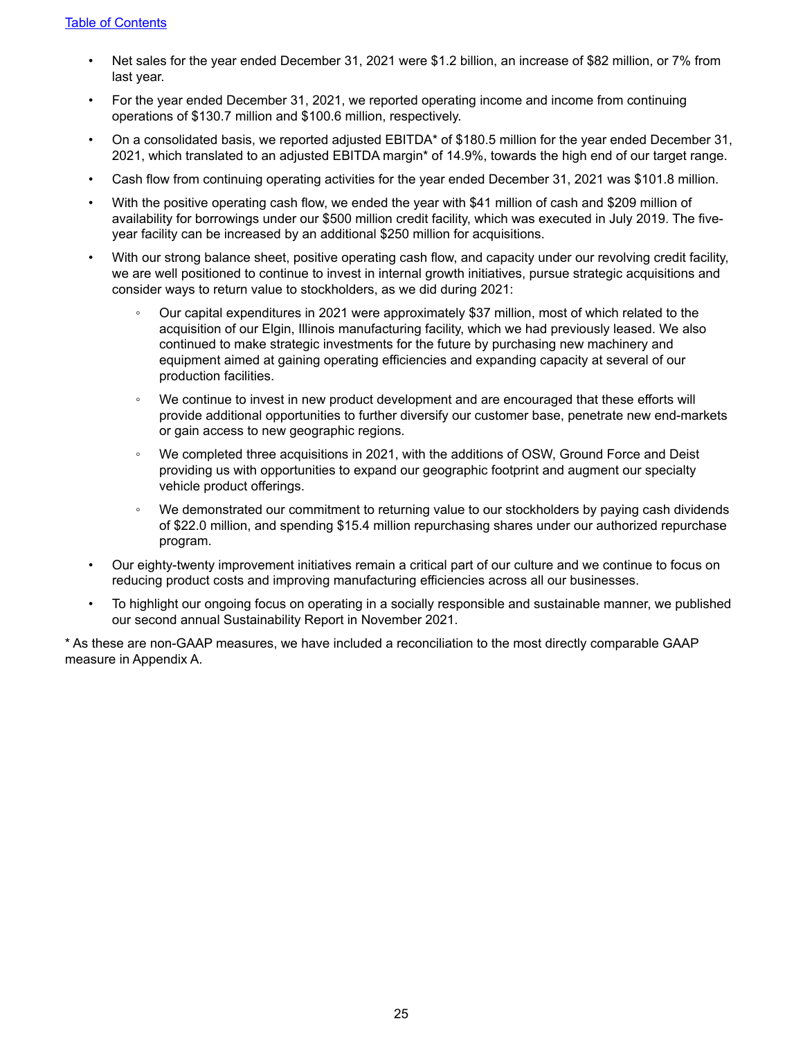- Net sales for the year ended December 31, 2021 were $1.2 billion, an increase of $82 million, or 7% from last year.
- For the year ended December 31, 2021, we reported operating income and income from continuing operations of $130.7 million and $100.6 million, respectively.
- On a consolidated basis, we reported adjusted EBITDA* of $180.5 million for the year ended December 31, 2021, which translated to an adjusted EBITDA margin* of 14.9%, towards the high end of our target range.
- Cash flow from continuing operating activities for the year ended December 31, 2021 was $101.8 million.
- With the positive operating cash flow, we ended the year with $41 million of cash and $209 million of availability for borrowings under our $500 million credit facility, which was executed in July 2019. The five-year facility can be increased by an additional $250 million for acquisitions.
- With our strong balance sheet, positive operating cash flow, and capacity under our revolving credit facility, we are well positioned to continue to invest in internal growth initiatives, pursue strategic acquisitions and consider ways to return value to stockholders, as we did during 2021:
  - Our capital expenditures in 2021 were approximately $37 million, most of which related to the acquisition of our Elgin, Illinois manufacturing facility, which we had previously leased. We also continued to make strategic investments for the future by purchasing new machinery and equipment aimed at gaining operating efficiencies and expanding capacity at several of our production facilities.
  - We continue to invest in new product development and are encouraged that these efforts will provide additional opportunities to further diversify our customer base, penetrate new end-markets or gain access to new geographic regions.
  - We completed three acquisitions in 2021, with the additions of OSW, Ground Force and Deist providing us with opportunities to expand our geographic footprint and augment our specialty vehicle product offerings.
  - We demonstrated our commitment to returning value to our stockholders by paying cash dividends of $22.0 million, and spending $15.4 million repurchasing shares under our authorized repurchase program.
- Our eighty-twenty improvement initiatives remain a critical part of our culture and we continue to focus on reducing product costs and improving manufacturing efficiencies across all our businesses.
- To highlight our ongoing focus on operating in a socially responsible and sustainable manner, we published our second annual Sustainability Report in November 2021.

* As these are non-GAAP measures, we have included a reconciliation to the most directly comparable GAAP measure in Appendix A.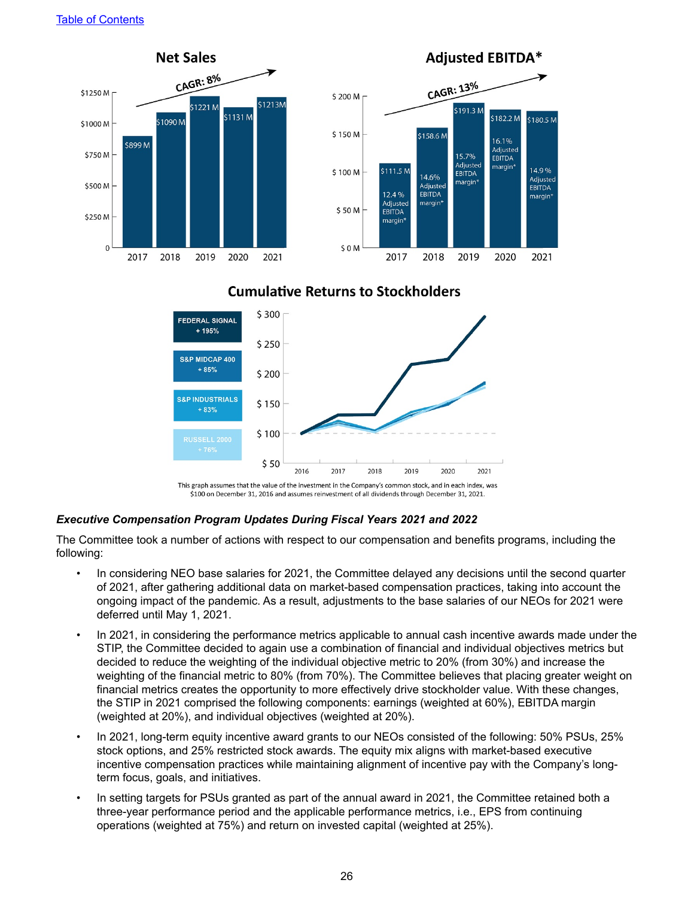[Table of Contents]

## Net Sales

CAGR: 8%

| Year | Net Sales |
|---|---|
| 2017 | $899 M |
| 2018 | $1090 M |
| 2019 | $1221 M |
| 2020 | $1131 M |
| 2021 | $1213M |

## Adjusted EBITDA*

CAGR: 13%

| Year | Adjusted EBITDA | Adjusted EBITDA margin* |
|---|---|---|
| 2017 | $111.5 M | 12.4 % |
| 2018 | $158.6 M | 14.6% |
| 2019 | $191.3 M | 15.7% |
| 2020 | $182.2 M | 16.1% |
| 2021 | $180.5 M | 14.9 % |

## Cumulative Returns to Stockholders

- FEDERAL SIGNAL + 195%
- S&P MIDCAP 400 + 85%
- S&P INDUSTRIALS + 83%
- RUSSELL 2000 + 76%

This graph assumes that the value of the investment in the Company's common stock, and in each index, was $100 on December 31, 2016 and assumes reinvestment of all dividends through December 31, 2021.

### *Executive Compensation Program Updates During Fiscal Years 2021 and 2022*

The Committee took a number of actions with respect to our compensation and benefits programs, including the following:

- In considering NEO base salaries for 2021, the Committee delayed any decisions until the second quarter of 2021, after gathering additional data on market-based compensation practices, taking into account the ongoing impact of the pandemic. As a result, adjustments to the base salaries of our NEOs for 2021 were deferred until May 1, 2021.
- In 2021, in considering the performance metrics applicable to annual cash incentive awards made under the STIP, the Committee decided to again use a combination of financial and individual objectives metrics but decided to reduce the weighting of the individual objective metric to 20% (from 30%) and increase the weighting of the financial metric to 80% (from 70%). The Committee believes that placing greater weight on financial metrics creates the opportunity to more effectively drive stockholder value. With these changes, the STIP in 2021 comprised the following components: earnings (weighted at 60%), EBITDA margin (weighted at 20%), and individual objectives (weighted at 20%).
- In 2021, long-term equity incentive award grants to our NEOs consisted of the following: 50% PSUs, 25% stock options, and 25% restricted stock awards. The equity mix aligns with market-based executive incentive compensation practices while maintaining alignment of incentive pay with the Company's long-term focus, goals, and initiatives.
- In setting targets for PSUs granted as part of the annual award in 2021, the Committee retained both a three-year performance period and the applicable performance metrics, i.e., EPS from continuing operations (weighted at 75%) and return on invested capital (weighted at 25%).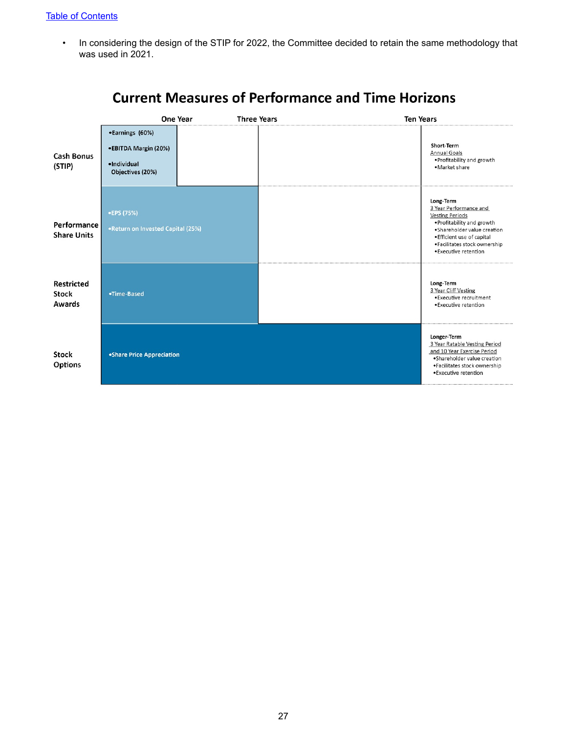- In considering the design of the STIP for 2022, the Committee decided to retain the same methodology that was used in 2021.

## Current Measures of Performance and Time Horizons

| | One Year | Three Years | Ten Years | |
|---|---|---|---|---|
| Cash Bonus (STIP) | •Earnings (60%)<br>•EBITDA Margin (20%)<br>•Individual Objectives (20%) | | | **Short-Term**<br>Annual Goals<br>•Profitability and growth<br>•Market share |
| Performance Share Units | •EPS (75%)<br>•Return on Invested Capital (25%) | | | **Long-Term**<br>3 Year Performance and Vesting Periods<br>•Profitability and growth<br>•Shareholder value creation<br>•Efficient use of capital<br>•Facilitates stock ownership<br>•Executive retention |
| Restricted Stock Awards | •Time-Based | | | **Long-Term**<br>3 Year Cliff Vesting<br>•Executive recruitment<br>•Executive retention |
| Stock Options | •Share Price Appreciation | | | **Longer-Term**<br>3 Year Ratable Vesting Period and 10 Year Exercise Period<br>•Shareholder value creation<br>•Facilitates stock ownership<br>•Executive retention |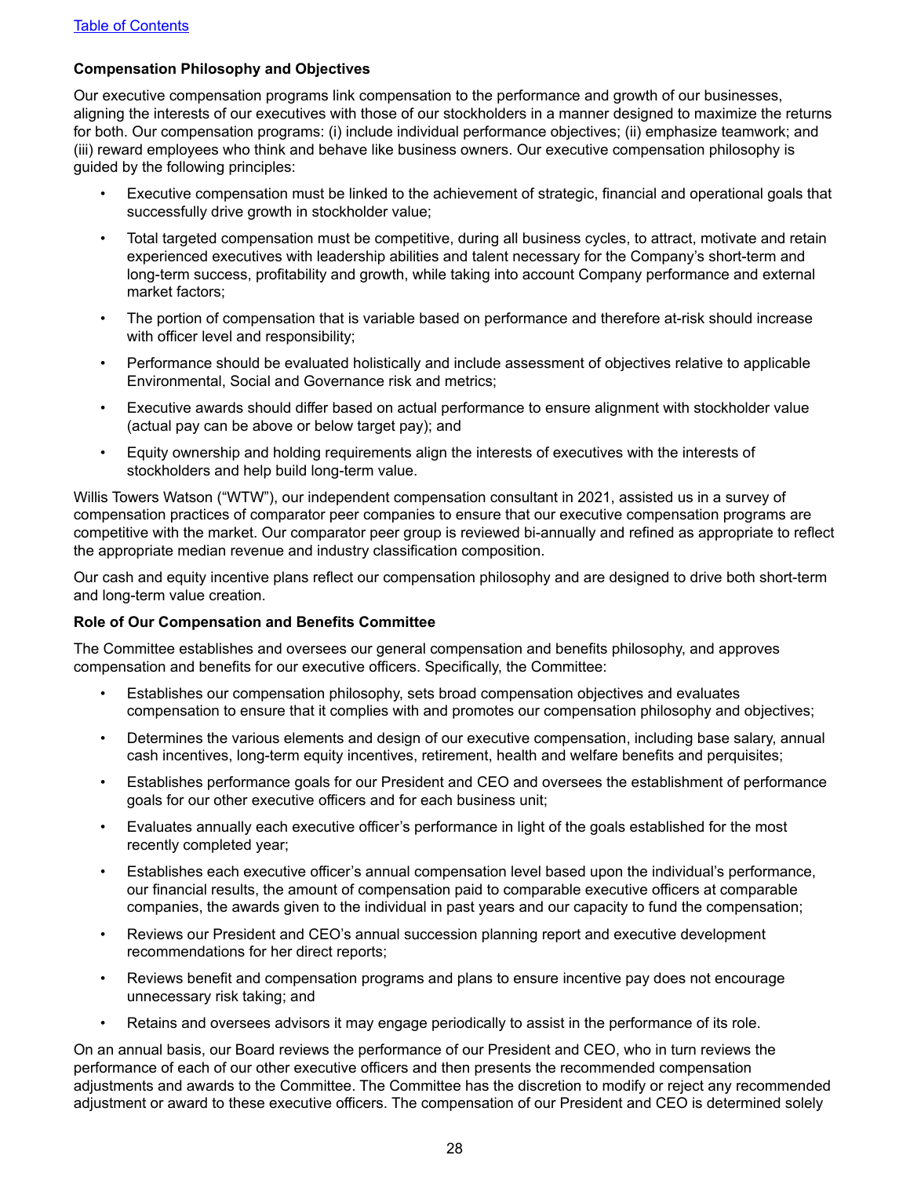### Compensation Philosophy and Objectives

Our executive compensation programs link compensation to the performance and growth of our businesses, aligning the interests of our executives with those of our stockholders in a manner designed to maximize the returns for both. Our compensation programs: (i) include individual performance objectives; (ii) emphasize teamwork; and (iii) reward employees who think and behave like business owners. Our executive compensation philosophy is guided by the following principles:

- Executive compensation must be linked to the achievement of strategic, financial and operational goals that successfully drive growth in stockholder value;
- Total targeted compensation must be competitive, during all business cycles, to attract, motivate and retain experienced executives with leadership abilities and talent necessary for the Company's short-term and long-term success, profitability and growth, while taking into account Company performance and external market factors;
- The portion of compensation that is variable based on performance and therefore at-risk should increase with officer level and responsibility;
- Performance should be evaluated holistically and include assessment of objectives relative to applicable Environmental, Social and Governance risk and metrics;
- Executive awards should differ based on actual performance to ensure alignment with stockholder value (actual pay can be above or below target pay); and
- Equity ownership and holding requirements align the interests of executives with the interests of stockholders and help build long-term value.

Willis Towers Watson ("WTW"), our independent compensation consultant in 2021, assisted us in a survey of compensation practices of comparator peer companies to ensure that our executive compensation programs are competitive with the market. Our comparator peer group is reviewed bi-annually and refined as appropriate to reflect the appropriate median revenue and industry classification composition.

Our cash and equity incentive plans reflect our compensation philosophy and are designed to drive both short-term and long-term value creation.

### Role of Our Compensation and Benefits Committee

The Committee establishes and oversees our general compensation and benefits philosophy, and approves compensation and benefits for our executive officers. Specifically, the Committee:

- Establishes our compensation philosophy, sets broad compensation objectives and evaluates compensation to ensure that it complies with and promotes our compensation philosophy and objectives;
- Determines the various elements and design of our executive compensation, including base salary, annual cash incentives, long-term equity incentives, retirement, health and welfare benefits and perquisites;
- Establishes performance goals for our President and CEO and oversees the establishment of performance goals for our other executive officers and for each business unit;
- Evaluates annually each executive officer's performance in light of the goals established for the most recently completed year;
- Establishes each executive officer's annual compensation level based upon the individual's performance, our financial results, the amount of compensation paid to comparable executive officers at comparable companies, the awards given to the individual in past years and our capacity to fund the compensation;
- Reviews our President and CEO's annual succession planning report and executive development recommendations for her direct reports;
- Reviews benefit and compensation programs and plans to ensure incentive pay does not encourage unnecessary risk taking; and
- Retains and oversees advisors it may engage periodically to assist in the performance of its role.

On an annual basis, our Board reviews the performance of our President and CEO, who in turn reviews the performance of each of our other executive officers and then presents the recommended compensation adjustments and awards to the Committee. The Committee has the discretion to modify or reject any recommended adjustment or award to these executive officers. The compensation of our President and CEO is determined solely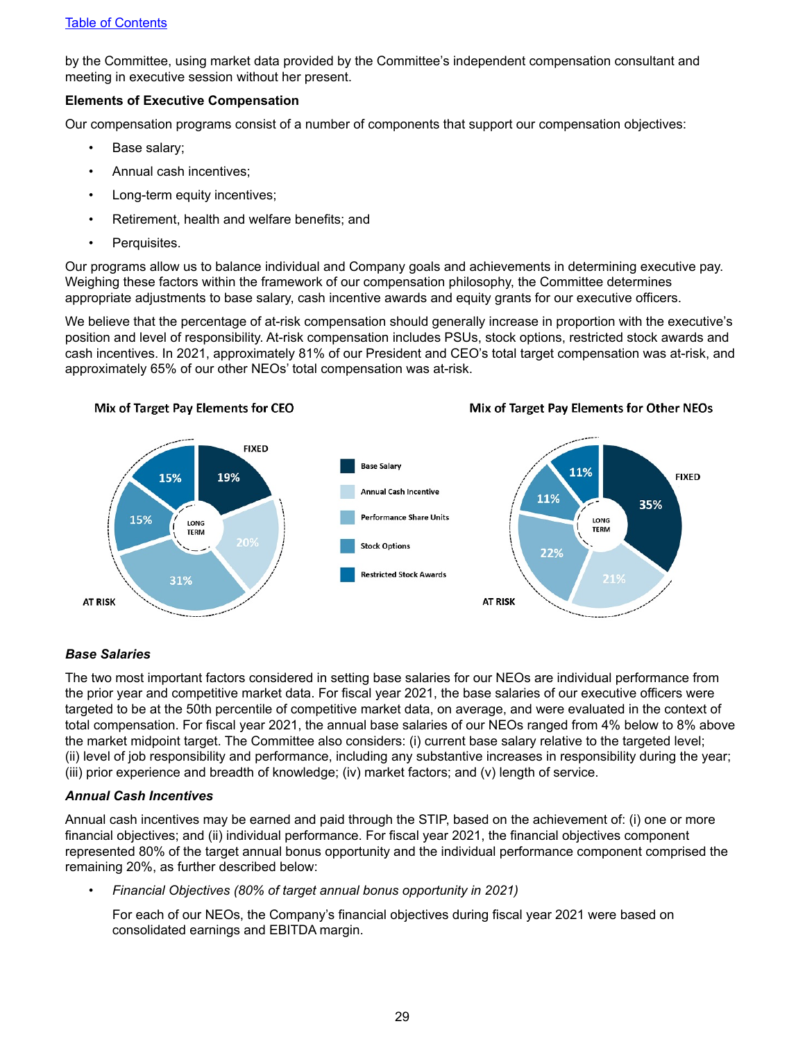[Table of Contents](#)

by the Committee, using market data provided by the Committee's independent compensation consultant and meeting in executive session without her present.

**Elements of Executive Compensation**

Our compensation programs consist of a number of components that support our compensation objectives:

- Base salary;
- Annual cash incentives;
- Long-term equity incentives;
- Retirement, health and welfare benefits; and
- Perquisites.

Our programs allow us to balance individual and Company goals and achievements in determining executive pay. Weighing these factors within the framework of our compensation philosophy, the Committee determines appropriate adjustments to base salary, cash incentive awards and equity grants for our executive officers.

We believe that the percentage of at-risk compensation should generally increase in proportion with the executive's position and level of responsibility. At-risk compensation includes PSUs, stock options, restricted stock awards and cash incentives. In 2021, approximately 81% of our President and CEO's total target compensation was at-risk, and approximately 65% of our other NEOs' total compensation was at-risk.

**Mix of Target Pay Elements for CEO**

| Element | Percentage |
|---|---|
| Base Salary (Fixed) | 19% |
| Annual Cash Incentive | 20% |
| Performance Share Units | 31% |
| Stock Options | 15% |
| Restricted Stock Awards | 15% |

**Mix of Target Pay Elements for Other NEOs**

| Element | Percentage |
|---|---|
| Base Salary (Fixed) | 35% |
| Annual Cash Incentive | 21% |
| Performance Share Units | 22% |
| Stock Options | 11% |
| Restricted Stock Awards | 11% |

***Base Salaries***

The two most important factors considered in setting base salaries for our NEOs are individual performance from the prior year and competitive market data. For fiscal year 2021, the base salaries of our executive officers were targeted to be at the 50th percentile of competitive market data, on average, and were evaluated in the context of total compensation. For fiscal year 2021, the annual base salaries of our NEOs ranged from 4% below to 8% above the market midpoint target. The Committee also considers: (i) current base salary relative to the targeted level; (ii) level of job responsibility and performance, including any substantive increases in responsibility during the year; (iii) prior experience and breadth of knowledge; (iv) market factors; and (v) length of service.

***Annual Cash Incentives***

Annual cash incentives may be earned and paid through the STIP, based on the achievement of: (i) one or more financial objectives; and (ii) individual performance. For fiscal year 2021, the financial objectives component represented 80% of the target annual bonus opportunity and the individual performance component comprised the remaining 20%, as further described below:

- *Financial Objectives (80% of target annual bonus opportunity in 2021)*

  For each of our NEOs, the Company's financial objectives during fiscal year 2021 were based on consolidated earnings and EBITDA margin.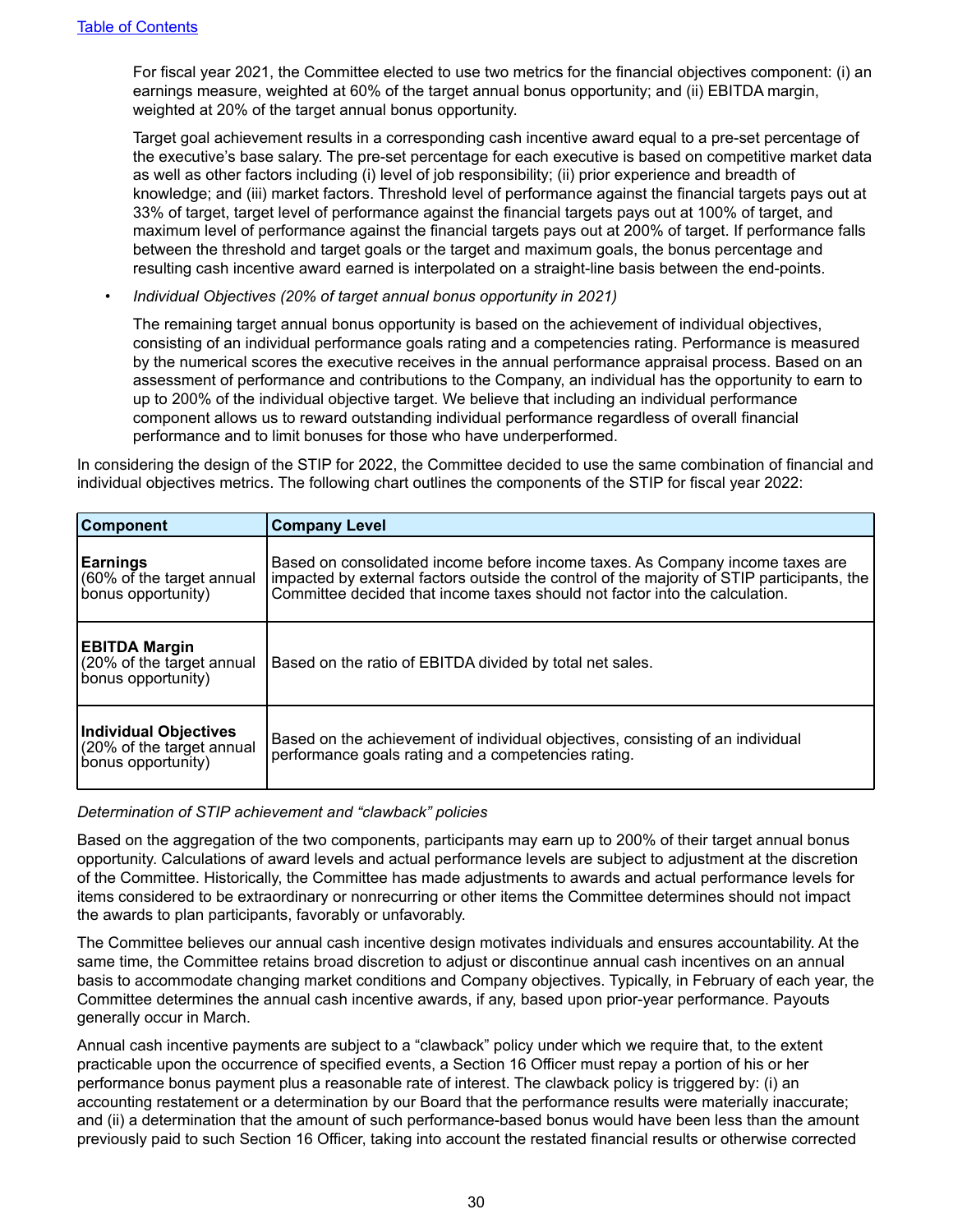For fiscal year 2021, the Committee elected to use two metrics for the financial objectives component: (i) an earnings measure, weighted at 60% of the target annual bonus opportunity; and (ii) EBITDA margin, weighted at 20% of the target annual bonus opportunity.

Target goal achievement results in a corresponding cash incentive award equal to a pre-set percentage of the executive's base salary. The pre-set percentage for each executive is based on competitive market data as well as other factors including (i) level of job responsibility; (ii) prior experience and breadth of knowledge; and (iii) market factors. Threshold level of performance against the financial targets pays out at 33% of target, target level of performance against the financial targets pays out at 100% of target, and maximum level of performance against the financial targets pays out at 200% of target. If performance falls between the threshold and target goals or the target and maximum goals, the bonus percentage and resulting cash incentive award earned is interpolated on a straight-line basis between the end-points.

- *Individual Objectives (20% of target annual bonus opportunity in 2021)*

  The remaining target annual bonus opportunity is based on the achievement of individual objectives, consisting of an individual performance goals rating and a competencies rating. Performance is measured by the numerical scores the executive receives in the annual performance appraisal process. Based on an assessment of performance and contributions to the Company, an individual has the opportunity to earn to up to 200% of the individual objective target. We believe that including an individual performance component allows us to reward outstanding individual performance regardless of overall financial performance and to limit bonuses for those who have underperformed.

In considering the design of the STIP for 2022, the Committee decided to use the same combination of financial and individual objectives metrics. The following chart outlines the components of the STIP for fiscal year 2022:

| Component | Company Level |
|---|---|
| **Earnings** (60% of the target annual bonus opportunity) | Based on consolidated income before income taxes. As Company income taxes are impacted by external factors outside the control of the majority of STIP participants, the Committee decided that income taxes should not factor into the calculation. |
| **EBITDA Margin** (20% of the target annual bonus opportunity) | Based on the ratio of EBITDA divided by total net sales. |
| **Individual Objectives** (20% of the target annual bonus opportunity) | Based on the achievement of individual objectives, consisting of an individual performance goals rating and a competencies rating. |

*Determination of STIP achievement and "clawback" policies*

Based on the aggregation of the two components, participants may earn up to 200% of their target annual bonus opportunity. Calculations of award levels and actual performance levels are subject to adjustment at the discretion of the Committee. Historically, the Committee has made adjustments to awards and actual performance levels for items considered to be extraordinary or nonrecurring or other items the Committee determines should not impact the awards to plan participants, favorably or unfavorably.

The Committee believes our annual cash incentive design motivates individuals and ensures accountability. At the same time, the Committee retains broad discretion to adjust or discontinue annual cash incentives on an annual basis to accommodate changing market conditions and Company objectives. Typically, in February of each year, the Committee determines the annual cash incentive awards, if any, based upon prior-year performance. Payouts generally occur in March.

Annual cash incentive payments are subject to a "clawback" policy under which we require that, to the extent practicable upon the occurrence of specified events, a Section 16 Officer must repay a portion of his or her performance bonus payment plus a reasonable rate of interest. The clawback policy is triggered by: (i) an accounting restatement or a determination by our Board that the performance results were materially inaccurate; and (ii) a determination that the amount of such performance-based bonus would have been less than the amount previously paid to such Section 16 Officer, taking into account the restated financial results or otherwise corrected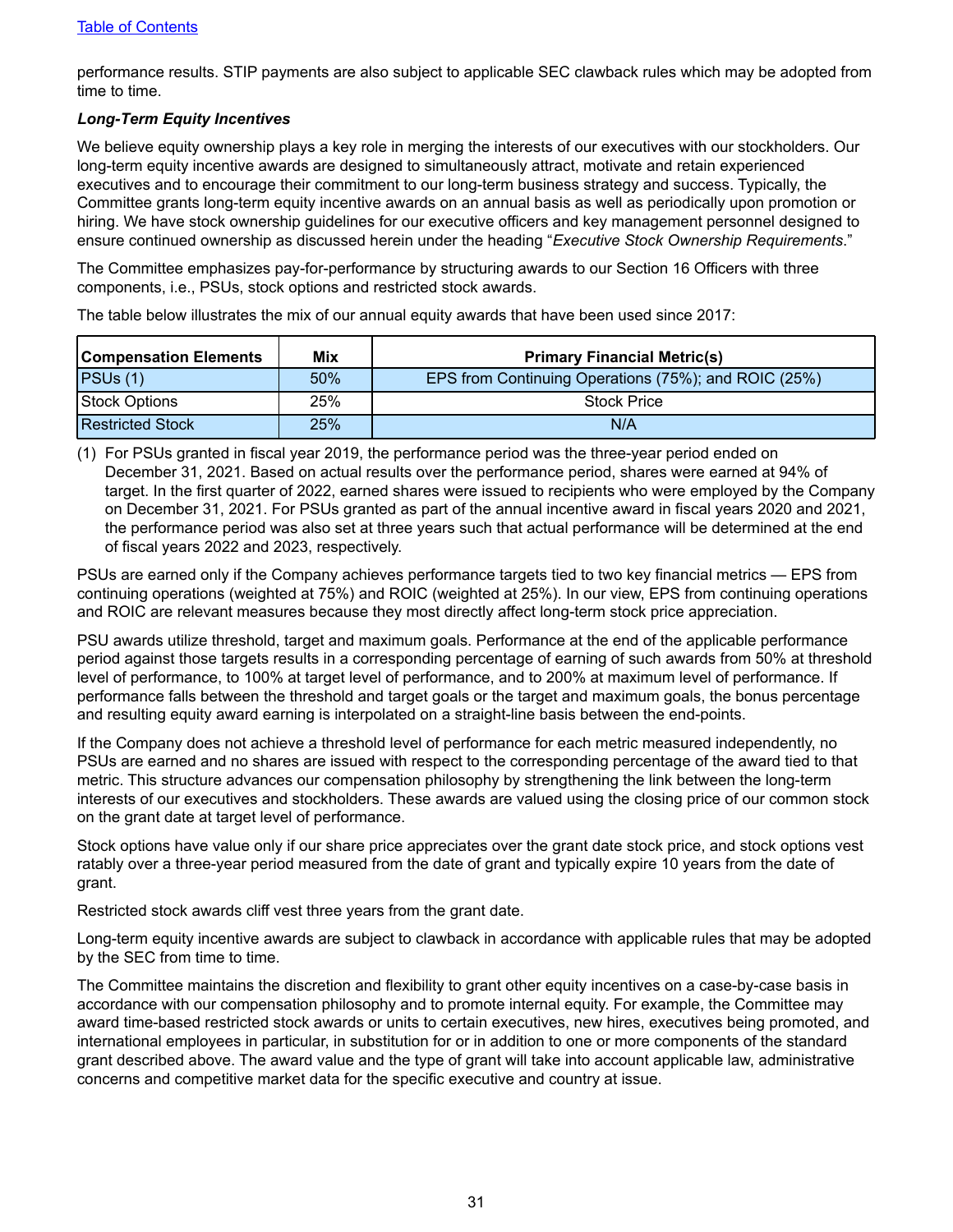performance results. STIP payments are also subject to applicable SEC clawback rules which may be adopted from time to time.

***Long-Term Equity Incentives***

We believe equity ownership plays a key role in merging the interests of our executives with our stockholders. Our long-term equity incentive awards are designed to simultaneously attract, motivate and retain experienced executives and to encourage their commitment to our long-term business strategy and success. Typically, the Committee grants long-term equity incentive awards on an annual basis as well as periodically upon promotion or hiring. We have stock ownership guidelines for our executive officers and key management personnel designed to ensure continued ownership as discussed herein under the heading "*Executive Stock Ownership Requirements*."

The Committee emphasizes pay-for-performance by structuring awards to our Section 16 Officers with three components, i.e., PSUs, stock options and restricted stock awards.

The table below illustrates the mix of our annual equity awards that have been used since 2017:

| Compensation Elements | Mix | Primary Financial Metric(s) |
|---|---|---|
| PSUs (1) | 50% | EPS from Continuing Operations (75%); and ROIC (25%) |
| Stock Options | 25% | Stock Price |
| Restricted Stock | 25% | N/A |

(1) For PSUs granted in fiscal year 2019, the performance period was the three-year period ended on December 31, 2021. Based on actual results over the performance period, shares were earned at 94% of target. In the first quarter of 2022, earned shares were issued to recipients who were employed by the Company on December 31, 2021. For PSUs granted as part of the annual incentive award in fiscal years 2020 and 2021, the performance period was also set at three years such that actual performance will be determined at the end of fiscal years 2022 and 2023, respectively.

PSUs are earned only if the Company achieves performance targets tied to two key financial metrics — EPS from continuing operations (weighted at 75%) and ROIC (weighted at 25%). In our view, EPS from continuing operations and ROIC are relevant measures because they most directly affect long-term stock price appreciation.

PSU awards utilize threshold, target and maximum goals. Performance at the end of the applicable performance period against those targets results in a corresponding percentage of earning of such awards from 50% at threshold level of performance, to 100% at target level of performance, and to 200% at maximum level of performance. If performance falls between the threshold and target goals or the target and maximum goals, the bonus percentage and resulting equity award earning is interpolated on a straight-line basis between the end-points.

If the Company does not achieve a threshold level of performance for each metric measured independently, no PSUs are earned and no shares are issued with respect to the corresponding percentage of the award tied to that metric. This structure advances our compensation philosophy by strengthening the link between the long-term interests of our executives and stockholders. These awards are valued using the closing price of our common stock on the grant date at target level of performance.

Stock options have value only if our share price appreciates over the grant date stock price, and stock options vest ratably over a three-year period measured from the date of grant and typically expire 10 years from the date of grant.

Restricted stock awards cliff vest three years from the grant date.

Long-term equity incentive awards are subject to clawback in accordance with applicable rules that may be adopted by the SEC from time to time.

The Committee maintains the discretion and flexibility to grant other equity incentives on a case-by-case basis in accordance with our compensation philosophy and to promote internal equity. For example, the Committee may award time-based restricted stock awards or units to certain executives, new hires, executives being promoted, and international employees in particular, in substitution for or in addition to one or more components of the standard grant described above. The award value and the type of grant will take into account applicable law, administrative concerns and competitive market data for the specific executive and country at issue.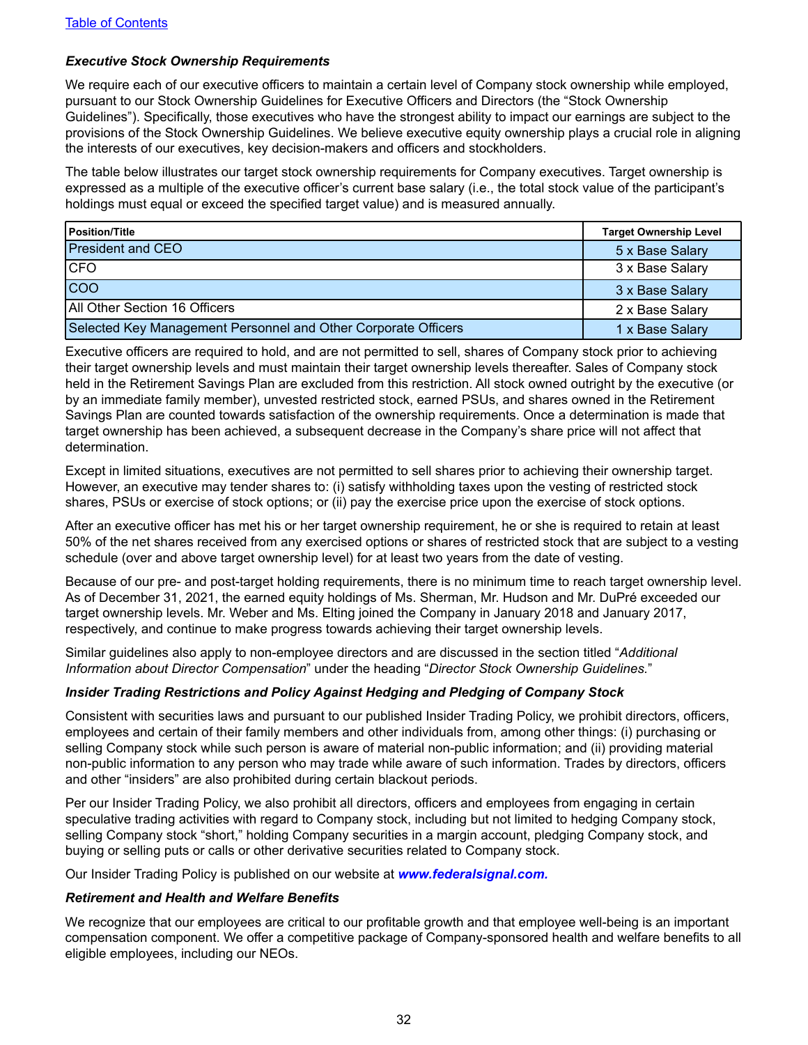### *Executive Stock Ownership Requirements*

We require each of our executive officers to maintain a certain level of Company stock ownership while employed, pursuant to our Stock Ownership Guidelines for Executive Officers and Directors (the "Stock Ownership Guidelines"). Specifically, those executives who have the strongest ability to impact our earnings are subject to the provisions of the Stock Ownership Guidelines. We believe executive equity ownership plays a crucial role in aligning the interests of our executives, key decision-makers and officers and stockholders.

The table below illustrates our target stock ownership requirements for Company executives. Target ownership is expressed as a multiple of the executive officer's current base salary (i.e., the total stock value of the participant's holdings must equal or exceed the specified target value) and is measured annually.

| Position/Title | Target Ownership Level |
|---|---|
| President and CEO | 5 x Base Salary |
| CFO | 3 x Base Salary |
| COO | 3 x Base Salary |
| All Other Section 16 Officers | 2 x Base Salary |
| Selected Key Management Personnel and Other Corporate Officers | 1 x Base Salary |

Executive officers are required to hold, and are not permitted to sell, shares of Company stock prior to achieving their target ownership levels and must maintain their target ownership levels thereafter. Sales of Company stock held in the Retirement Savings Plan are excluded from this restriction. All stock owned outright by the executive (or by an immediate family member), unvested restricted stock, earned PSUs, and shares owned in the Retirement Savings Plan are counted towards satisfaction of the ownership requirements. Once a determination is made that target ownership has been achieved, a subsequent decrease in the Company's share price will not affect that determination.

Except in limited situations, executives are not permitted to sell shares prior to achieving their ownership target. However, an executive may tender shares to: (i) satisfy withholding taxes upon the vesting of restricted stock shares, PSUs or exercise of stock options; or (ii) pay the exercise price upon the exercise of stock options.

After an executive officer has met his or her target ownership requirement, he or she is required to retain at least 50% of the net shares received from any exercised options or shares of restricted stock that are subject to a vesting schedule (over and above target ownership level) for at least two years from the date of vesting.

Because of our pre- and post-target holding requirements, there is no minimum time to reach target ownership level. As of December 31, 2021, the earned equity holdings of Ms. Sherman, Mr. Hudson and Mr. DuPré exceeded our target ownership levels. Mr. Weber and Ms. Elting joined the Company in January 2018 and January 2017, respectively, and continue to make progress towards achieving their target ownership levels.

Similar guidelines also apply to non-employee directors and are discussed in the section titled "*Additional Information about Director Compensation*" under the heading "*Director Stock Ownership Guidelines.*"

### *Insider Trading Restrictions and Policy Against Hedging and Pledging of Company Stock*

Consistent with securities laws and pursuant to our published Insider Trading Policy, we prohibit directors, officers, employees and certain of their family members and other individuals from, among other things: (i) purchasing or selling Company stock while such person is aware of material non-public information; and (ii) providing material non-public information to any person who may trade while aware of such information. Trades by directors, officers and other "insiders" are also prohibited during certain blackout periods.

Per our Insider Trading Policy, we also prohibit all directors, officers and employees from engaging in certain speculative trading activities with regard to Company stock, including but not limited to hedging Company stock, selling Company stock "short," holding Company securities in a margin account, pledging Company stock, and buying or selling puts or calls or other derivative securities related to Company stock.

Our Insider Trading Policy is published on our website at ***www.federalsignal.com.***

### *Retirement and Health and Welfare Benefits*

We recognize that our employees are critical to our profitable growth and that employee well-being is an important compensation component. We offer a competitive package of Company-sponsored health and welfare benefits to all eligible employees, including our NEOs.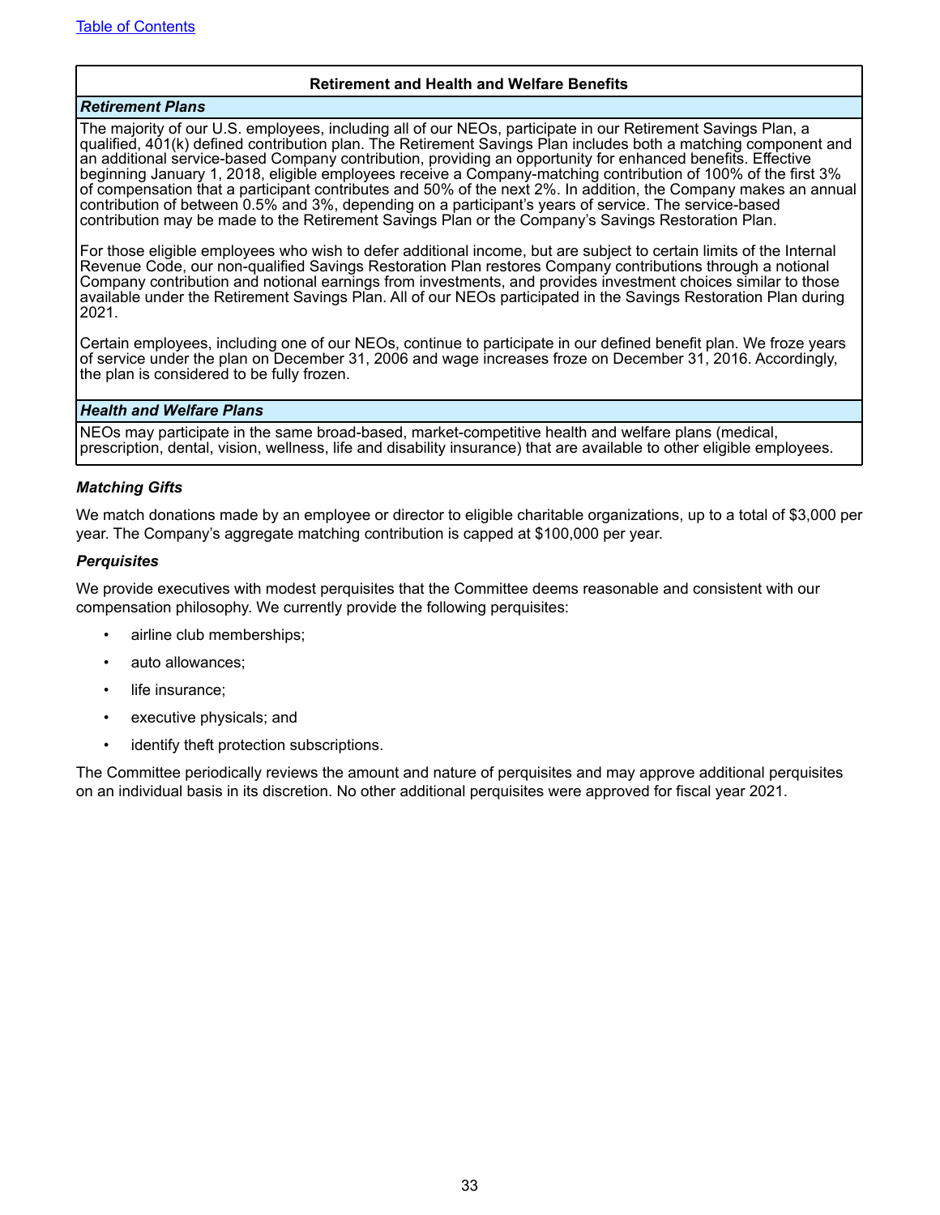[Table of Contents]

## Retirement and Health and Welfare Benefits

### *Retirement Plans*

The majority of our U.S. employees, including all of our NEOs, participate in our Retirement Savings Plan, a qualified, 401(k) defined contribution plan. The Retirement Savings Plan includes both a matching component and an additional service-based Company contribution, providing an opportunity for enhanced benefits. Effective beginning January 1, 2018, eligible employees receive a Company-matching contribution of 100% of the first 3% of compensation that a participant contributes and 50% of the next 2%. In addition, the Company makes an annual contribution of between 0.5% and 3%, depending on a participant's years of service. The service-based contribution may be made to the Retirement Savings Plan or the Company's Savings Restoration Plan.

For those eligible employees who wish to defer additional income, but are subject to certain limits of the Internal Revenue Code, our non-qualified Savings Restoration Plan restores Company contributions through a notional Company contribution and notional earnings from investments, and provides investment choices similar to those available under the Retirement Savings Plan. All of our NEOs participated in the Savings Restoration Plan during 2021.

Certain employees, including one of our NEOs, continue to participate in our defined benefit plan. We froze years of service under the plan on December 31, 2006 and wage increases froze on December 31, 2016. Accordingly, the plan is considered to be fully frozen.

### *Health and Welfare Plans*

NEOs may participate in the same broad-based, market-competitive health and welfare plans (medical, prescription, dental, vision, wellness, life and disability insurance) that are available to other eligible employees.

### *Matching Gifts*

We match donations made by an employee or director to eligible charitable organizations, up to a total of $3,000 per year. The Company's aggregate matching contribution is capped at $100,000 per year.

### *Perquisites*

We provide executives with modest perquisites that the Committee deems reasonable and consistent with our compensation philosophy. We currently provide the following perquisites:

- airline club memberships;
- auto allowances;
- life insurance;
- executive physicals; and
- identify theft protection subscriptions.

The Committee periodically reviews the amount and nature of perquisites and may approve additional perquisites on an individual basis in its discretion. No other additional perquisites were approved for fiscal year 2021.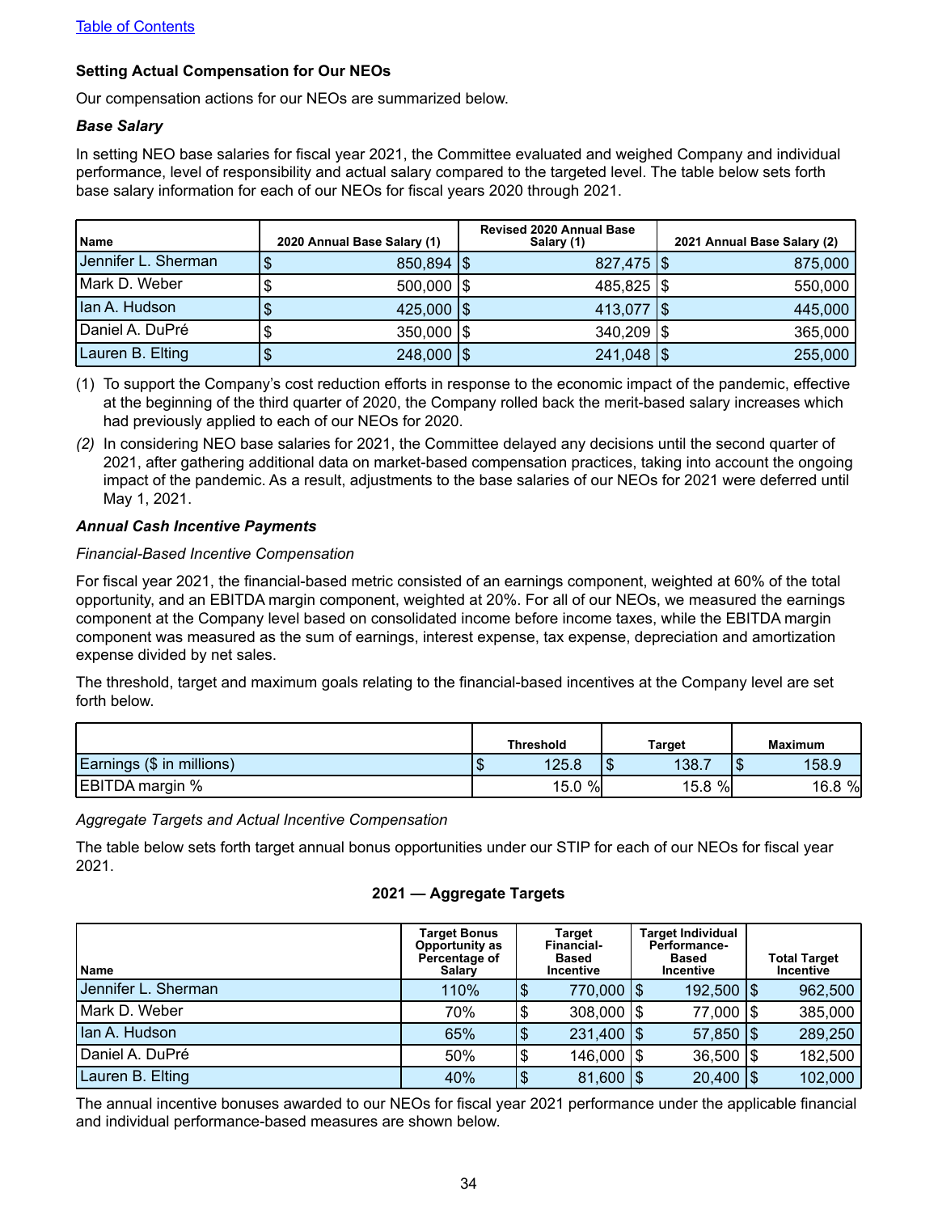[Table of Contents](#)

**Setting Actual Compensation for Our NEOs**

Our compensation actions for our NEOs are summarized below.

***Base Salary***

In setting NEO base salaries for fiscal year 2021, the Committee evaluated and weighed Company and individual performance, level of responsibility and actual salary compared to the targeted level. The table below sets forth base salary information for each of our NEOs for fiscal years 2020 through 2021.

| Name | 2020 Annual Base Salary (1) | Revised 2020 Annual Base Salary (1) | 2021 Annual Base Salary (2) |
|---|---|---|---|
| Jennifer L. Sherman | $ 850,894 | $ 827,475 | $ 875,000 |
| Mark D. Weber | $ 500,000 | $ 485,825 | $ 550,000 |
| Ian A. Hudson | $ 425,000 | $ 413,077 | $ 445,000 |
| Daniel A. DuPré | $ 350,000 | $ 340,209 | $ 365,000 |
| Lauren B. Elting | $ 248,000 | $ 241,048 | $ 255,000 |

(1) To support the Company's cost reduction efforts in response to the economic impact of the pandemic, effective at the beginning of the third quarter of 2020, the Company rolled back the merit-based salary increases which had previously applied to each of our NEOs for 2020.

*(2)* In considering NEO base salaries for 2021, the Committee delayed any decisions until the second quarter of 2021, after gathering additional data on market-based compensation practices, taking into account the ongoing impact of the pandemic. As a result, adjustments to the base salaries of our NEOs for 2021 were deferred until May 1, 2021.

***Annual Cash Incentive Payments***

*Financial-Based Incentive Compensation*

For fiscal year 2021, the financial-based metric consisted of an earnings component, weighted at 60% of the total opportunity, and an EBITDA margin component, weighted at 20%. For all of our NEOs, we measured the earnings component at the Company level based on consolidated income before income taxes, while the EBITDA margin component was measured as the sum of earnings, interest expense, tax expense, depreciation and amortization expense divided by net sales.

The threshold, target and maximum goals relating to the financial-based incentives at the Company level are set forth below.

| | Threshold | Target | Maximum |
|---|---|---|---|
| Earnings ($ in millions) | $ 125.8 | $ 138.7 | $ 158.9 |
| EBITDA margin % | 15.0 % | 15.8 % | 16.8 % |

*Aggregate Targets and Actual Incentive Compensation*

The table below sets forth target annual bonus opportunities under our STIP for each of our NEOs for fiscal year 2021.

**2021 — Aggregate Targets**

| Name | Target Bonus Opportunity as Percentage of Salary | Target Financial-Based Incentive | Target Individual Performance-Based Incentive | Total Target Incentive |
|---|---|---|---|---|
| Jennifer L. Sherman | 110% | $ 770,000 | $ 192,500 | $ 962,500 |
| Mark D. Weber | 70% | $ 308,000 | $ 77,000 | $ 385,000 |
| Ian A. Hudson | 65% | $ 231,400 | $ 57,850 | $ 289,250 |
| Daniel A. DuPré | 50% | $ 146,000 | $ 36,500 | $ 182,500 |
| Lauren B. Elting | 40% | $ 81,600 | $ 20,400 | $ 102,000 |

The annual incentive bonuses awarded to our NEOs for fiscal year 2021 performance under the applicable financial and individual performance-based measures are shown below.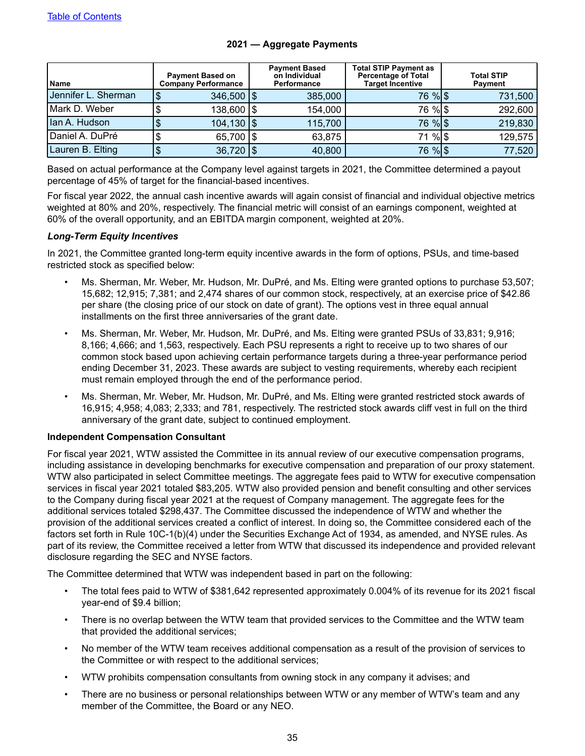[Table of Contents](#)

**2021 — Aggregate Payments**

| Name | Payment Based on Company Performance | Payment Based on Individual Performance | Total STIP Payment as Percentage of Total Target Incentive | Total STIP Payment |
|---|---|---|---|---|
| Jennifer L. Sherman | $ 346,500 | $ 385,000 | 76 % | $ 731,500 |
| Mark D. Weber | $ 138,600 | $ 154,000 | 76 % | $ 292,600 |
| Ian A. Hudson | $ 104,130 | $ 115,700 | 76 % | $ 219,830 |
| Daniel A. DuPré | $ 65,700 | $ 63,875 | 71 % | $ 129,575 |
| Lauren B. Elting | $ 36,720 | $ 40,800 | 76 % | $ 77,520 |

Based on actual performance at the Company level against targets in 2021, the Committee determined a payout percentage of 45% of target for the financial-based incentives.

For fiscal year 2022, the annual cash incentive awards will again consist of financial and individual objective metrics weighted at 80% and 20%, respectively. The financial metric will consist of an earnings component, weighted at 60% of the overall opportunity, and an EBITDA margin component, weighted at 20%.

***Long-Term Equity Incentives***

In 2021, the Committee granted long-term equity incentive awards in the form of options, PSUs, and time-based restricted stock as specified below:

- Ms. Sherman, Mr. Weber, Mr. Hudson, Mr. DuPré, and Ms. Elting were granted options to purchase 53,507; 15,682; 12,915; 7,381; and 2,474 shares of our common stock, respectively, at an exercise price of $42.86 per share (the closing price of our stock on date of grant). The options vest in three equal annual installments on the first three anniversaries of the grant date.
- Ms. Sherman, Mr. Weber, Mr. Hudson, Mr. DuPré, and Ms. Elting were granted PSUs of 33,831; 9,916; 8,166; 4,666; and 1,563, respectively. Each PSU represents a right to receive up to two shares of our common stock based upon achieving certain performance targets during a three-year performance period ending December 31, 2023. These awards are subject to vesting requirements, whereby each recipient must remain employed through the end of the performance period.
- Ms. Sherman, Mr. Weber, Mr. Hudson, Mr. DuPré, and Ms. Elting were granted restricted stock awards of 16,915; 4,958; 4,083; 2,333; and 781, respectively. The restricted stock awards cliff vest in full on the third anniversary of the grant date, subject to continued employment.

**Independent Compensation Consultant**

For fiscal year 2021, WTW assisted the Committee in its annual review of our executive compensation programs, including assistance in developing benchmarks for executive compensation and preparation of our proxy statement. WTW also participated in select Committee meetings. The aggregate fees paid to WTW for executive compensation services in fiscal year 2021 totaled $83,205. WTW also provided pension and benefit consulting and other services to the Company during fiscal year 2021 at the request of Company management. The aggregate fees for the additional services totaled $298,437. The Committee discussed the independence of WTW and whether the provision of the additional services created a conflict of interest. In doing so, the Committee considered each of the factors set forth in Rule 10C-1(b)(4) under the Securities Exchange Act of 1934, as amended, and NYSE rules. As part of its review, the Committee received a letter from WTW that discussed its independence and provided relevant disclosure regarding the SEC and NYSE factors.

The Committee determined that WTW was independent based in part on the following:

- The total fees paid to WTW of $381,642 represented approximately 0.004% of its revenue for its 2021 fiscal year-end of $9.4 billion;
- There is no overlap between the WTW team that provided services to the Committee and the WTW team that provided the additional services;
- No member of the WTW team receives additional compensation as a result of the provision of services to the Committee or with respect to the additional services;
- WTW prohibits compensation consultants from owning stock in any company it advises; and
- There are no business or personal relationships between WTW or any member of WTW's team and any member of the Committee, the Board or any NEO.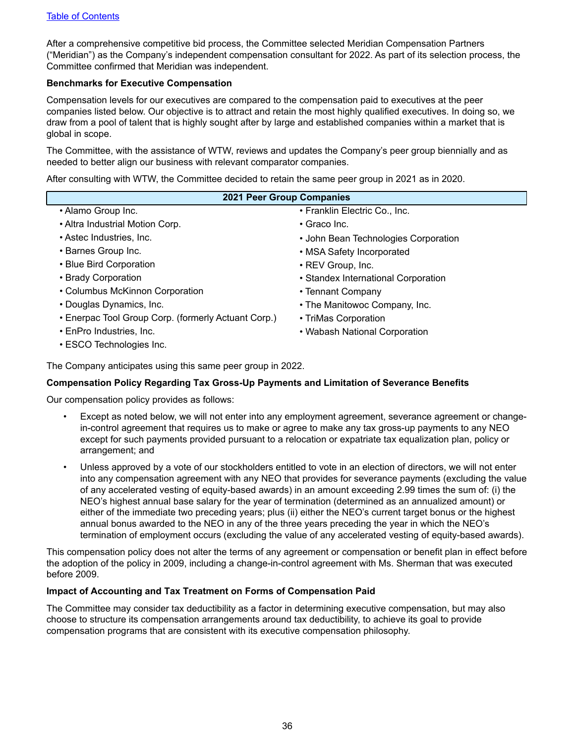After a comprehensive competitive bid process, the Committee selected Meridian Compensation Partners ("Meridian") as the Company's independent compensation consultant for 2022. As part of its selection process, the Committee confirmed that Meridian was independent.

**Benchmarks for Executive Compensation**

Compensation levels for our executives are compared to the compensation paid to executives at the peer companies listed below. Our objective is to attract and retain the most highly qualified executives. In doing so, we draw from a pool of talent that is highly sought after by large and established companies within a market that is global in scope.

The Committee, with the assistance of WTW, reviews and updates the Company's peer group biennially and as needed to better align our business with relevant comparator companies.

After consulting with WTW, the Committee decided to retain the same peer group in 2021 as in 2020.

| 2021 Peer Group Companies | |
|---|---|
| • Alamo Group Inc. | • Franklin Electric Co., Inc. |
| • Altra Industrial Motion Corp. | • Graco Inc. |
| • Astec Industries, Inc. | • John Bean Technologies Corporation |
| • Barnes Group Inc. | • MSA Safety Incorporated |
| • Blue Bird Corporation | • REV Group, Inc. |
| • Brady Corporation | • Standex International Corporation |
| • Columbus McKinnon Corporation | • Tennant Company |
| • Douglas Dynamics, Inc. | • The Manitowoc Company, Inc. |
| • Enerpac Tool Group Corp. (formerly Actuant Corp.) | • TriMas Corporation |
| • EnPro Industries, Inc. | • Wabash National Corporation |
| • ESCO Technologies Inc. | |

The Company anticipates using this same peer group in 2022.

**Compensation Policy Regarding Tax Gross-Up Payments and Limitation of Severance Benefits**

Our compensation policy provides as follows:

- Except as noted below, we will not enter into any employment agreement, severance agreement or change-in-control agreement that requires us to make or agree to make any tax gross-up payments to any NEO except for such payments provided pursuant to a relocation or expatriate tax equalization plan, policy or arrangement; and
- Unless approved by a vote of our stockholders entitled to vote in an election of directors, we will not enter into any compensation agreement with any NEO that provides for severance payments (excluding the value of any accelerated vesting of equity-based awards) in an amount exceeding 2.99 times the sum of: (i) the NEO's highest annual base salary for the year of termination (determined as an annualized amount) or either of the immediate two preceding years; plus (ii) either the NEO's current target bonus or the highest annual bonus awarded to the NEO in any of the three years preceding the year in which the NEO's termination of employment occurs (excluding the value of any accelerated vesting of equity-based awards).

This compensation policy does not alter the terms of any agreement or compensation or benefit plan in effect before the adoption of the policy in 2009, including a change-in-control agreement with Ms. Sherman that was executed before 2009.

**Impact of Accounting and Tax Treatment on Forms of Compensation Paid**

The Committee may consider tax deductibility as a factor in determining executive compensation, but may also choose to structure its compensation arrangements around tax deductibility, to achieve its goal to provide compensation programs that are consistent with its executive compensation philosophy.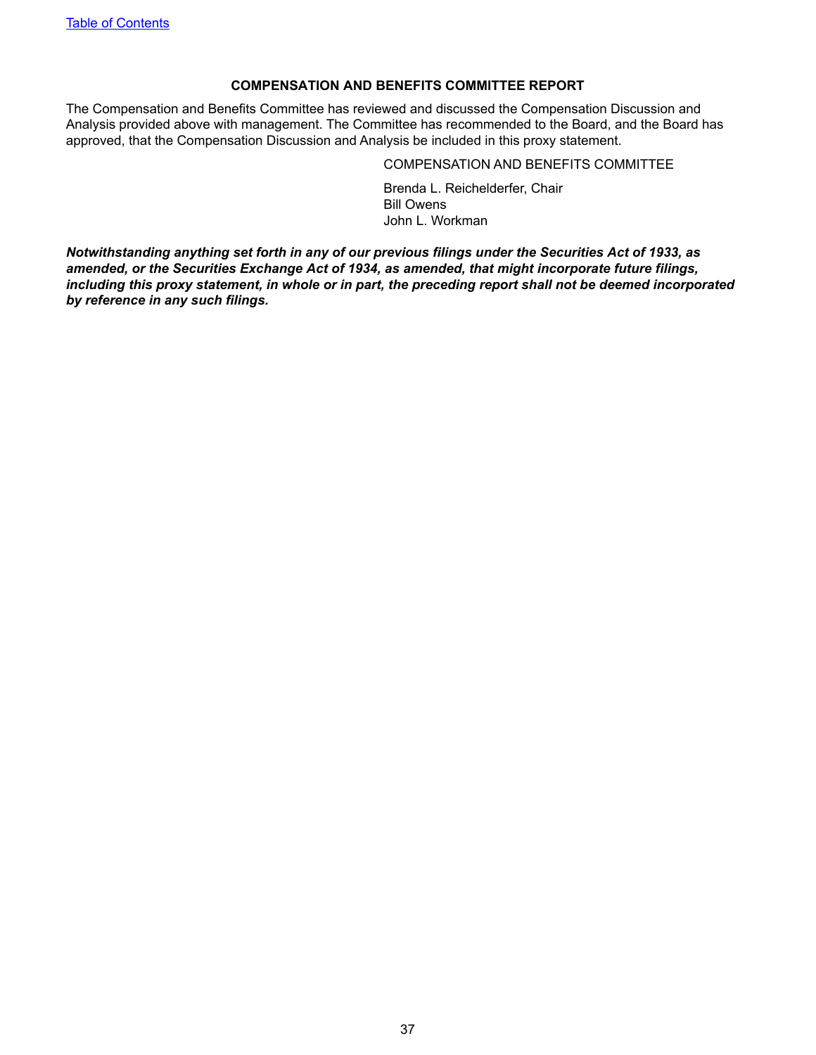## COMPENSATION AND BENEFITS COMMITTEE REPORT

The Compensation and Benefits Committee has reviewed and discussed the Compensation Discussion and Analysis provided above with management. The Committee has recommended to the Board, and the Board has approved, that the Compensation Discussion and Analysis be included in this proxy statement.

COMPENSATION AND BENEFITS COMMITTEE

Brenda L. Reichelderfer, Chair
Bill Owens
John L. Workman

***Notwithstanding anything set forth in any of our previous filings under the Securities Act of 1933, as amended, or the Securities Exchange Act of 1934, as amended, that might incorporate future filings, including this proxy statement, in whole or in part, the preceding report shall not be deemed incorporated by reference in any such filings.***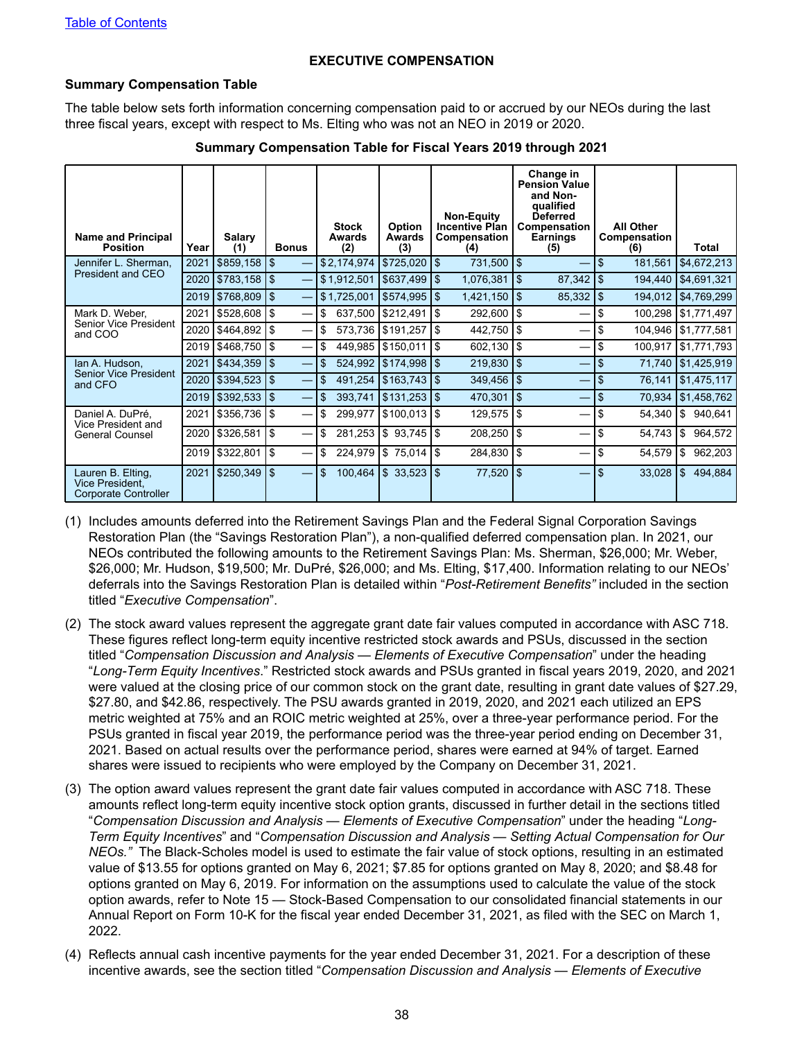[Table of Contents](#)

# EXECUTIVE COMPENSATION

## Summary Compensation Table

The table below sets forth information concerning compensation paid to or accrued by our NEOs during the last three fiscal years, except with respect to Ms. Elting who was not an NEO in 2019 or 2020.

**Summary Compensation Table for Fiscal Years 2019 through 2021**

| Name and Principal Position | Year | Salary (1) | Bonus | Stock Awards (2) | Option Awards (3) | Non-Equity Incentive Plan Compensation (4) | Change in Pension Value and Non-qualified Deferred Compensation Earnings (5) | All Other Compensation (6) | Total |
|---|---|---|---|---|---|---|---|---|---|
| Jennifer L. Sherman, President and CEO | 2021 | $859,158 | $ — | $2,174,974 | $725,020 | $ 731,500 | $ — | $ 181,561 | $4,672,213 |
| | 2020 | $783,158 | $ — | $1,912,501 | $637,499 | $ 1,076,381 | $ 87,342 | $ 194,440 | $4,691,321 |
| | 2019 | $768,809 | $ — | $1,725,001 | $574,995 | $ 1,421,150 | $ 85,332 | $ 194,012 | $4,769,299 |
| Mark D. Weber, Senior Vice President and COO | 2021 | $528,608 | $ — | $ 637,500 | $212,491 | $ 292,600 | $ — | $ 100,298 | $1,771,497 |
| | 2020 | $464,892 | $ — | $ 573,736 | $191,257 | $ 442,750 | $ — | $ 104,946 | $1,777,581 |
| | 2019 | $468,750 | $ — | $ 449,985 | $150,011 | $ 602,130 | $ — | $ 100,917 | $1,771,793 |
| Ian A. Hudson, Senior Vice President and CFO | 2021 | $434,359 | $ — | $ 524,992 | $174,998 | $ 219,830 | $ — | $ 71,740 | $1,425,919 |
| | 2020 | $394,523 | $ — | $ 491,254 | $163,743 | $ 349,456 | $ — | $ 76,141 | $1,475,117 |
| | 2019 | $392,533 | $ — | $ 393,741 | $131,253 | $ 470,301 | $ — | $ 70,934 | $1,458,762 |
| Daniel A. DuPré, Vice President and General Counsel | 2021 | $356,736 | $ — | $ 299,977 | $100,013 | $ 129,575 | $ — | $ 54,340 | $ 940,641 |
| | 2020 | $326,581 | $ — | $ 281,253 | $ 93,745 | $ 208,250 | $ — | $ 54,743 | $ 964,572 |
| | 2019 | $322,801 | $ — | $ 224,979 | $ 75,014 | $ 284,830 | $ — | $ 54,579 | $ 962,203 |
| Lauren B. Elting, Vice President, Corporate Controller | 2021 | $250,349 | $ — | $ 100,464 | $ 33,523 | $ 77,520 | $ — | $ 33,028 | $ 494,884 |

(1) Includes amounts deferred into the Retirement Savings Plan and the Federal Signal Corporation Savings Restoration Plan (the "Savings Restoration Plan"), a non-qualified deferred compensation plan. In 2021, our NEOs contributed the following amounts to the Retirement Savings Plan: Ms. Sherman, $26,000; Mr. Weber, $26,000; Mr. Hudson, $19,500; Mr. DuPré, $26,000; and Ms. Elting, $17,400. Information relating to our NEOs' deferrals into the Savings Restoration Plan is detailed within "*Post-Retirement Benefits"* included in the section titled "*Executive Compensation*".

(2) The stock award values represent the aggregate grant date fair values computed in accordance with ASC 718. These figures reflect long-term equity incentive restricted stock awards and PSUs, discussed in the section titled "*Compensation Discussion and Analysis — Elements of Executive Compensation*" under the heading "*Long-Term Equity Incentives*." Restricted stock awards and PSUs granted in fiscal years 2019, 2020, and 2021 were valued at the closing price of our common stock on the grant date, resulting in grant date values of $27.29, $27.80, and $42.86, respectively. The PSU awards granted in 2019, 2020, and 2021 each utilized an EPS metric weighted at 75% and an ROIC metric weighted at 25%, over a three-year performance period. For the PSUs granted in fiscal year 2019, the performance period was the three-year period ending on December 31, 2021. Based on actual results over the performance period, shares were earned at 94% of target. Earned shares were issued to recipients who were employed by the Company on December 31, 2021.

(3) The option award values represent the grant date fair values computed in accordance with ASC 718. These amounts reflect long-term equity incentive stock option grants, discussed in further detail in the sections titled "*Compensation Discussion and Analysis — Elements of Executive Compensation*" under the heading "*Long-Term Equity Incentives*" and "*Compensation Discussion and Analysis — Setting Actual Compensation for Our NEOs."* The Black-Scholes model is used to estimate the fair value of stock options, resulting in an estimated value of $13.55 for options granted on May 6, 2021; $7.85 for options granted on May 8, 2020; and $8.48 for options granted on May 6, 2019. For information on the assumptions used to calculate the value of the stock option awards, refer to Note 15 — Stock-Based Compensation to our consolidated financial statements in our Annual Report on Form 10-K for the fiscal year ended December 31, 2021, as filed with the SEC on March 1, 2022.

(4) Reflects annual cash incentive payments for the year ended December 31, 2021. For a description of these incentive awards, see the section titled "*Compensation Discussion and Analysis — Elements of Executive*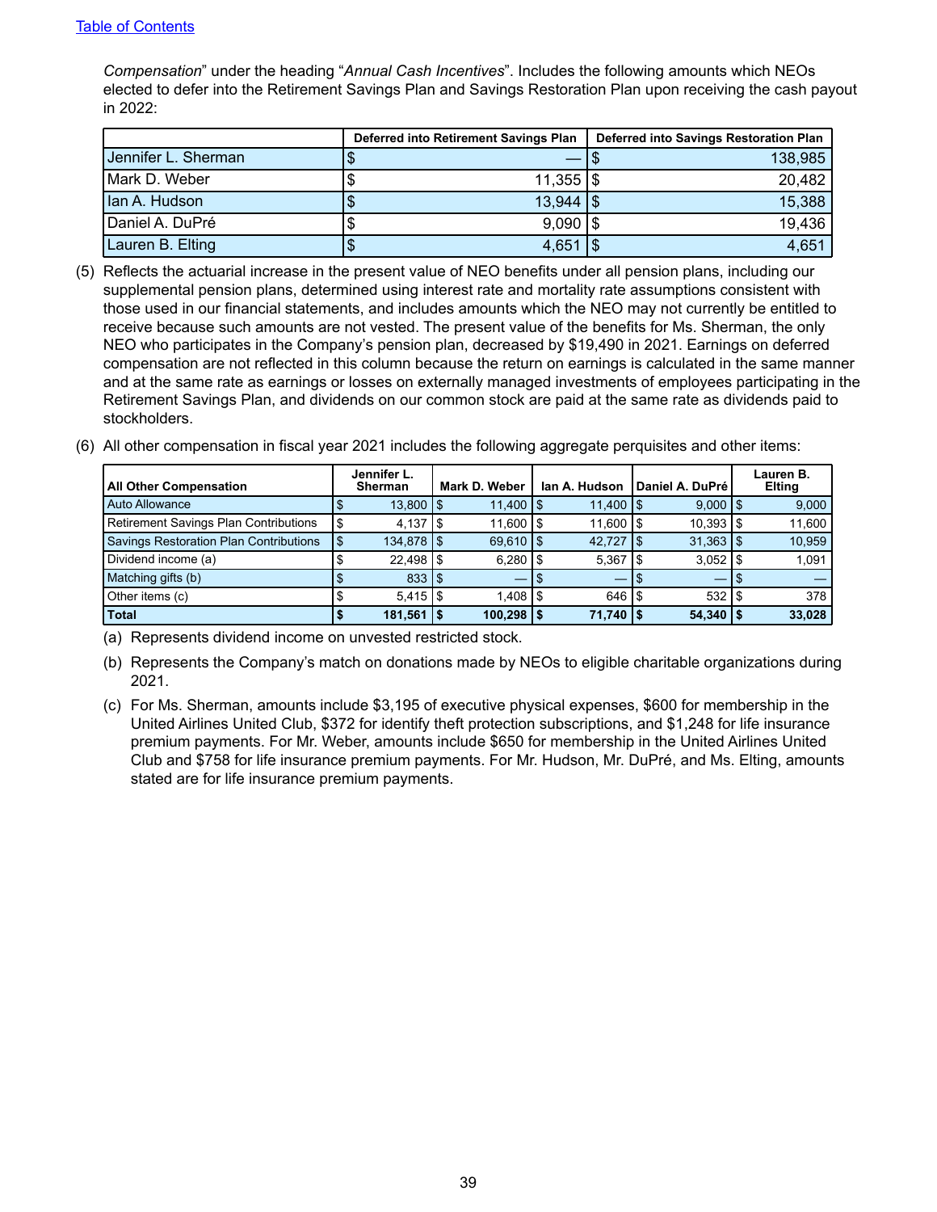*Compensation*" under the heading "*Annual Cash Incentives*". Includes the following amounts which NEOs elected to defer into the Retirement Savings Plan and Savings Restoration Plan upon receiving the cash payout in 2022:

| | Deferred into Retirement Savings Plan | Deferred into Savings Restoration Plan |
|---|---|---|
| Jennifer L. Sherman | $ — | $ 138,985 |
| Mark D. Weber | $ 11,355 | $ 20,482 |
| Ian A. Hudson | $ 13,944 | $ 15,388 |
| Daniel A. DuPré | $ 9,090 | $ 19,436 |
| Lauren B. Elting | $ 4,651 | $ 4,651 |

(5) Reflects the actuarial increase in the present value of NEO benefits under all pension plans, including our supplemental pension plans, determined using interest rate and mortality rate assumptions consistent with those used in our financial statements, and includes amounts which the NEO may not currently be entitled to receive because such amounts are not vested. The present value of the benefits for Ms. Sherman, the only NEO who participates in the Company's pension plan, decreased by $19,490 in 2021. Earnings on deferred compensation are not reflected in this column because the return on earnings is calculated in the same manner and at the same rate as earnings or losses on externally managed investments of employees participating in the Retirement Savings Plan, and dividends on our common stock are paid at the same rate as dividends paid to stockholders.

(6) All other compensation in fiscal year 2021 includes the following aggregate perquisites and other items:

| All Other Compensation | Jennifer L. Sherman | Mark D. Weber | Ian A. Hudson | Daniel A. DuPré | Lauren B. Elting |
|---|---|---|---|---|---|
| Auto Allowance | $ 13,800 | $ 11,400 | $ 11,400 | $ 9,000 | $ 9,000 |
| Retirement Savings Plan Contributions | $ 4,137 | $ 11,600 | $ 11,600 | $ 10,393 | $ 11,600 |
| Savings Restoration Plan Contributions | $ 134,878 | $ 69,610 | $ 42,727 | $ 31,363 | $ 10,959 |
| Dividend income (a) | $ 22,498 | $ 6,280 | $ 5,367 | $ 3,052 | $ 1,091 |
| Matching gifts (b) | $ 833 | $ — | $ — | $ — | $ — |
| Other items (c) | $ 5,415 | $ 1,408 | $ 646 | $ 532 | $ 378 |
| **Total** | **$ 181,561** | **$ 100,298** | **$ 71,740** | **$ 54,340** | **$ 33,028** |

(a) Represents dividend income on unvested restricted stock.

(b) Represents the Company's match on donations made by NEOs to eligible charitable organizations during 2021.

(c) For Ms. Sherman, amounts include $3,195 of executive physical expenses, $600 for membership in the United Airlines United Club, $372 for identify theft protection subscriptions, and $1,248 for life insurance premium payments. For Mr. Weber, amounts include $650 for membership in the United Airlines United Club and $758 for life insurance premium payments. For Mr. Hudson, Mr. DuPré, and Ms. Elting, amounts stated are for life insurance premium payments.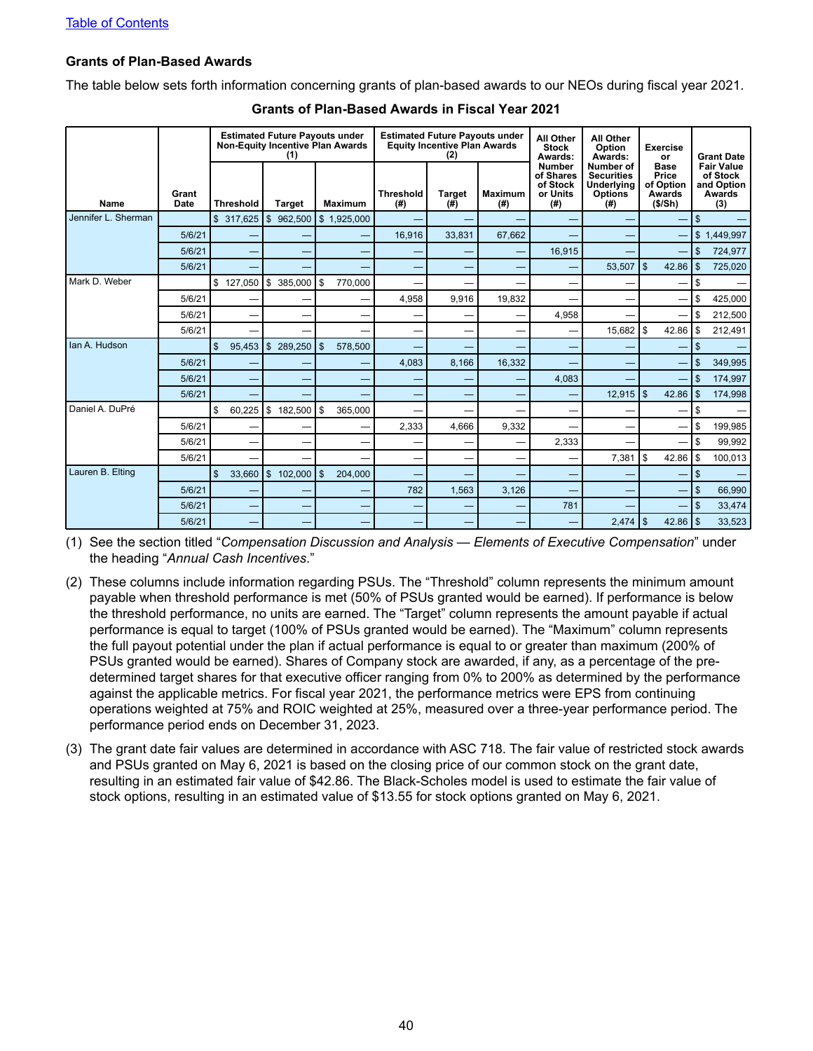[Table of Contents](#)

### Grants of Plan-Based Awards

The table below sets forth information concerning grants of plan-based awards to our NEOs during fiscal year 2021.

**Grants of Plan-Based Awards in Fiscal Year 2021**

| Name | Grant Date | Estimated Future Payouts under Non-Equity Incentive Plan Awards (1) | | | Estimated Future Payouts under Equity Incentive Plan Awards (2) | | | All Other Stock Awards: Number of Shares of Stock or Units (#) | All Other Option Awards: Number of Securities Underlying Options (#) | Exercise or Base Price of Option Awards ($/Sh) | Grant Date Fair Value of Stock and Option Awards (3) |
|---|---|---|---|---|---|---|---|---|---|---|---|
| | | Threshold | Target | Maximum | Threshold (#) | Target (#) | Maximum (#) | | | | |
| Jennifer L. Sherman | | $ 317,625 | $ 962,500 | $ 1,925,000 | — | — | — | — | — | — | $ — |
| | 5/6/21 | — | — | — | 16,916 | 33,831 | 67,662 | — | — | — | $ 1,449,997 |
| | 5/6/21 | — | — | — | — | — | — | 16,915 | — | — | $ 724,977 |
| | 5/6/21 | — | — | — | — | — | — | — | 53,507 | $ 42.86 | $ 725,020 |
| Mark D. Weber | | $ 127,050 | $ 385,000 | $ 770,000 | — | — | — | — | — | — | $ — |
| | 5/6/21 | — | — | — | 4,958 | 9,916 | 19,832 | — | — | — | $ 425,000 |
| | 5/6/21 | — | — | — | — | — | — | 4,958 | — | — | $ 212,500 |
| | 5/6/21 | — | — | — | — | — | — | — | 15,682 | $ 42.86 | $ 212,491 |
| Ian A. Hudson | | $ 95,453 | $ 289,250 | $ 578,500 | — | — | — | — | — | — | $ — |
| | 5/6/21 | — | — | — | 4,083 | 8,166 | 16,332 | — | — | — | $ 349,995 |
| | 5/6/21 | — | — | — | — | — | — | 4,083 | — | — | $ 174,997 |
| | 5/6/21 | — | — | — | — | — | — | — | 12,915 | $ 42.86 | $ 174,998 |
| Daniel A. DuPré | | $ 60,225 | $ 182,500 | $ 365,000 | — | — | — | — | — | — | $ — |
| | 5/6/21 | — | — | — | 2,333 | 4,666 | 9,332 | — | — | — | $ 199,985 |
| | 5/6/21 | — | — | — | — | — | — | 2,333 | — | — | $ 99,992 |
| | 5/6/21 | — | — | — | — | — | — | — | 7,381 | $ 42.86 | $ 100,013 |
| Lauren B. Elting | | $ 33,660 | $ 102,000 | $ 204,000 | — | — | — | — | — | — | $ — |
| | 5/6/21 | — | — | — | 782 | 1,563 | 3,126 | — | — | — | $ 66,990 |
| | 5/6/21 | — | — | — | — | — | — | 781 | — | — | $ 33,474 |
| | 5/6/21 | — | — | — | — | — | — | — | 2,474 | $ 42.86 | $ 33,523 |

(1) See the section titled "*Compensation Discussion and Analysis — Elements of Executive Compensation*" under the heading "*Annual Cash Incentives*."

(2) These columns include information regarding PSUs. The "Threshold" column represents the minimum amount payable when threshold performance is met (50% of PSUs granted would be earned). If performance is below the threshold performance, no units are earned. The "Target" column represents the amount payable if actual performance is equal to target (100% of PSUs granted would be earned). The "Maximum" column represents the full payout potential under the plan if actual performance is equal to or greater than maximum (200% of PSUs granted would be earned). Shares of Company stock are awarded, if any, as a percentage of the pre-determined target shares for that executive officer ranging from 0% to 200% as determined by the performance against the applicable metrics. For fiscal year 2021, the performance metrics were EPS from continuing operations weighted at 75% and ROIC weighted at 25%, measured over a three-year performance period. The performance period ends on December 31, 2023.

(3) The grant date fair values are determined in accordance with ASC 718. The fair value of restricted stock awards and PSUs granted on May 6, 2021 is based on the closing price of our common stock on the grant date, resulting in an estimated fair value of $42.86. The Black-Scholes model is used to estimate the fair value of stock options, resulting in an estimated value of $13.55 for stock options granted on May 6, 2021.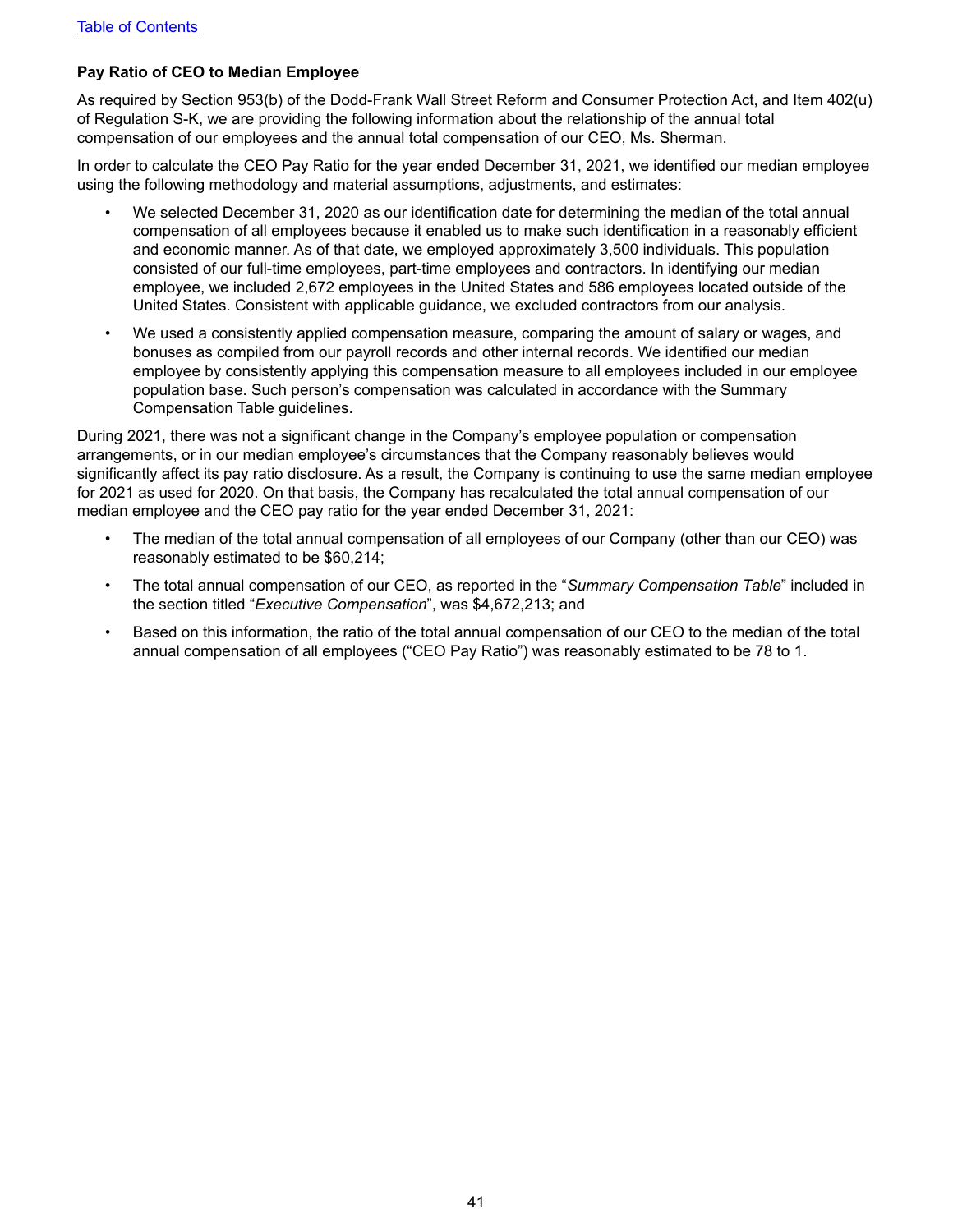## Pay Ratio of CEO to Median Employee

As required by Section 953(b) of the Dodd-Frank Wall Street Reform and Consumer Protection Act, and Item 402(u) of Regulation S-K, we are providing the following information about the relationship of the annual total compensation of our employees and the annual total compensation of our CEO, Ms. Sherman.

In order to calculate the CEO Pay Ratio for the year ended December 31, 2021, we identified our median employee using the following methodology and material assumptions, adjustments, and estimates:

- We selected December 31, 2020 as our identification date for determining the median of the total annual compensation of all employees because it enabled us to make such identification in a reasonably efficient and economic manner. As of that date, we employed approximately 3,500 individuals. This population consisted of our full-time employees, part-time employees and contractors. In identifying our median employee, we included 2,672 employees in the United States and 586 employees located outside of the United States. Consistent with applicable guidance, we excluded contractors from our analysis.
- We used a consistently applied compensation measure, comparing the amount of salary or wages, and bonuses as compiled from our payroll records and other internal records. We identified our median employee by consistently applying this compensation measure to all employees included in our employee population base. Such person's compensation was calculated in accordance with the Summary Compensation Table guidelines.

During 2021, there was not a significant change in the Company's employee population or compensation arrangements, or in our median employee's circumstances that the Company reasonably believes would significantly affect its pay ratio disclosure. As a result, the Company is continuing to use the same median employee for 2021 as used for 2020. On that basis, the Company has recalculated the total annual compensation of our median employee and the CEO pay ratio for the year ended December 31, 2021:

- The median of the total annual compensation of all employees of our Company (other than our CEO) was reasonably estimated to be $60,214;
- The total annual compensation of our CEO, as reported in the "*Summary Compensation Table*" included in the section titled "*Executive Compensation*", was $4,672,213; and
- Based on this information, the ratio of the total annual compensation of our CEO to the median of the total annual compensation of all employees ("CEO Pay Ratio") was reasonably estimated to be 78 to 1.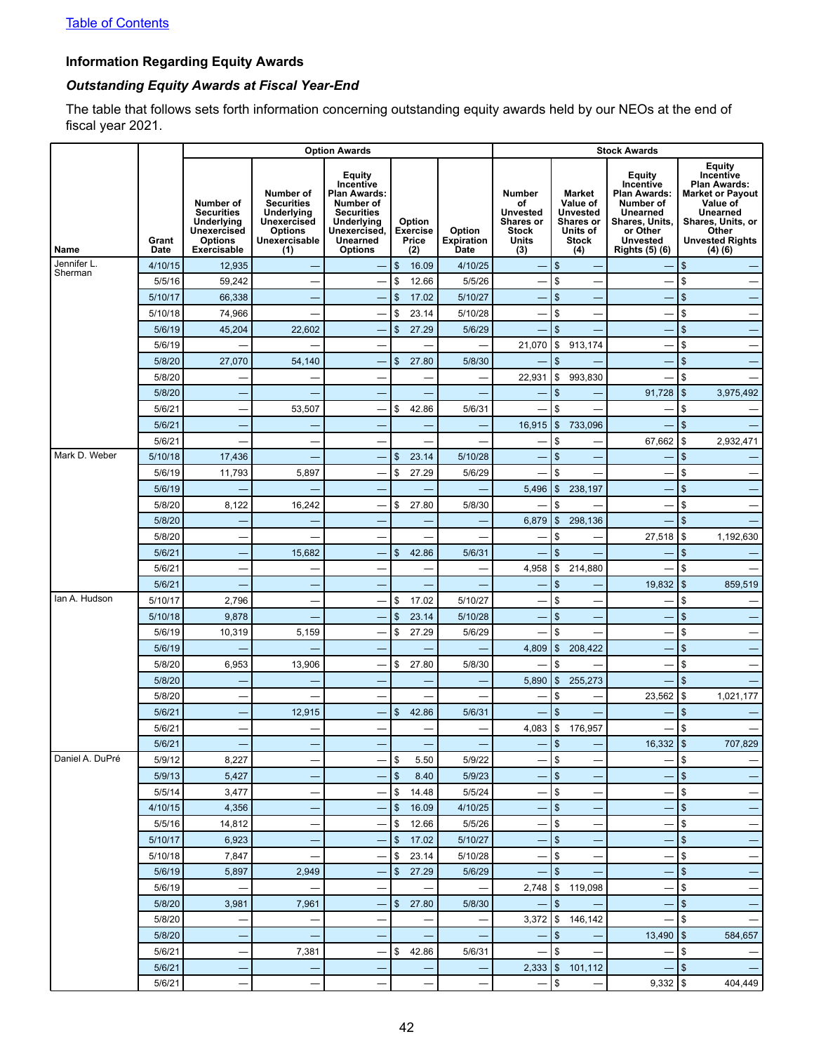[Table of Contents](#)

### Information Regarding Equity Awards

#### *Outstanding Equity Awards at Fiscal Year-End*

The table that follows sets forth information concerning outstanding equity awards held by our NEOs at the end of fiscal year 2021.

| | | Option Awards | | | | | Stock Awards | | | |
|---|---|---|---|---|---|---|---|---|---|---|
| Name | Grant Date | Number of Securities Underlying Unexercised Options Exercisable | Number of Securities Underlying Unexercised Options Unexercisable (1) | Equity Incentive Plan Awards: Number of Securities Underlying Unexercised, Unearned Options | Option Exercise Price (2) | Option Expiration Date | Number of Unvested Shares or Stock Units (3) | Market Value of Unvested Shares or Units of Stock (4) | Equity Incentive Plan Awards: Number of Unearned Shares, Units, or Other Unvested Rights (5) (6) | Equity Incentive Plan Awards: Market or Payout Value of Unearned Shares, Units, or Other Unvested Rights (4) (6) |
| Jennifer L. Sherman | 4/10/15 | 12,935 | — | — | $ 16.09 | 4/10/25 | — | $ — | — | $ — |
| | 5/5/16 | 59,242 | — | — | $ 12.66 | 5/5/26 | — | $ — | — | $ — |
| | 5/10/17 | 66,338 | — | — | $ 17.02 | 5/10/27 | — | $ — | — | $ — |
| | 5/10/18 | 74,966 | — | — | $ 23.14 | 5/10/28 | — | $ — | — | $ — |
| | 5/6/19 | 45,204 | 22,602 | — | $ 27.29 | 5/6/29 | — | $ — | — | $ — |
| | 5/6/19 | — | — | — | — | — | 21,070 | $ 913,174 | — | $ — |
| | 5/8/20 | 27,070 | 54,140 | — | $ 27.80 | 5/8/30 | — | $ — | — | $ — |
| | 5/8/20 | — | — | — | — | — | 22,931 | $ 993,830 | — | $ — |
| | 5/8/20 | — | — | — | — | — | — | $ — | 91,728 | $ 3,975,492 |
| | 5/6/21 | — | 53,507 | — | $ 42.86 | 5/6/31 | — | $ — | — | $ — |
| | 5/6/21 | — | — | — | — | — | 16,915 | $ 733,096 | — | $ — |
| | 5/6/21 | — | — | — | — | — | — | $ — | 67,662 | $ 2,932,471 |
| Mark D. Weber | 5/10/18 | 17,436 | — | — | $ 23.14 | 5/10/28 | — | $ — | — | $ — |
| | 5/6/19 | 11,793 | 5,897 | — | $ 27.29 | 5/6/29 | — | $ — | — | $ — |
| | 5/6/19 | — | — | — | — | — | 5,496 | $ 238,197 | — | $ — |
| | 5/8/20 | 8,122 | 16,242 | — | $ 27.80 | 5/8/30 | — | $ — | — | $ — |
| | 5/8/20 | — | — | — | — | — | 6,879 | $ 298,136 | — | $ — |
| | 5/8/20 | — | — | — | — | — | — | $ — | 27,518 | $ 1,192,630 |
| | 5/6/21 | — | 15,682 | — | $ 42.86 | 5/6/31 | — | $ — | — | $ — |
| | 5/6/21 | — | — | — | — | — | 4,958 | $ 214,880 | — | $ — |
| | 5/6/21 | — | — | — | — | — | — | $ — | 19,832 | $ 859,519 |
| Ian A. Hudson | 5/10/17 | 2,796 | — | — | $ 17.02 | 5/10/27 | — | $ — | — | $ — |
| | 5/10/18 | 9,878 | — | — | $ 23.14 | 5/10/28 | — | $ — | — | $ — |
| | 5/6/19 | 10,319 | 5,159 | — | $ 27.29 | 5/6/29 | — | $ — | — | $ — |
| | 5/6/19 | — | — | — | — | — | 4,809 | $ 208,422 | — | $ — |
| | 5/8/20 | 6,953 | 13,906 | — | $ 27.80 | 5/8/30 | — | $ — | — | $ — |
| | 5/8/20 | — | — | — | — | — | 5,890 | $ 255,273 | — | $ — |
| | 5/8/20 | — | — | — | — | — | — | $ — | 23,562 | $ 1,021,177 |
| | 5/6/21 | — | 12,915 | — | $ 42.86 | 5/6/31 | — | $ — | — | $ — |
| | 5/6/21 | — | — | — | — | — | 4,083 | $ 176,957 | — | $ — |
| | 5/6/21 | — | — | — | — | — | — | $ — | 16,332 | $ 707,829 |
| Daniel A. DuPré | 5/9/12 | 8,227 | — | — | $ 5.50 | 5/9/22 | — | $ — | — | $ — |
| | 5/9/13 | 5,427 | — | — | $ 8.40 | 5/9/23 | — | $ — | — | $ — |
| | 5/5/14 | 3,477 | — | — | $ 14.48 | 5/5/24 | — | $ — | — | $ — |
| | 4/10/15 | 4,356 | — | — | $ 16.09 | 4/10/25 | — | $ — | — | $ — |
| | 5/5/16 | 14,812 | — | — | $ 12.66 | 5/5/26 | — | $ — | — | $ — |
| | 5/10/17 | 6,923 | — | — | $ 17.02 | 5/10/27 | — | $ — | — | $ — |
| | 5/10/18 | 7,847 | — | — | $ 23.14 | 5/10/28 | — | $ — | — | $ — |
| | 5/6/19 | 5,897 | 2,949 | — | $ 27.29 | 5/6/29 | — | $ — | — | $ — |
| | 5/6/19 | — | — | — | — | — | 2,748 | $ 119,098 | — | $ — |
| | 5/8/20 | 3,981 | 7,961 | — | $ 27.80 | 5/8/30 | — | $ — | — | $ — |
| | 5/8/20 | — | — | — | — | — | 3,372 | $ 146,142 | — | $ — |
| | 5/8/20 | — | — | — | — | — | — | $ — | 13,490 | $ 584,657 |
| | 5/6/21 | — | 7,381 | — | $ 42.86 | 5/6/31 | — | $ — | — | $ — |
| | 5/6/21 | — | — | — | — | — | 2,333 | $ 101,112 | — | $ — |
| | 5/6/21 | — | — | — | — | — | — | $ — | 9,332 | $ 404,449 |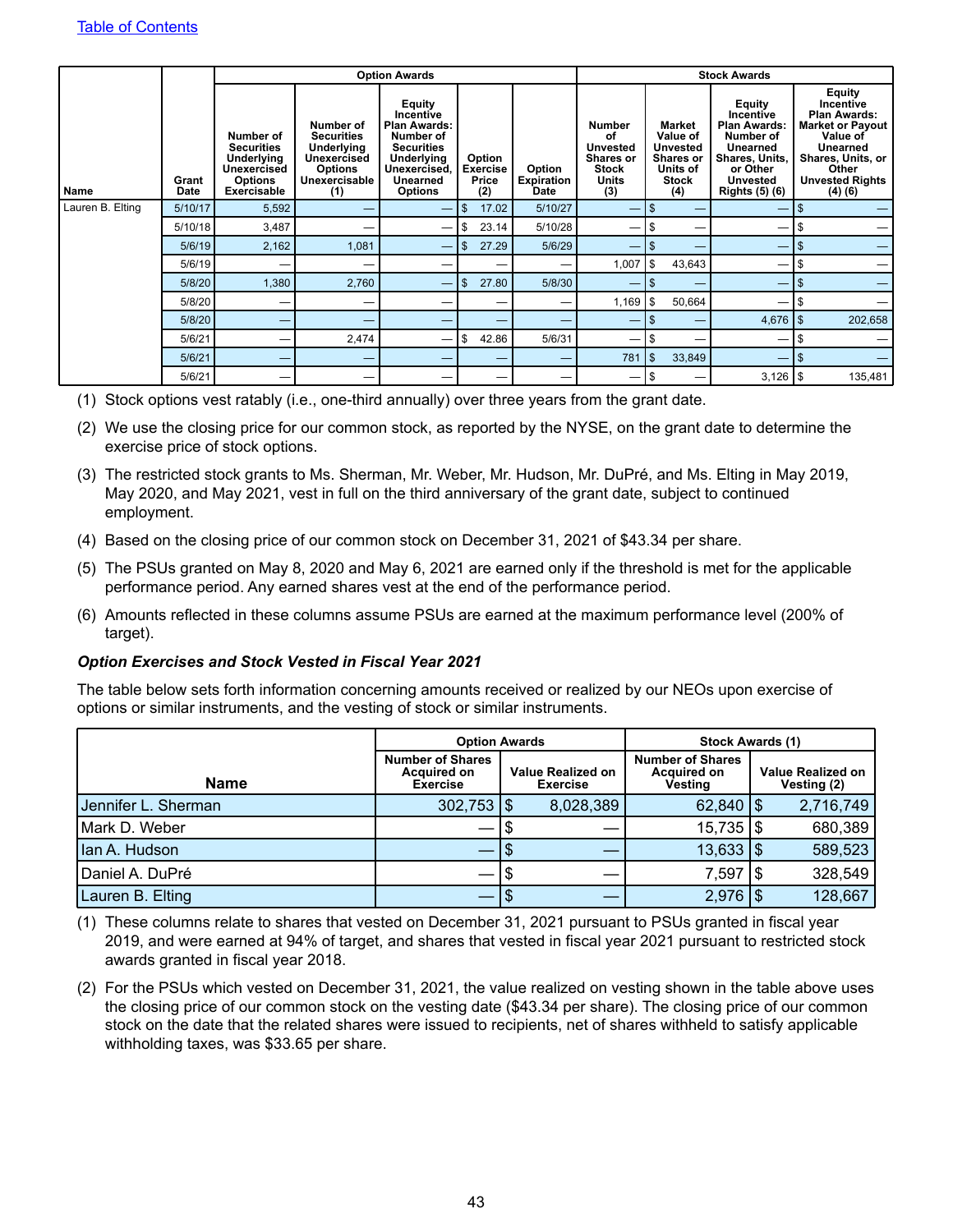[Table of Contents](#)

| Name | Grant Date | Option Awards | | | | | Stock Awards | | | |
|---|---|---|---|---|---|---|---|---|---|---|
| | | Number of Securities Underlying Unexercised Options Exercisable | Number of Securities Underlying Unexercised Options Unexercisable (1) | Equity Incentive Plan Awards: Number of Securities Underlying Unexercised, Unearned Options | Option Exercise Price (2) | Option Expiration Date | Number of Unvested Shares or Stock Units (3) | Market Value of Unvested Shares or Units of Stock (4) | Equity Incentive Plan Awards: Number of Unearned Shares, Units, or Other Unvested Rights (5) (6) | Equity Incentive Plan Awards: Market or Payout Value of Unearned Shares, Units, or Other Unvested Rights (4) (6) |
| Lauren B. Elting | 5/10/17 | 5,592 | — | — | $ 17.02 | 5/10/27 | — | $ — | — | $ — |
| | 5/10/18 | 3,487 | — | — | $ 23.14 | 5/10/28 | — | $ — | — | $ — |
| | 5/6/19 | 2,162 | 1,081 | — | $ 27.29 | 5/6/29 | — | $ — | — | $ — |
| | 5/6/19 | — | — | — | — | — | 1,007 | $ 43,643 | — | $ — |
| | 5/8/20 | 1,380 | 2,760 | — | $ 27.80 | 5/8/30 | — | $ — | — | $ — |
| | 5/8/20 | — | — | — | — | — | 1,169 | $ 50,664 | — | $ — |
| | 5/8/20 | — | — | — | — | — | — | $ — | 4,676 | $ 202,658 |
| | 5/6/21 | — | 2,474 | — | $ 42.86 | 5/6/31 | — | $ — | — | $ — |
| | 5/6/21 | — | — | — | — | — | 781 | $ 33,849 | — | $ — |
| | 5/6/21 | — | — | — | — | — | — | $ — | 3,126 | $ 135,481 |

(1) Stock options vest ratably (i.e., one-third annually) over three years from the grant date.

(2) We use the closing price for our common stock, as reported by the NYSE, on the grant date to determine the exercise price of stock options.

(3) The restricted stock grants to Ms. Sherman, Mr. Weber, Mr. Hudson, Mr. DuPré, and Ms. Elting in May 2019, May 2020, and May 2021, vest in full on the third anniversary of the grant date, subject to continued employment.

(4) Based on the closing price of our common stock on December 31, 2021 of $43.34 per share.

(5) The PSUs granted on May 8, 2020 and May 6, 2021 are earned only if the threshold is met for the applicable performance period. Any earned shares vest at the end of the performance period.

(6) Amounts reflected in these columns assume PSUs are earned at the maximum performance level (200% of target).

***Option Exercises and Stock Vested in Fiscal Year 2021***

The table below sets forth information concerning amounts received or realized by our NEOs upon exercise of options or similar instruments, and the vesting of stock or similar instruments.

| Name | Option Awards | | Stock Awards (1) | |
|---|---|---|---|---|
| | Number of Shares Acquired on Exercise | Value Realized on Exercise | Number of Shares Acquired on Vesting | Value Realized on Vesting (2) |
| Jennifer L. Sherman | 302,753 | $ 8,028,389 | 62,840 | $ 2,716,749 |
| Mark D. Weber | — | $ — | 15,735 | $ 680,389 |
| Ian A. Hudson | — | $ — | 13,633 | $ 589,523 |
| Daniel A. DuPré | — | $ — | 7,597 | $ 328,549 |
| Lauren B. Elting | — | $ — | 2,976 | $ 128,667 |

(1) These columns relate to shares that vested on December 31, 2021 pursuant to PSUs granted in fiscal year 2019, and were earned at 94% of target, and shares that vested in fiscal year 2021 pursuant to restricted stock awards granted in fiscal year 2018.

(2) For the PSUs which vested on December 31, 2021, the value realized on vesting shown in the table above uses the closing price of our common stock on the vesting date ($43.34 per share). The closing price of our common stock on the date that the related shares were issued to recipients, net of shares withheld to satisfy applicable withholding taxes, was $33.65 per share.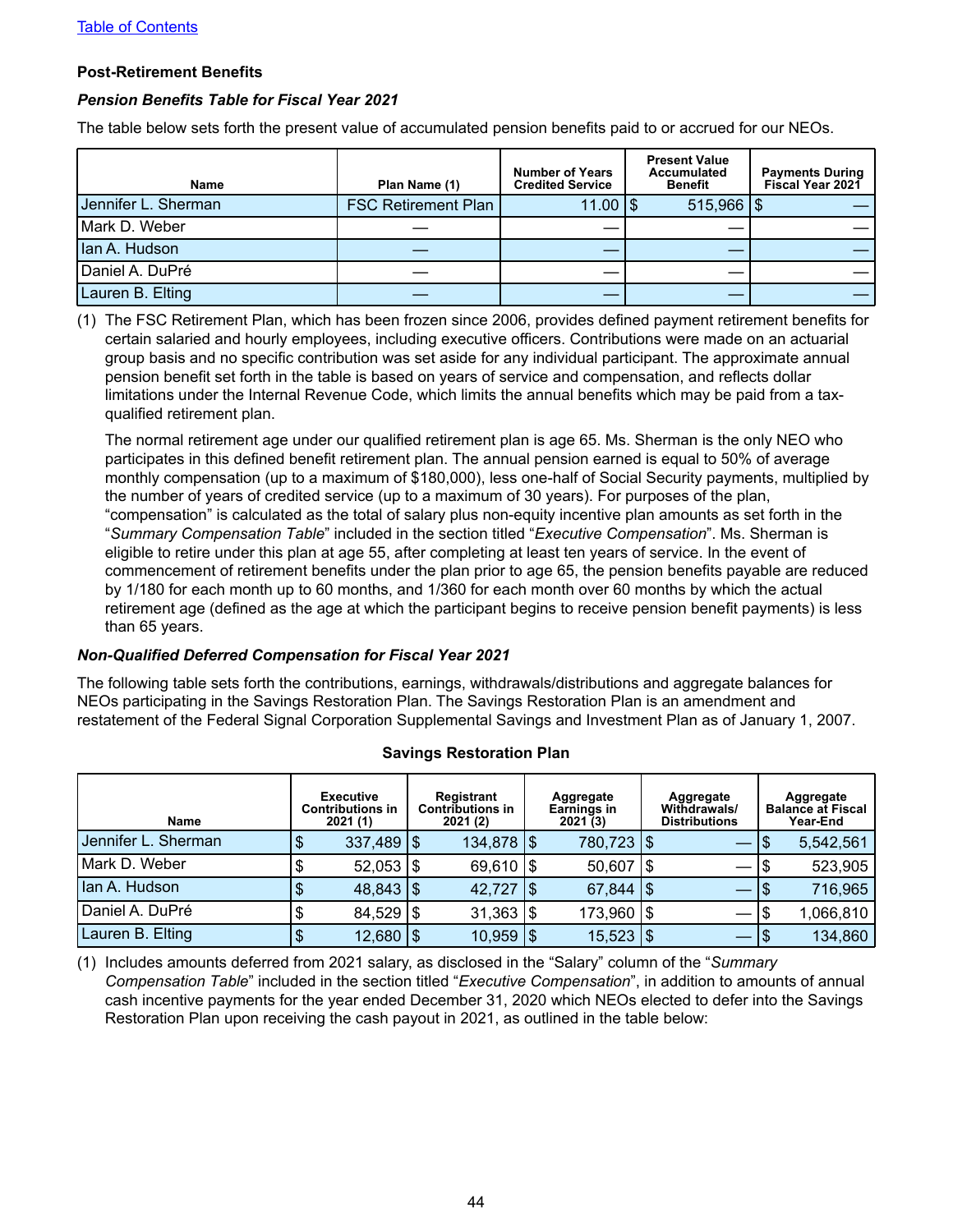[Table of Contents](#)

**Post-Retirement Benefits**

***Pension Benefits Table for Fiscal Year 2021***

The table below sets forth the present value of accumulated pension benefits paid to or accrued for our NEOs.

| Name | Plan Name (1) | Number of Years Credited Service | Present Value Accumulated Benefit | Payments During Fiscal Year 2021 |
|---|---|---|---|---|
| Jennifer L. Sherman | FSC Retirement Plan | 11.00 | $ 515,966 | $ — |
| Mark D. Weber | — | — | — | — |
| Ian A. Hudson | — | — | — | — |
| Daniel A. DuPré | — | — | — | — |
| Lauren B. Elting | — | — | — | — |

(1) The FSC Retirement Plan, which has been frozen since 2006, provides defined payment retirement benefits for certain salaried and hourly employees, including executive officers. Contributions were made on an actuarial group basis and no specific contribution was set aside for any individual participant. The approximate annual pension benefit set forth in the table is based on years of service and compensation, and reflects dollar limitations under the Internal Revenue Code, which limits the annual benefits which may be paid from a tax-qualified retirement plan.

The normal retirement age under our qualified retirement plan is age 65. Ms. Sherman is the only NEO who participates in this defined benefit retirement plan. The annual pension earned is equal to 50% of average monthly compensation (up to a maximum of $180,000), less one-half of Social Security payments, multiplied by the number of years of credited service (up to a maximum of 30 years). For purposes of the plan, "compensation" is calculated as the total of salary plus non-equity incentive plan amounts as set forth in the "*Summary Compensation Table*" included in the section titled "*Executive Compensation*". Ms. Sherman is eligible to retire under this plan at age 55, after completing at least ten years of service. In the event of commencement of retirement benefits under the plan prior to age 65, the pension benefits payable are reduced by 1/180 for each month up to 60 months, and 1/360 for each month over 60 months by which the actual retirement age (defined as the age at which the participant begins to receive pension benefit payments) is less than 65 years.

***Non-Qualified Deferred Compensation for Fiscal Year 2021***

The following table sets forth the contributions, earnings, withdrawals/distributions and aggregate balances for NEOs participating in the Savings Restoration Plan. The Savings Restoration Plan is an amendment and restatement of the Federal Signal Corporation Supplemental Savings and Investment Plan as of January 1, 2007.

**Savings Restoration Plan**

| Name | Executive Contributions in 2021 (1) | Registrant Contributions in 2021 (2) | Aggregate Earnings in 2021 (3) | Aggregate Withdrawals/ Distributions | Aggregate Balance at Fiscal Year-End |
|---|---|---|---|---|---|
| Jennifer L. Sherman | $ 337,489 | $ 134,878 | $ 780,723 | $ — | $ 5,542,561 |
| Mark D. Weber | $ 52,053 | $ 69,610 | $ 50,607 | $ — | $ 523,905 |
| Ian A. Hudson | $ 48,843 | $ 42,727 | $ 67,844 | $ — | $ 716,965 |
| Daniel A. DuPré | $ 84,529 | $ 31,363 | $ 173,960 | $ — | $ 1,066,810 |
| Lauren B. Elting | $ 12,680 | $ 10,959 | $ 15,523 | $ — | $ 134,860 |

(1) Includes amounts deferred from 2021 salary, as disclosed in the "Salary" column of the "*Summary Compensation Table*" included in the section titled "*Executive Compensation*", in addition to amounts of annual cash incentive payments for the year ended December 31, 2020 which NEOs elected to defer into the Savings Restoration Plan upon receiving the cash payout in 2021, as outlined in the table below: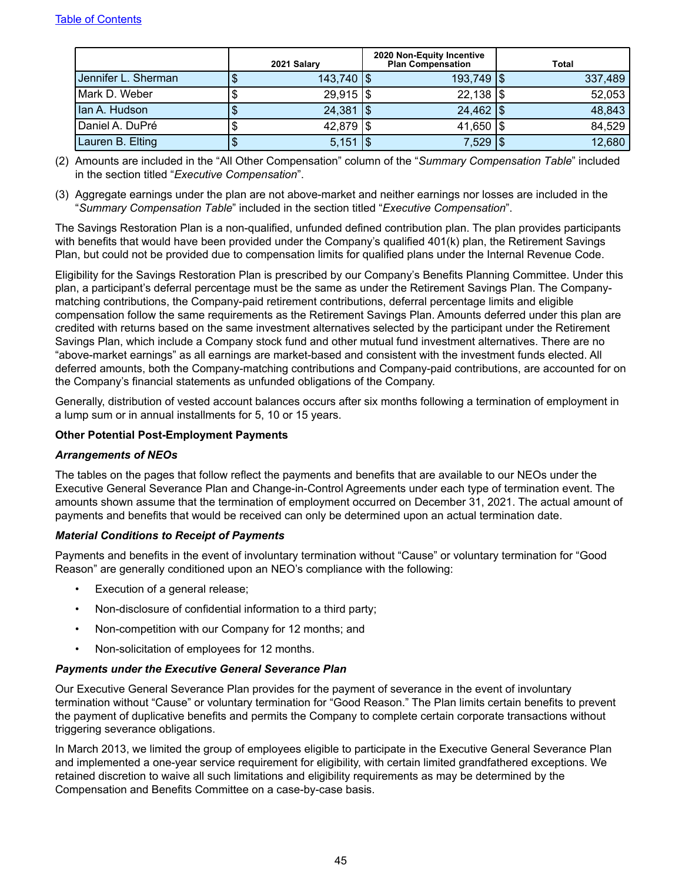| | 2021 Salary | 2020 Non-Equity Incentive Plan Compensation | Total |
|---|---|---|---|
| Jennifer L. Sherman | $ 143,740 | $ 193,749 | $ 337,489 |
| Mark D. Weber | $ 29,915 | $ 22,138 | $ 52,053 |
| Ian A. Hudson | $ 24,381 | $ 24,462 | $ 48,843 |
| Daniel A. DuPré | $ 42,879 | $ 41,650 | $ 84,529 |
| Lauren B. Elting | $ 5,151 | $ 7,529 | $ 12,680 |

(2) Amounts are included in the “All Other Compensation” column of the “*Summary Compensation Table*” included in the section titled “*Executive Compensation*”.

(3) Aggregate earnings under the plan are not above-market and neither earnings nor losses are included in the “*Summary Compensation Table*” included in the section titled “*Executive Compensation*”.

The Savings Restoration Plan is a non-qualified, unfunded defined contribution plan. The plan provides participants with benefits that would have been provided under the Company’s qualified 401(k) plan, the Retirement Savings Plan, but could not be provided due to compensation limits for qualified plans under the Internal Revenue Code.

Eligibility for the Savings Restoration Plan is prescribed by our Company’s Benefits Planning Committee. Under this plan, a participant’s deferral percentage must be the same as under the Retirement Savings Plan. The Company-matching contributions, the Company-paid retirement contributions, deferral percentage limits and eligible compensation follow the same requirements as the Retirement Savings Plan. Amounts deferred under this plan are credited with returns based on the same investment alternatives selected by the participant under the Retirement Savings Plan, which include a Company stock fund and other mutual fund investment alternatives. There are no “above-market earnings” as all earnings are market-based and consistent with the investment funds elected. All deferred amounts, both the Company-matching contributions and Company-paid contributions, are accounted for on the Company’s financial statements as unfunded obligations of the Company.

Generally, distribution of vested account balances occurs after six months following a termination of employment in a lump sum or in annual installments for 5, 10 or 15 years.

**Other Potential Post-Employment Payments**

***Arrangements of NEOs***

The tables on the pages that follow reflect the payments and benefits that are available to our NEOs under the Executive General Severance Plan and Change-in-Control Agreements under each type of termination event. The amounts shown assume that the termination of employment occurred on December 31, 2021. The actual amount of payments and benefits that would be received can only be determined upon an actual termination date.

***Material Conditions to Receipt of Payments***

Payments and benefits in the event of involuntary termination without “Cause” or voluntary termination for “Good Reason” are generally conditioned upon an NEO’s compliance with the following:

- Execution of a general release;
- Non-disclosure of confidential information to a third party;
- Non-competition with our Company for 12 months; and
- Non-solicitation of employees for 12 months.

***Payments under the Executive General Severance Plan***

Our Executive General Severance Plan provides for the payment of severance in the event of involuntary termination without “Cause” or voluntary termination for “Good Reason.” The Plan limits certain benefits to prevent the payment of duplicative benefits and permits the Company to complete certain corporate transactions without triggering severance obligations.

In March 2013, we limited the group of employees eligible to participate in the Executive General Severance Plan and implemented a one-year service requirement for eligibility, with certain limited grandfathered exceptions. We retained discretion to waive all such limitations and eligibility requirements as may be determined by the Compensation and Benefits Committee on a case-by-case basis.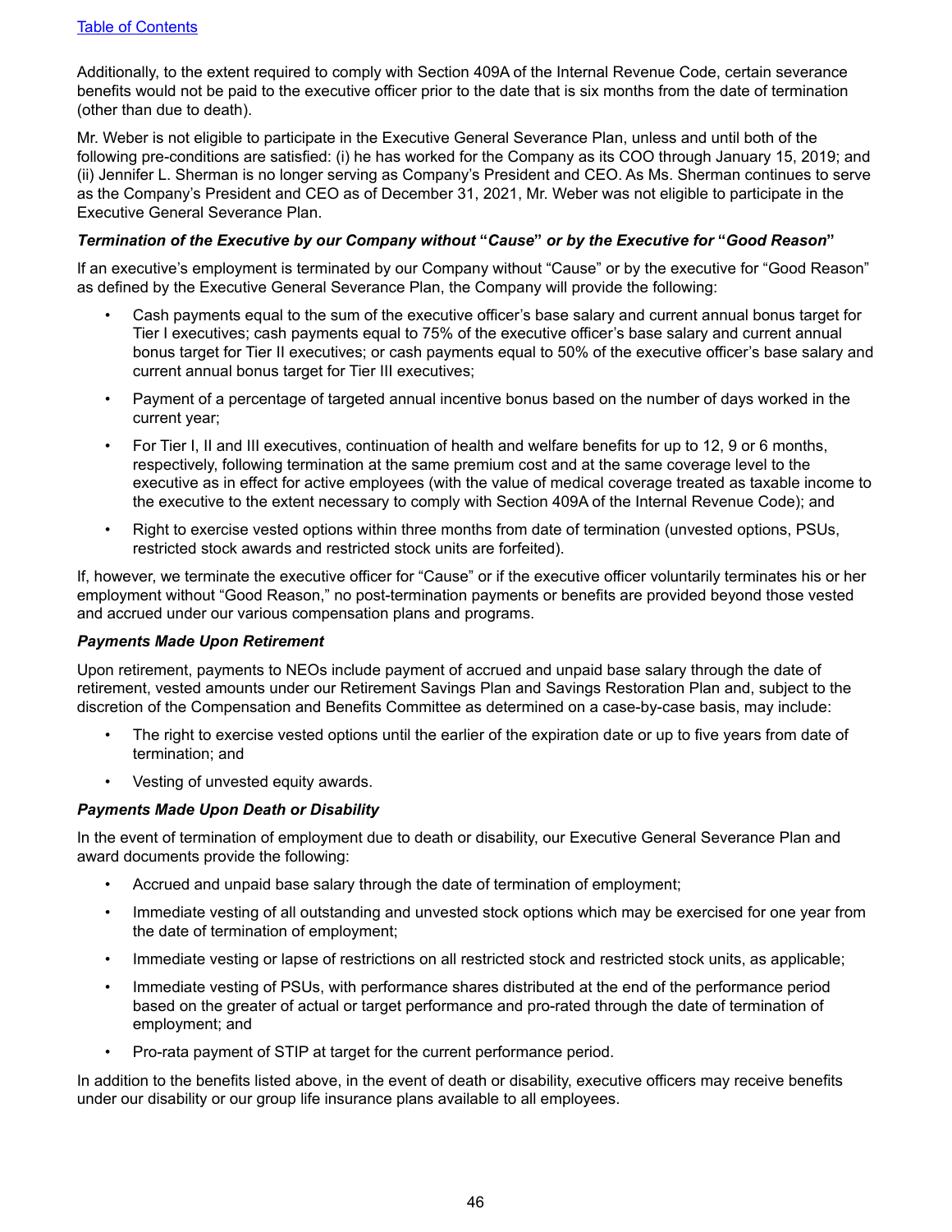Additionally, to the extent required to comply with Section 409A of the Internal Revenue Code, certain severance benefits would not be paid to the executive officer prior to the date that is six months from the date of termination (other than due to death).

Mr. Weber is not eligible to participate in the Executive General Severance Plan, unless and until both of the following pre-conditions are satisfied: (i) he has worked for the Company as its COO through January 15, 2019; and (ii) Jennifer L. Sherman is no longer serving as Company's President and CEO. As Ms. Sherman continues to serve as the Company's President and CEO as of December 31, 2021, Mr. Weber was not eligible to participate in the Executive General Severance Plan.

#### *Termination of the Executive by our Company without "Cause" or by the Executive for "Good Reason"*

If an executive's employment is terminated by our Company without "Cause" or by the executive for "Good Reason" as defined by the Executive General Severance Plan, the Company will provide the following:

- Cash payments equal to the sum of the executive officer's base salary and current annual bonus target for Tier I executives; cash payments equal to 75% of the executive officer's base salary and current annual bonus target for Tier II executives; or cash payments equal to 50% of the executive officer's base salary and current annual bonus target for Tier III executives;
- Payment of a percentage of targeted annual incentive bonus based on the number of days worked in the current year;
- For Tier I, II and III executives, continuation of health and welfare benefits for up to 12, 9 or 6 months, respectively, following termination at the same premium cost and at the same coverage level to the executive as in effect for active employees (with the value of medical coverage treated as taxable income to the executive to the extent necessary to comply with Section 409A of the Internal Revenue Code); and
- Right to exercise vested options within three months from date of termination (unvested options, PSUs, restricted stock awards and restricted stock units are forfeited).

If, however, we terminate the executive officer for "Cause" or if the executive officer voluntarily terminates his or her employment without "Good Reason," no post-termination payments or benefits are provided beyond those vested and accrued under our various compensation plans and programs.

#### *Payments Made Upon Retirement*

Upon retirement, payments to NEOs include payment of accrued and unpaid base salary through the date of retirement, vested amounts under our Retirement Savings Plan and Savings Restoration Plan and, subject to the discretion of the Compensation and Benefits Committee as determined on a case-by-case basis, may include:

- The right to exercise vested options until the earlier of the expiration date or up to five years from date of termination; and
- Vesting of unvested equity awards.

#### *Payments Made Upon Death or Disability*

In the event of termination of employment due to death or disability, our Executive General Severance Plan and award documents provide the following:

- Accrued and unpaid base salary through the date of termination of employment;
- Immediate vesting of all outstanding and unvested stock options which may be exercised for one year from the date of termination of employment;
- Immediate vesting or lapse of restrictions on all restricted stock and restricted stock units, as applicable;
- Immediate vesting of PSUs, with performance shares distributed at the end of the performance period based on the greater of actual or target performance and pro-rated through the date of termination of employment; and
- Pro-rata payment of STIP at target for the current performance period.

In addition to the benefits listed above, in the event of death or disability, executive officers may receive benefits under our disability or our group life insurance plans available to all employees.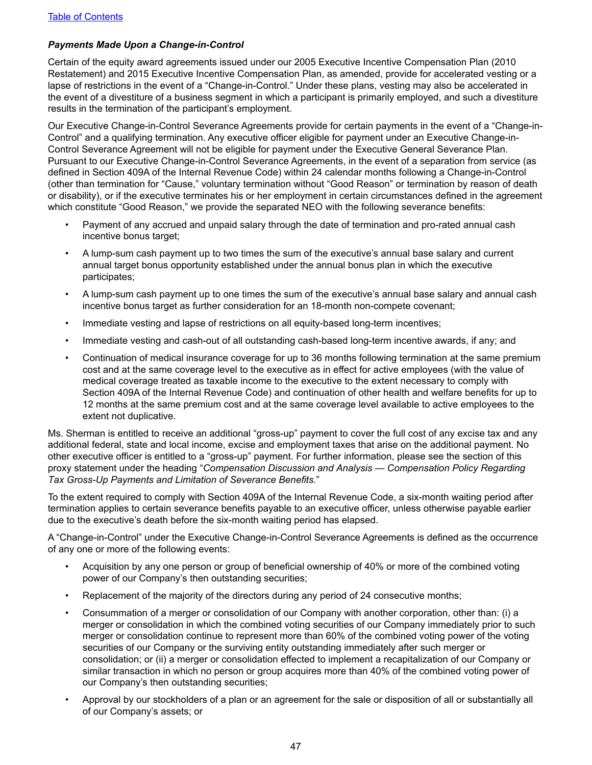Table of Contents

### *Payments Made Upon a Change-in-Control*

Certain of the equity award agreements issued under our 2005 Executive Incentive Compensation Plan (2010 Restatement) and 2015 Executive Incentive Compensation Plan, as amended, provide for accelerated vesting or a lapse of restrictions in the event of a "Change-in-Control." Under these plans, vesting may also be accelerated in the event of a divestiture of a business segment in which a participant is primarily employed, and such a divestiture results in the termination of the participant's employment.

Our Executive Change-in-Control Severance Agreements provide for certain payments in the event of a "Change-in-Control" and a qualifying termination. Any executive officer eligible for payment under an Executive Change-in-Control Severance Agreement will not be eligible for payment under the Executive General Severance Plan. Pursuant to our Executive Change-in-Control Severance Agreements, in the event of a separation from service (as defined in Section 409A of the Internal Revenue Code) within 24 calendar months following a Change-in-Control (other than termination for "Cause," voluntary termination without "Good Reason" or termination by reason of death or disability), or if the executive terminates his or her employment in certain circumstances defined in the agreement which constitute "Good Reason," we provide the separated NEO with the following severance benefits:

- Payment of any accrued and unpaid salary through the date of termination and pro-rated annual cash incentive bonus target;
- A lump-sum cash payment up to two times the sum of the executive's annual base salary and current annual target bonus opportunity established under the annual bonus plan in which the executive participates;
- A lump-sum cash payment up to one times the sum of the executive's annual base salary and annual cash incentive bonus target as further consideration for an 18-month non-compete covenant;
- Immediate vesting and lapse of restrictions on all equity-based long-term incentives;
- Immediate vesting and cash-out of all outstanding cash-based long-term incentive awards, if any; and
- Continuation of medical insurance coverage for up to 36 months following termination at the same premium cost and at the same coverage level to the executive as in effect for active employees (with the value of medical coverage treated as taxable income to the executive to the extent necessary to comply with Section 409A of the Internal Revenue Code) and continuation of other health and welfare benefits for up to 12 months at the same premium cost and at the same coverage level available to active employees to the extent not duplicative.

Ms. Sherman is entitled to receive an additional "gross-up" payment to cover the full cost of any excise tax and any additional federal, state and local income, excise and employment taxes that arise on the additional payment. No other executive officer is entitled to a "gross-up" payment. For further information, please see the section of this proxy statement under the heading "*Compensation Discussion and Analysis — Compensation Policy Regarding Tax Gross-Up Payments and Limitation of Severance Benefits.*"

To the extent required to comply with Section 409A of the Internal Revenue Code, a six-month waiting period after termination applies to certain severance benefits payable to an executive officer, unless otherwise payable earlier due to the executive's death before the six-month waiting period has elapsed.

A "Change-in-Control" under the Executive Change-in-Control Severance Agreements is defined as the occurrence of any one or more of the following events:

- Acquisition by any one person or group of beneficial ownership of 40% or more of the combined voting power of our Company's then outstanding securities;
- Replacement of the majority of the directors during any period of 24 consecutive months;
- Consummation of a merger or consolidation of our Company with another corporation, other than: (i) a merger or consolidation in which the combined voting securities of our Company immediately prior to such merger or consolidation continue to represent more than 60% of the combined voting power of the voting securities of our Company or the surviving entity outstanding immediately after such merger or consolidation; or (ii) a merger or consolidation effected to implement a recapitalization of our Company or similar transaction in which no person or group acquires more than 40% of the combined voting power of our Company's then outstanding securities;
- Approval by our stockholders of a plan or an agreement for the sale or disposition of all or substantially all of our Company's assets; or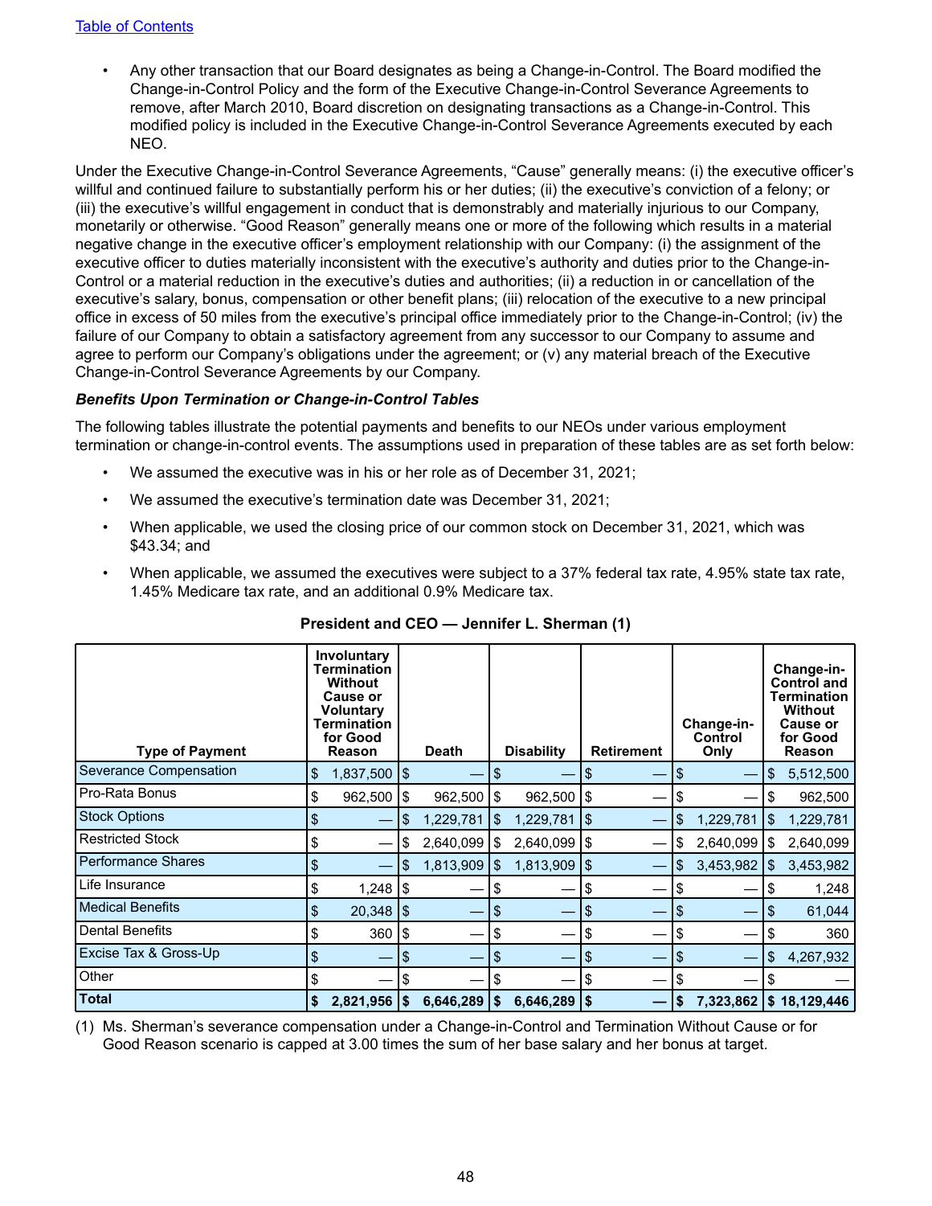- Any other transaction that our Board designates as being a Change-in-Control. The Board modified the Change-in-Control Policy and the form of the Executive Change-in-Control Severance Agreements to remove, after March 2010, Board discretion on designating transactions as a Change-in-Control. This modified policy is included in the Executive Change-in-Control Severance Agreements executed by each NEO.

Under the Executive Change-in-Control Severance Agreements, "Cause" generally means: (i) the executive officer's willful and continued failure to substantially perform his or her duties; (ii) the executive's conviction of a felony; or (iii) the executive's willful engagement in conduct that is demonstrably and materially injurious to our Company, monetarily or otherwise. "Good Reason" generally means one or more of the following which results in a material negative change in the executive officer's employment relationship with our Company: (i) the assignment of the executive officer to duties materially inconsistent with the executive's authority and duties prior to the Change-in-Control or a material reduction in the executive's duties and authorities; (ii) a reduction in or cancellation of the executive's salary, bonus, compensation or other benefit plans; (iii) relocation of the executive to a new principal office in excess of 50 miles from the executive's principal office immediately prior to the Change-in-Control; (iv) the failure of our Company to obtain a satisfactory agreement from any successor to our Company to assume and agree to perform our Company's obligations under the agreement; or (v) any material breach of the Executive Change-in-Control Severance Agreements by our Company.

***Benefits Upon Termination or Change-in-Control Tables***

The following tables illustrate the potential payments and benefits to our NEOs under various employment termination or change-in-control events. The assumptions used in preparation of these tables are as set forth below:

- We assumed the executive was in his or her role as of December 31, 2021;
- We assumed the executive's termination date was December 31, 2021;
- When applicable, we used the closing price of our common stock on December 31, 2021, which was $43.34; and
- When applicable, we assumed the executives were subject to a 37% federal tax rate, 4.95% state tax rate, 1.45% Medicare tax rate, and an additional 0.9% Medicare tax.

**President and CEO — Jennifer L. Sherman (1)**

| Type of Payment | Involuntary Termination Without Cause or Voluntary Termination for Good Reason | Death | Disability | Retirement | Change-in-Control Only | Change-in-Control and Termination Without Cause or for Good Reason |
|---|---|---|---|---|---|---|
| Severance Compensation | $ 1,837,500 | $ — | $ — | $ — | $ — | $ 5,512,500 |
| Pro-Rata Bonus | $ 962,500 | $ 962,500 | $ 962,500 | $ — | $ — | $ 962,500 |
| Stock Options | $ — | $ 1,229,781 | $ 1,229,781 | $ — | $ 1,229,781 | $ 1,229,781 |
| Restricted Stock | $ — | $ 2,640,099 | $ 2,640,099 | $ — | $ 2,640,099 | $ 2,640,099 |
| Performance Shares | $ — | $ 1,813,909 | $ 1,813,909 | $ — | $ 3,453,982 | $ 3,453,982 |
| Life Insurance | $ 1,248 | $ — | $ — | $ — | $ — | $ 1,248 |
| Medical Benefits | $ 20,348 | $ — | $ — | $ — | $ — | $ 61,044 |
| Dental Benefits | $ 360 | $ — | $ — | $ — | $ — | $ 360 |
| Excise Tax & Gross-Up | $ — | $ — | $ — | $ — | $ — | $ 4,267,932 |
| Other | $ — | $ — | $ — | $ — | $ — | $ — |
| **Total** | **$ 2,821,956** | **$ 6,646,289** | **$ 6,646,289** | **$ —** | **$ 7,323,862** | **$ 18,129,446** |

(1) Ms. Sherman's severance compensation under a Change-in-Control and Termination Without Cause or for Good Reason scenario is capped at 3.00 times the sum of her base salary and her bonus at target.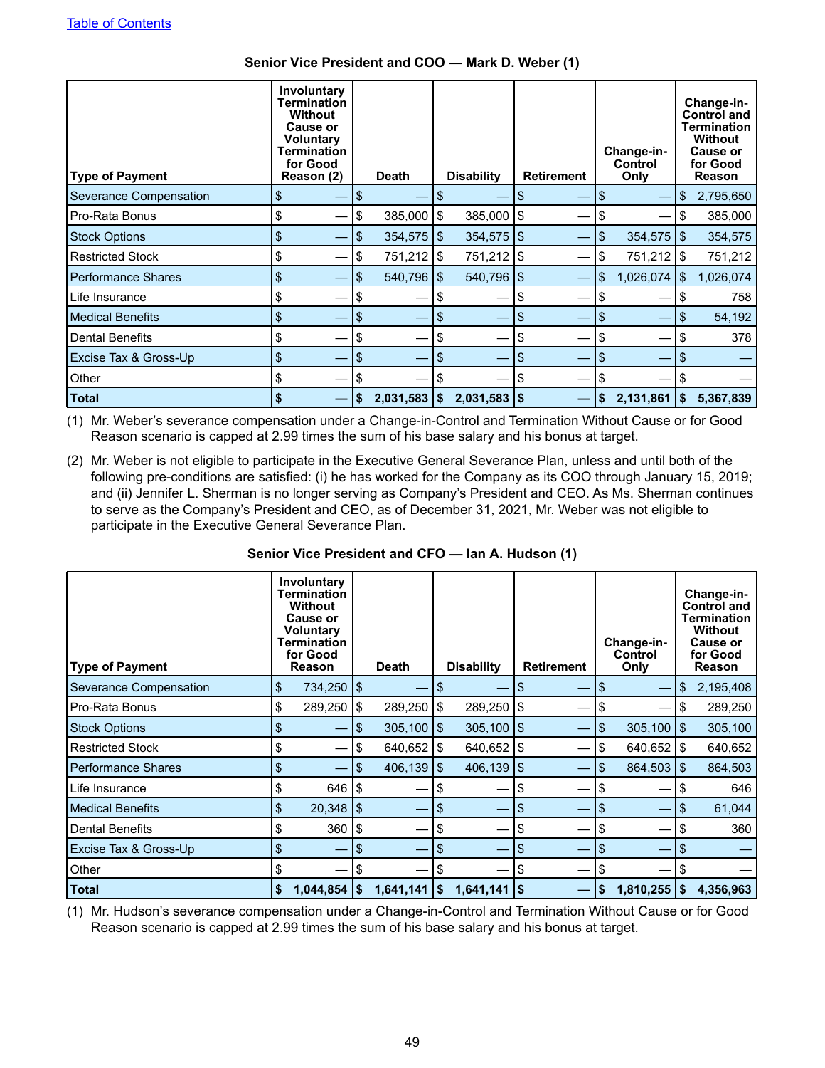[Table of Contents](#)

**Senior Vice President and COO — Mark D. Weber (1)**

| Type of Payment | Involuntary Termination Without Cause or Voluntary Termination for Good Reason (2) | Death | Disability | Retirement | Change-in-Control Only | Change-in-Control and Termination Without Cause or for Good Reason |
|---|---|---|---|---|---|---|
| Severance Compensation | $ — | $ — | $ — | $ — | $ — | $ 2,795,650 |
| Pro-Rata Bonus | $ — | $ 385,000 | $ 385,000 | $ — | $ — | $ 385,000 |
| Stock Options | $ — | $ 354,575 | $ 354,575 | $ — | $ 354,575 | $ 354,575 |
| Restricted Stock | $ — | $ 751,212 | $ 751,212 | $ — | $ 751,212 | $ 751,212 |
| Performance Shares | $ — | $ 540,796 | $ 540,796 | $ — | $ 1,026,074 | $ 1,026,074 |
| Life Insurance | $ — | $ — | $ — | $ — | $ — | $ 758 |
| Medical Benefits | $ — | $ — | $ — | $ — | $ — | $ 54,192 |
| Dental Benefits | $ — | $ — | $ — | $ — | $ — | $ 378 |
| Excise Tax & Gross-Up | $ — | $ — | $ — | $ — | $ — | $ — |
| Other | $ — | $ — | $ — | $ — | $ — | $ — |
| **Total** | **$ —** | **$ 2,031,583** | **$ 2,031,583** | **$ —** | **$ 2,131,861** | **$ 5,367,839** |

(1) Mr. Weber's severance compensation under a Change-in-Control and Termination Without Cause or for Good Reason scenario is capped at 2.99 times the sum of his base salary and his bonus at target.

(2) Mr. Weber is not eligible to participate in the Executive General Severance Plan, unless and until both of the following pre-conditions are satisfied: (i) he has worked for the Company as its COO through January 15, 2019; and (ii) Jennifer L. Sherman is no longer serving as Company's President and CEO. As Ms. Sherman continues to serve as the Company's President and CEO, as of December 31, 2021, Mr. Weber was not eligible to participate in the Executive General Severance Plan.

**Senior Vice President and CFO — Ian A. Hudson (1)**

| Type of Payment | Involuntary Termination Without Cause or Voluntary Termination for Good Reason | Death | Disability | Retirement | Change-in-Control Only | Change-in-Control and Termination Without Cause or for Good Reason |
|---|---|---|---|---|---|---|
| Severance Compensation | $ 734,250 | $ — | $ — | $ — | $ — | $ 2,195,408 |
| Pro-Rata Bonus | $ 289,250 | $ 289,250 | $ 289,250 | $ — | $ — | $ 289,250 |
| Stock Options | $ — | $ 305,100 | $ 305,100 | $ — | $ 305,100 | $ 305,100 |
| Restricted Stock | $ — | $ 640,652 | $ 640,652 | $ — | $ 640,652 | $ 640,652 |
| Performance Shares | $ — | $ 406,139 | $ 406,139 | $ — | $ 864,503 | $ 864,503 |
| Life Insurance | $ 646 | $ — | $ — | $ — | $ — | $ 646 |
| Medical Benefits | $ 20,348 | $ — | $ — | $ — | $ — | $ 61,044 |
| Dental Benefits | $ 360 | $ — | $ — | $ — | $ — | $ 360 |
| Excise Tax & Gross-Up | $ — | $ — | $ — | $ — | $ — | $ — |
| Other | $ — | $ — | $ — | $ — | $ — | $ — |
| **Total** | **$ 1,044,854** | **$ 1,641,141** | **$ 1,641,141** | **$ —** | **$ 1,810,255** | **$ 4,356,963** |

(1) Mr. Hudson's severance compensation under a Change-in-Control and Termination Without Cause or for Good Reason scenario is capped at 2.99 times the sum of his base salary and his bonus at target.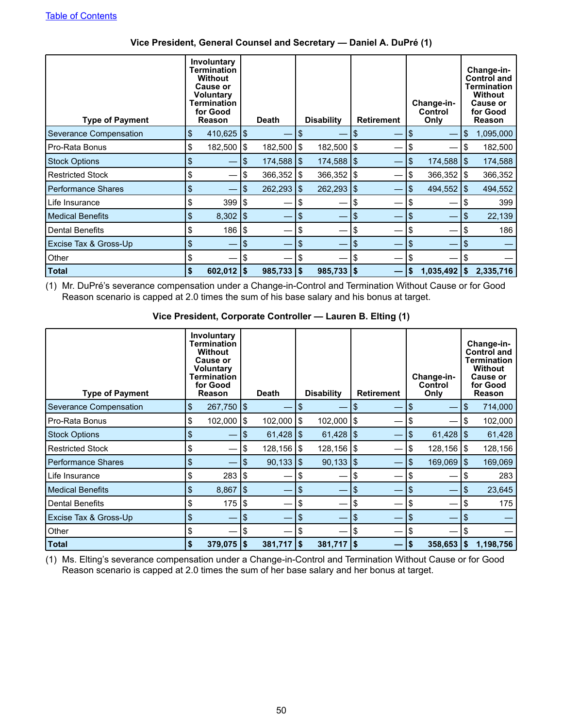[Table of Contents](#)

**Vice President, General Counsel and Secretary — Daniel A. DuPré (1)**

| Type of Payment | Involuntary Termination Without Cause or Voluntary Termination for Good Reason | Death | Disability | Retirement | Change-in-Control Only | Change-in-Control and Termination Without Cause or for Good Reason |
|---|---|---|---|---|---|---|
| Severance Compensation | $ 410,625 | $ — | $ — | $ — | $ — | $ 1,095,000 |
| Pro-Rata Bonus | $ 182,500 | $ 182,500 | $ 182,500 | $ — | $ — | $ 182,500 |
| Stock Options | $ — | $ 174,588 | $ 174,588 | $ — | $ 174,588 | $ 174,588 |
| Restricted Stock | $ — | $ 366,352 | $ 366,352 | $ — | $ 366,352 | $ 366,352 |
| Performance Shares | $ — | $ 262,293 | $ 262,293 | $ — | $ 494,552 | $ 494,552 |
| Life Insurance | $ 399 | $ — | $ — | $ — | $ — | $ 399 |
| Medical Benefits | $ 8,302 | $ — | $ — | $ — | $ — | $ 22,139 |
| Dental Benefits | $ 186 | $ — | $ — | $ — | $ — | $ 186 |
| Excise Tax & Gross-Up | $ — | $ — | $ — | $ — | $ — | $ — |
| Other | $ — | $ — | $ — | $ — | $ — | $ — |
| **Total** | **$ 602,012** | **$ 985,733** | **$ 985,733** | **$ —** | **$ 1,035,492** | **$ 2,335,716** |

(1) Mr. DuPré's severance compensation under a Change-in-Control and Termination Without Cause or for Good Reason scenario is capped at 2.0 times the sum of his base salary and his bonus at target.

**Vice President, Corporate Controller — Lauren B. Elting (1)**

| Type of Payment | Involuntary Termination Without Cause or Voluntary Termination for Good Reason | Death | Disability | Retirement | Change-in-Control Only | Change-in-Control and Termination Without Cause or for Good Reason |
|---|---|---|---|---|---|---|
| Severance Compensation | $ 267,750 | $ — | $ — | $ — | $ — | $ 714,000 |
| Pro-Rata Bonus | $ 102,000 | $ 102,000 | $ 102,000 | $ — | $ — | $ 102,000 |
| Stock Options | $ — | $ 61,428 | $ 61,428 | $ — | $ 61,428 | $ 61,428 |
| Restricted Stock | $ — | $ 128,156 | $ 128,156 | $ — | $ 128,156 | $ 128,156 |
| Performance Shares | $ — | $ 90,133 | $ 90,133 | $ — | $ 169,069 | $ 169,069 |
| Life Insurance | $ 283 | $ — | $ — | $ — | $ — | $ 283 |
| Medical Benefits | $ 8,867 | $ — | $ — | $ — | $ — | $ 23,645 |
| Dental Benefits | $ 175 | $ — | $ — | $ — | $ — | $ 175 |
| Excise Tax & Gross-Up | $ — | $ — | $ — | $ — | $ — | $ — |
| Other | $ — | $ — | $ — | $ — | $ — | $ — |
| **Total** | **$ 379,075** | **$ 381,717** | **$ 381,717** | **$ —** | **$ 358,653** | **$ 1,198,756** |

(1) Ms. Elting's severance compensation under a Change-in-Control and Termination Without Cause or for Good Reason scenario is capped at 2.0 times the sum of her base salary and her bonus at target.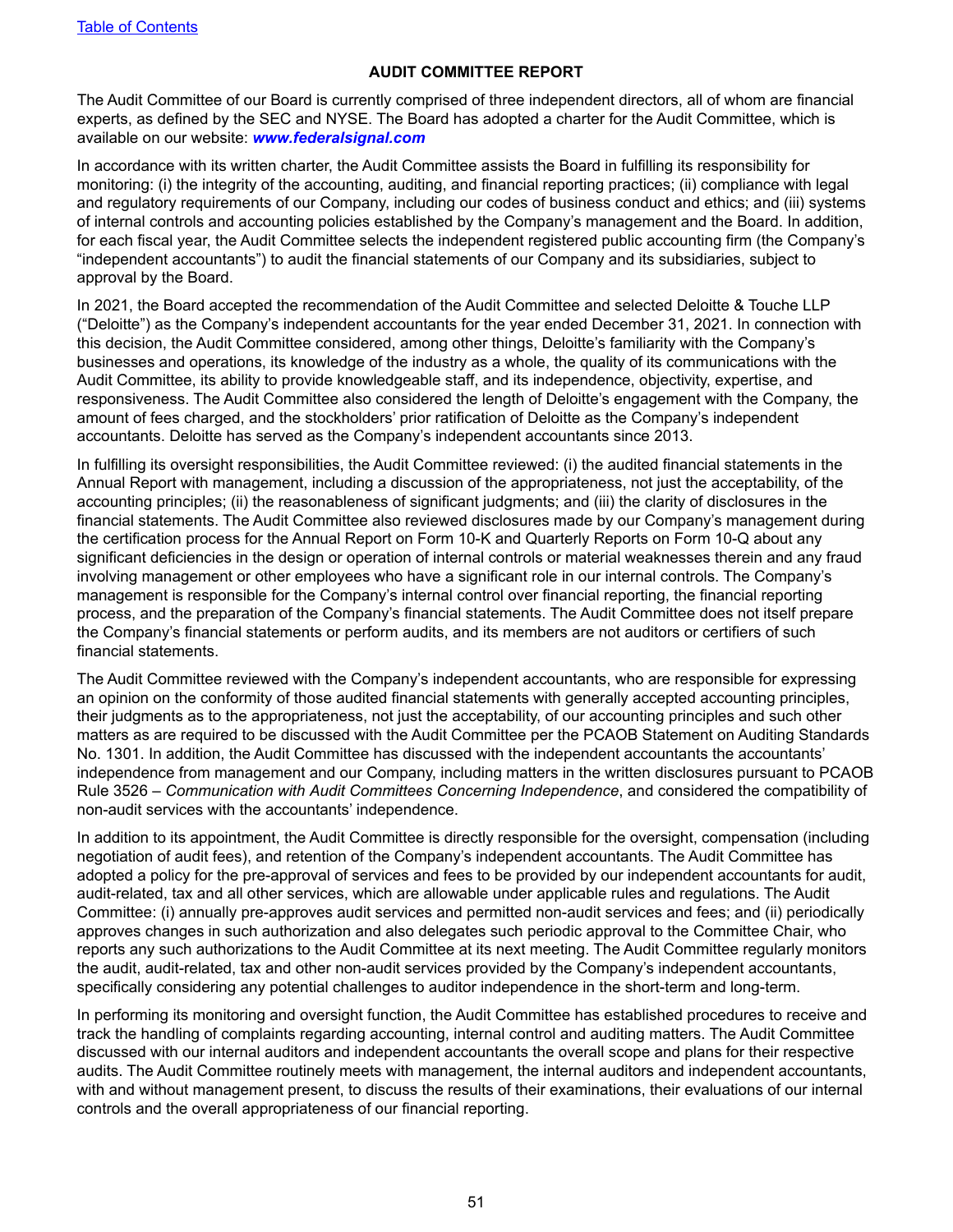## AUDIT COMMITTEE REPORT

The Audit Committee of our Board is currently comprised of three independent directors, all of whom are financial experts, as defined by the SEC and NYSE. The Board has adopted a charter for the Audit Committee, which is available on our website: ***www.federalsignal.com***

In accordance with its written charter, the Audit Committee assists the Board in fulfilling its responsibility for monitoring: (i) the integrity of the accounting, auditing, and financial reporting practices; (ii) compliance with legal and regulatory requirements of our Company, including our codes of business conduct and ethics; and (iii) systems of internal controls and accounting policies established by the Company's management and the Board. In addition, for each fiscal year, the Audit Committee selects the independent registered public accounting firm (the Company's "independent accountants") to audit the financial statements of our Company and its subsidiaries, subject to approval by the Board.

In 2021, the Board accepted the recommendation of the Audit Committee and selected Deloitte & Touche LLP ("Deloitte") as the Company's independent accountants for the year ended December 31, 2021. In connection with this decision, the Audit Committee considered, among other things, Deloitte's familiarity with the Company's businesses and operations, its knowledge of the industry as a whole, the quality of its communications with the Audit Committee, its ability to provide knowledgeable staff, and its independence, objectivity, expertise, and responsiveness. The Audit Committee also considered the length of Deloitte's engagement with the Company, the amount of fees charged, and the stockholders' prior ratification of Deloitte as the Company's independent accountants. Deloitte has served as the Company's independent accountants since 2013.

In fulfilling its oversight responsibilities, the Audit Committee reviewed: (i) the audited financial statements in the Annual Report with management, including a discussion of the appropriateness, not just the acceptability, of the accounting principles; (ii) the reasonableness of significant judgments; and (iii) the clarity of disclosures in the financial statements. The Audit Committee also reviewed disclosures made by our Company's management during the certification process for the Annual Report on Form 10-K and Quarterly Reports on Form 10-Q about any significant deficiencies in the design or operation of internal controls or material weaknesses therein and any fraud involving management or other employees who have a significant role in our internal controls. The Company's management is responsible for the Company's internal control over financial reporting, the financial reporting process, and the preparation of the Company's financial statements. The Audit Committee does not itself prepare the Company's financial statements or perform audits, and its members are not auditors or certifiers of such financial statements.

The Audit Committee reviewed with the Company's independent accountants, who are responsible for expressing an opinion on the conformity of those audited financial statements with generally accepted accounting principles, their judgments as to the appropriateness, not just the acceptability, of our accounting principles and such other matters as are required to be discussed with the Audit Committee per the PCAOB Statement on Auditing Standards No. 1301. In addition, the Audit Committee has discussed with the independent accountants the accountants' independence from management and our Company, including matters in the written disclosures pursuant to PCAOB Rule 3526 – *Communication with Audit Committees Concerning Independence*, and considered the compatibility of non-audit services with the accountants' independence.

In addition to its appointment, the Audit Committee is directly responsible for the oversight, compensation (including negotiation of audit fees), and retention of the Company's independent accountants. The Audit Committee has adopted a policy for the pre-approval of services and fees to be provided by our independent accountants for audit, audit-related, tax and all other services, which are allowable under applicable rules and regulations. The Audit Committee: (i) annually pre-approves audit services and permitted non-audit services and fees; and (ii) periodically approves changes in such authorization and also delegates such periodic approval to the Committee Chair, who reports any such authorizations to the Audit Committee at its next meeting. The Audit Committee regularly monitors the audit, audit-related, tax and other non-audit services provided by the Company's independent accountants, specifically considering any potential challenges to auditor independence in the short-term and long-term.

In performing its monitoring and oversight function, the Audit Committee has established procedures to receive and track the handling of complaints regarding accounting, internal control and auditing matters. The Audit Committee discussed with our internal auditors and independent accountants the overall scope and plans for their respective audits. The Audit Committee routinely meets with management, the internal auditors and independent accountants, with and without management present, to discuss the results of their examinations, their evaluations of our internal controls and the overall appropriateness of our financial reporting.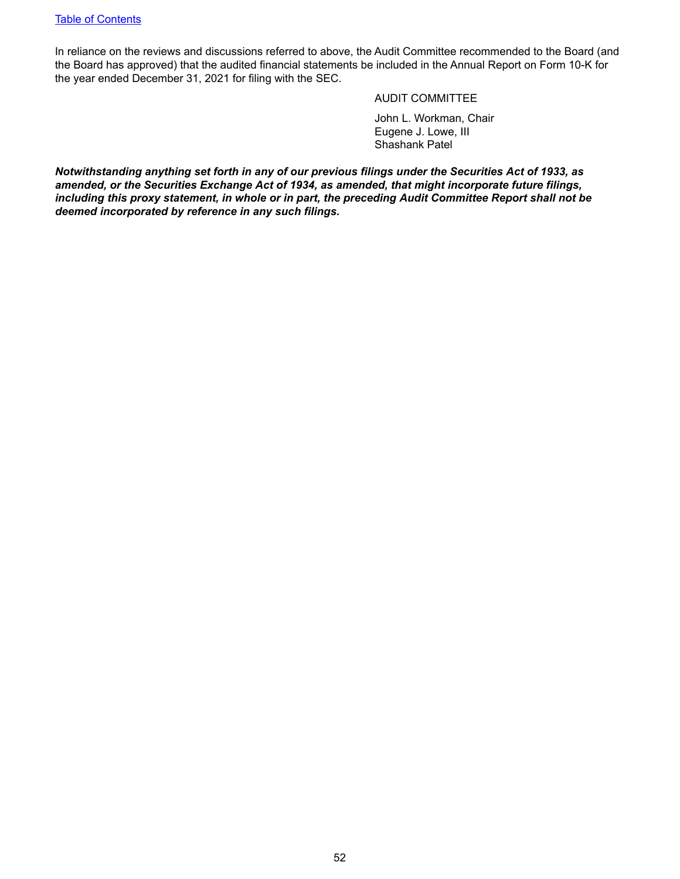In reliance on the reviews and discussions referred to above, the Audit Committee recommended to the Board (and the Board has approved) that the audited financial statements be included in the Annual Report on Form 10-K for the year ended December 31, 2021 for filing with the SEC.

AUDIT COMMITTEE

John L. Workman, Chair
Eugene J. Lowe, III
Shashank Patel

***Notwithstanding anything set forth in any of our previous filings under the Securities Act of 1933, as amended, or the Securities Exchange Act of 1934, as amended, that might incorporate future filings, including this proxy statement, in whole or in part, the preceding Audit Committee Report shall not be deemed incorporated by reference in any such filings.***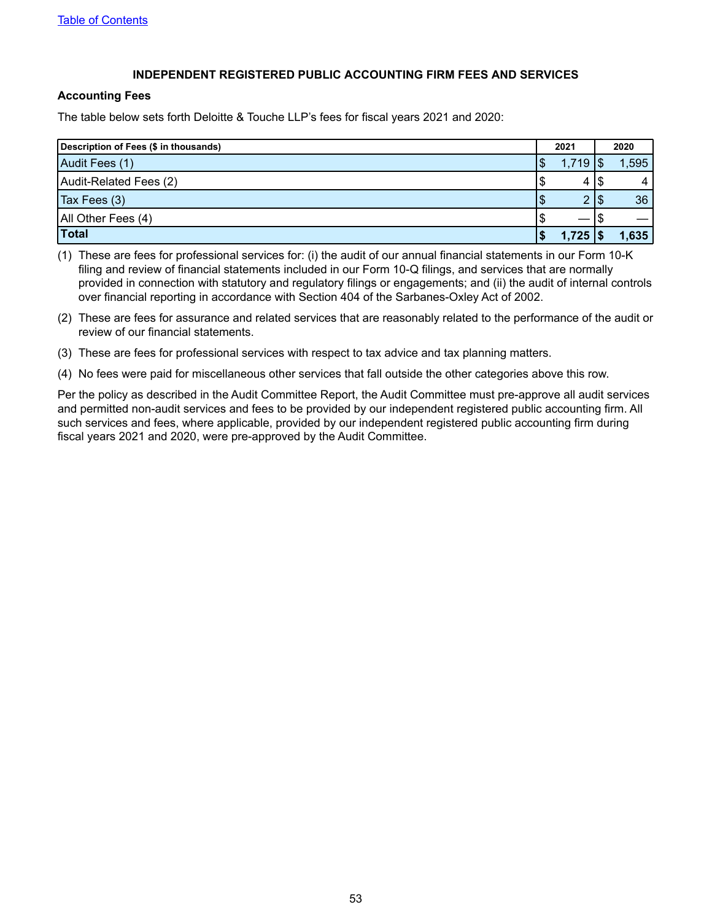[Table of Contents]

## INDEPENDENT REGISTERED PUBLIC ACCOUNTING FIRM FEES AND SERVICES

### Accounting Fees

The table below sets forth Deloitte & Touche LLP's fees for fiscal years 2021 and 2020:

| Description of Fees ($ in thousands) | 2021 | 2020 |
|---|---|---|
| Audit Fees (1) | $ 1,719 | $ 1,595 |
| Audit-Related Fees (2) | $ 4 | $ 4 |
| Tax Fees (3) | $ 2 | $ 36 |
| All Other Fees (4) | $ — | $ — |
| **Total** | **$ 1,725** | **$ 1,635** |

(1) These are fees for professional services for: (i) the audit of our annual financial statements in our Form 10-K filing and review of financial statements included in our Form 10-Q filings, and services that are normally provided in connection with statutory and regulatory filings or engagements; and (ii) the audit of internal controls over financial reporting in accordance with Section 404 of the Sarbanes-Oxley Act of 2002.

(2) These are fees for assurance and related services that are reasonably related to the performance of the audit or review of our financial statements.

(3) These are fees for professional services with respect to tax advice and tax planning matters.

(4) No fees were paid for miscellaneous other services that fall outside the other categories above this row.

Per the policy as described in the Audit Committee Report, the Audit Committee must pre-approve all audit services and permitted non-audit services and fees to be provided by our independent registered public accounting firm. All such services and fees, where applicable, provided by our independent registered public accounting firm during fiscal years 2021 and 2020, were pre-approved by the Audit Committee.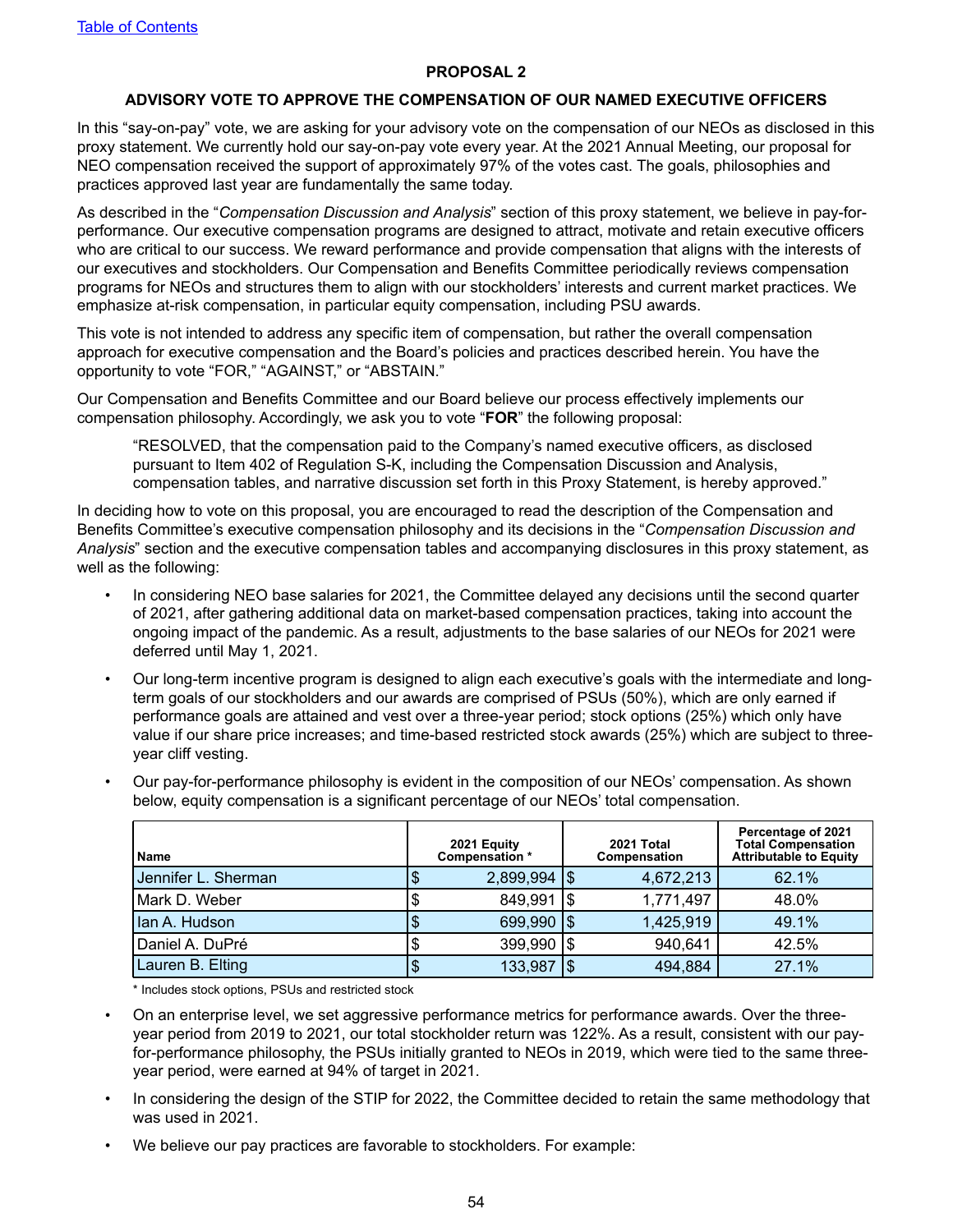[Table of Contents](#)

## PROPOSAL 2

### ADVISORY VOTE TO APPROVE THE COMPENSATION OF OUR NAMED EXECUTIVE OFFICERS

In this "say-on-pay" vote, we are asking for your advisory vote on the compensation of our NEOs as disclosed in this proxy statement. We currently hold our say-on-pay vote every year. At the 2021 Annual Meeting, our proposal for NEO compensation received the support of approximately 97% of the votes cast. The goals, philosophies and practices approved last year are fundamentally the same today.

As described in the "*Compensation Discussion and Analysis*" section of this proxy statement, we believe in pay-for-performance. Our executive compensation programs are designed to attract, motivate and retain executive officers who are critical to our success. We reward performance and provide compensation that aligns with the interests of our executives and stockholders. Our Compensation and Benefits Committee periodically reviews compensation programs for NEOs and structures them to align with our stockholders' interests and current market practices. We emphasize at-risk compensation, in particular equity compensation, including PSU awards.

This vote is not intended to address any specific item of compensation, but rather the overall compensation approach for executive compensation and the Board's policies and practices described herein. You have the opportunity to vote "FOR," "AGAINST," or "ABSTAIN."

Our Compensation and Benefits Committee and our Board believe our process effectively implements our compensation philosophy. Accordingly, we ask you to vote "**FOR**" the following proposal:

> "RESOLVED, that the compensation paid to the Company's named executive officers, as disclosed pursuant to Item 402 of Regulation S-K, including the Compensation Discussion and Analysis, compensation tables, and narrative discussion set forth in this Proxy Statement, is hereby approved."

In deciding how to vote on this proposal, you are encouraged to read the description of the Compensation and Benefits Committee's executive compensation philosophy and its decisions in the "*Compensation Discussion and Analysis*" section and the executive compensation tables and accompanying disclosures in this proxy statement, as well as the following:

- In considering NEO base salaries for 2021, the Committee delayed any decisions until the second quarter of 2021, after gathering additional data on market-based compensation practices, taking into account the ongoing impact of the pandemic. As a result, adjustments to the base salaries of our NEOs for 2021 were deferred until May 1, 2021.
- Our long-term incentive program is designed to align each executive's goals with the intermediate and long-term goals of our stockholders and our awards are comprised of PSUs (50%), which are only earned if performance goals are attained and vest over a three-year period; stock options (25%) which only have value if our share price increases; and time-based restricted stock awards (25%) which are subject to three-year cliff vesting.
- Our pay-for-performance philosophy is evident in the composition of our NEOs' compensation. As shown below, equity compensation is a significant percentage of our NEOs' total compensation.

| Name | 2021 Equity Compensation * | 2021 Total Compensation | Percentage of 2021 Total Compensation Attributable to Equity |
|---|---|---|---|
| Jennifer L. Sherman | $ 2,899,994 | $ 4,672,213 | 62.1% |
| Mark D. Weber | $ 849,991 | $ 1,771,497 | 48.0% |
| Ian A. Hudson | $ 699,990 | $ 1,425,919 | 49.1% |
| Daniel A. DuPré | $ 399,990 | $ 940,641 | 42.5% |
| Lauren B. Elting | $ 133,987 | $ 494,884 | 27.1% |

\* Includes stock options, PSUs and restricted stock

- On an enterprise level, we set aggressive performance metrics for performance awards. Over the three-year period from 2019 to 2021, our total stockholder return was 122%. As a result, consistent with our pay-for-performance philosophy, the PSUs initially granted to NEOs in 2019, which were tied to the same three-year period, were earned at 94% of target in 2021.
- In considering the design of the STIP for 2022, the Committee decided to retain the same methodology that was used in 2021.
- We believe our pay practices are favorable to stockholders. For example: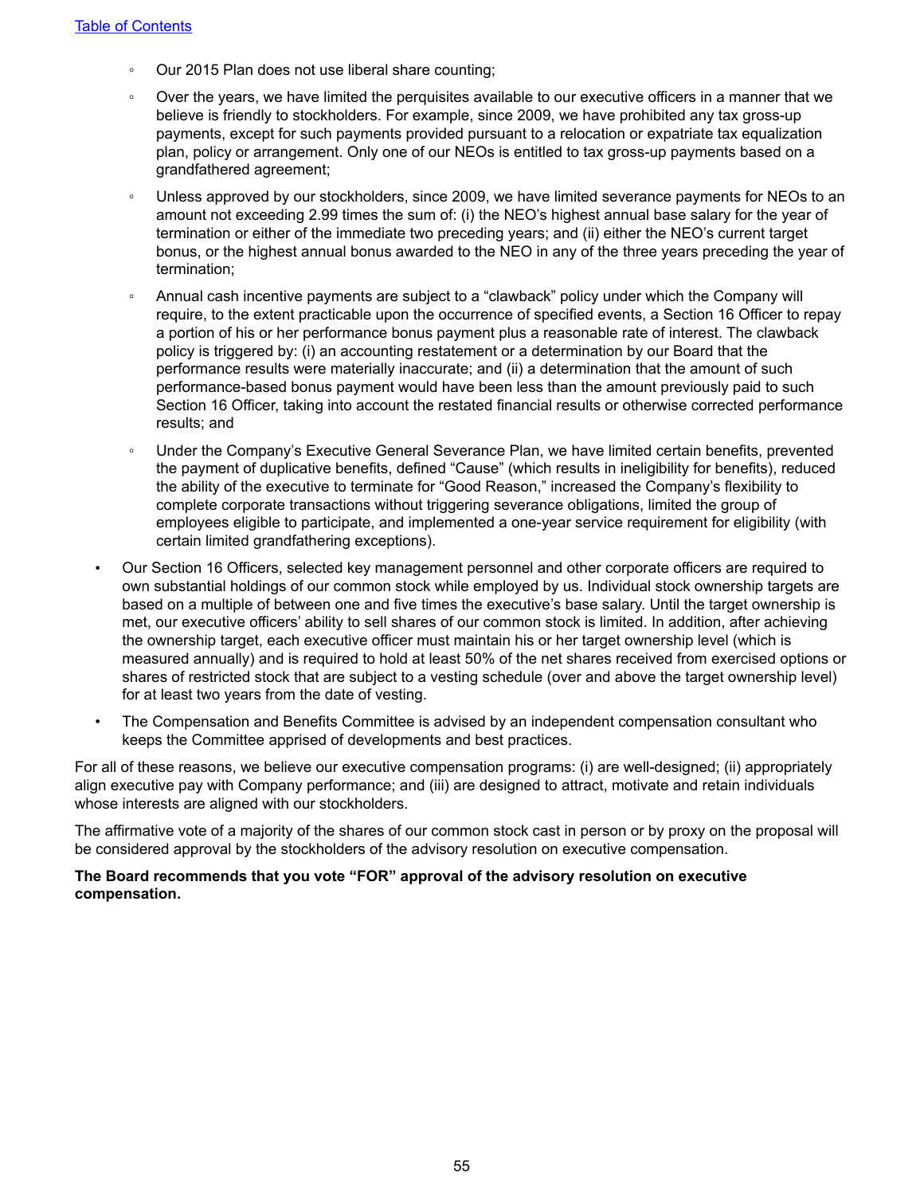- Our 2015 Plan does not use liberal share counting;
  - Over the years, we have limited the perquisites available to our executive officers in a manner that we believe is friendly to stockholders. For example, since 2009, we have prohibited any tax gross-up payments, except for such payments provided pursuant to a relocation or expatriate tax equalization plan, policy or arrangement. Only one of our NEOs is entitled to tax gross-up payments based on a grandfathered agreement;
  - Unless approved by our stockholders, since 2009, we have limited severance payments for NEOs to an amount not exceeding 2.99 times the sum of: (i) the NEO's highest annual base salary for the year of termination or either of the immediate two preceding years; and (ii) either the NEO's current target bonus, or the highest annual bonus awarded to the NEO in any of the three years preceding the year of termination;
  - Annual cash incentive payments are subject to a "clawback" policy under which the Company will require, to the extent practicable upon the occurrence of specified events, a Section 16 Officer to repay a portion of his or her performance bonus payment plus a reasonable rate of interest. The clawback policy is triggered by: (i) an accounting restatement or a determination by our Board that the performance results were materially inaccurate; and (ii) a determination that the amount of such performance-based bonus payment would have been less than the amount previously paid to such Section 16 Officer, taking into account the restated financial results or otherwise corrected performance results; and
  - Under the Company's Executive General Severance Plan, we have limited certain benefits, prevented the payment of duplicative benefits, defined "Cause" (which results in ineligibility for benefits), reduced the ability of the executive to terminate for "Good Reason," increased the Company's flexibility to complete corporate transactions without triggering severance obligations, limited the group of employees eligible to participate, and implemented a one-year service requirement for eligibility (with certain limited grandfathering exceptions).
- Our Section 16 Officers, selected key management personnel and other corporate officers are required to own substantial holdings of our common stock while employed by us. Individual stock ownership targets are based on a multiple of between one and five times the executive's base salary. Until the target ownership is met, our executive officers' ability to sell shares of our common stock is limited. In addition, after achieving the ownership target, each executive officer must maintain his or her target ownership level (which is measured annually) and is required to hold at least 50% of the net shares received from exercised options or shares of restricted stock that are subject to a vesting schedule (over and above the target ownership level) for at least two years from the date of vesting.
- The Compensation and Benefits Committee is advised by an independent compensation consultant who keeps the Committee apprised of developments and best practices.

For all of these reasons, we believe our executive compensation programs: (i) are well-designed; (ii) appropriately align executive pay with Company performance; and (iii) are designed to attract, motivate and retain individuals whose interests are aligned with our stockholders.

The affirmative vote of a majority of the shares of our common stock cast in person or by proxy on the proposal will be considered approval by the stockholders of the advisory resolution on executive compensation.

**The Board recommends that you vote "FOR" approval of the advisory resolution on executive compensation.**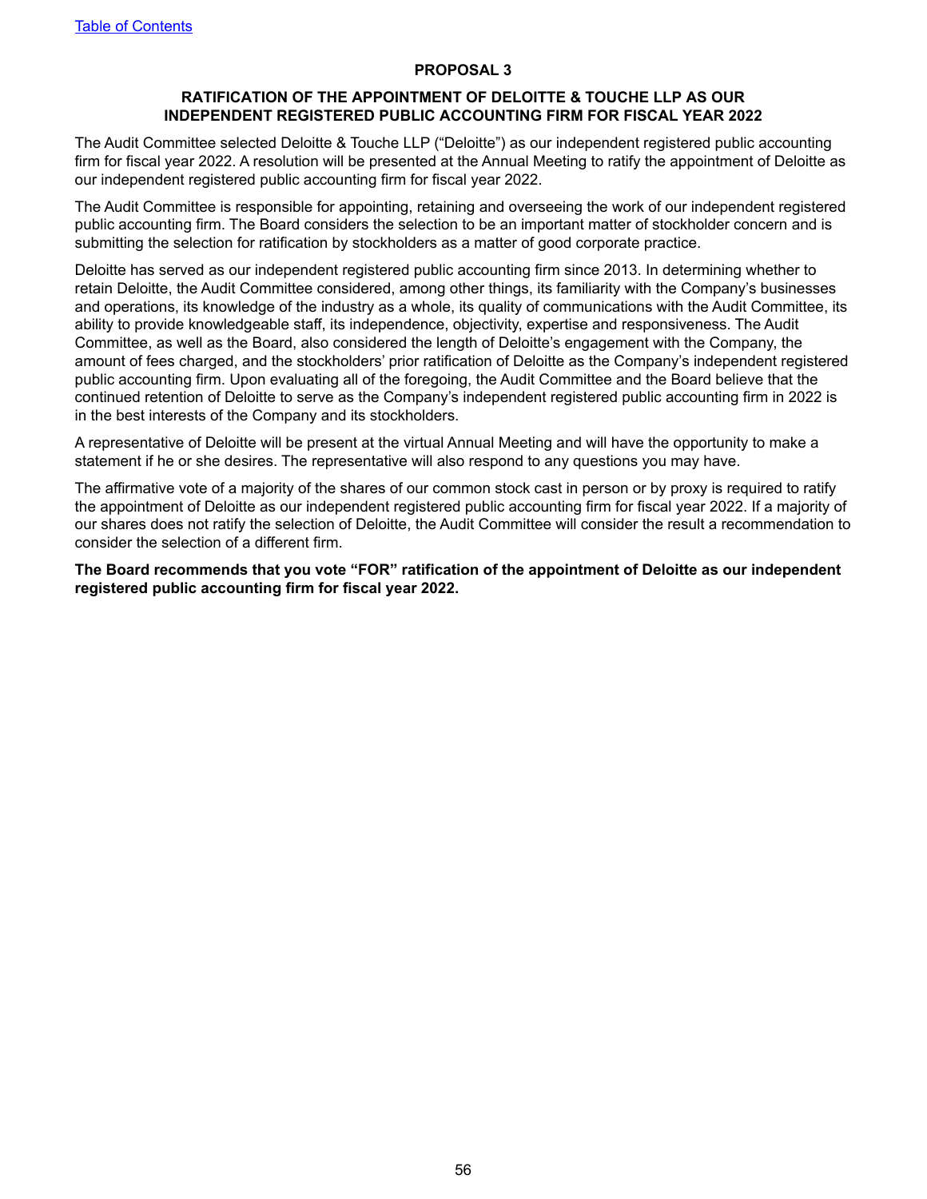## PROPOSAL 3

### RATIFICATION OF THE APPOINTMENT OF DELOITTE & TOUCHE LLP AS OUR INDEPENDENT REGISTERED PUBLIC ACCOUNTING FIRM FOR FISCAL YEAR 2022

The Audit Committee selected Deloitte & Touche LLP ("Deloitte") as our independent registered public accounting firm for fiscal year 2022. A resolution will be presented at the Annual Meeting to ratify the appointment of Deloitte as our independent registered public accounting firm for fiscal year 2022.

The Audit Committee is responsible for appointing, retaining and overseeing the work of our independent registered public accounting firm. The Board considers the selection to be an important matter of stockholder concern and is submitting the selection for ratification by stockholders as a matter of good corporate practice.

Deloitte has served as our independent registered public accounting firm since 2013. In determining whether to retain Deloitte, the Audit Committee considered, among other things, its familiarity with the Company's businesses and operations, its knowledge of the industry as a whole, its quality of communications with the Audit Committee, its ability to provide knowledgeable staff, its independence, objectivity, expertise and responsiveness. The Audit Committee, as well as the Board, also considered the length of Deloitte's engagement with the Company, the amount of fees charged, and the stockholders' prior ratification of Deloitte as the Company's independent registered public accounting firm. Upon evaluating all of the foregoing, the Audit Committee and the Board believe that the continued retention of Deloitte to serve as the Company's independent registered public accounting firm in 2022 is in the best interests of the Company and its stockholders.

A representative of Deloitte will be present at the virtual Annual Meeting and will have the opportunity to make a statement if he or she desires. The representative will also respond to any questions you may have.

The affirmative vote of a majority of the shares of our common stock cast in person or by proxy is required to ratify the appointment of Deloitte as our independent registered public accounting firm for fiscal year 2022. If a majority of our shares does not ratify the selection of Deloitte, the Audit Committee will consider the result a recommendation to consider the selection of a different firm.

**The Board recommends that you vote "FOR" ratification of the appointment of Deloitte as our independent registered public accounting firm for fiscal year 2022.**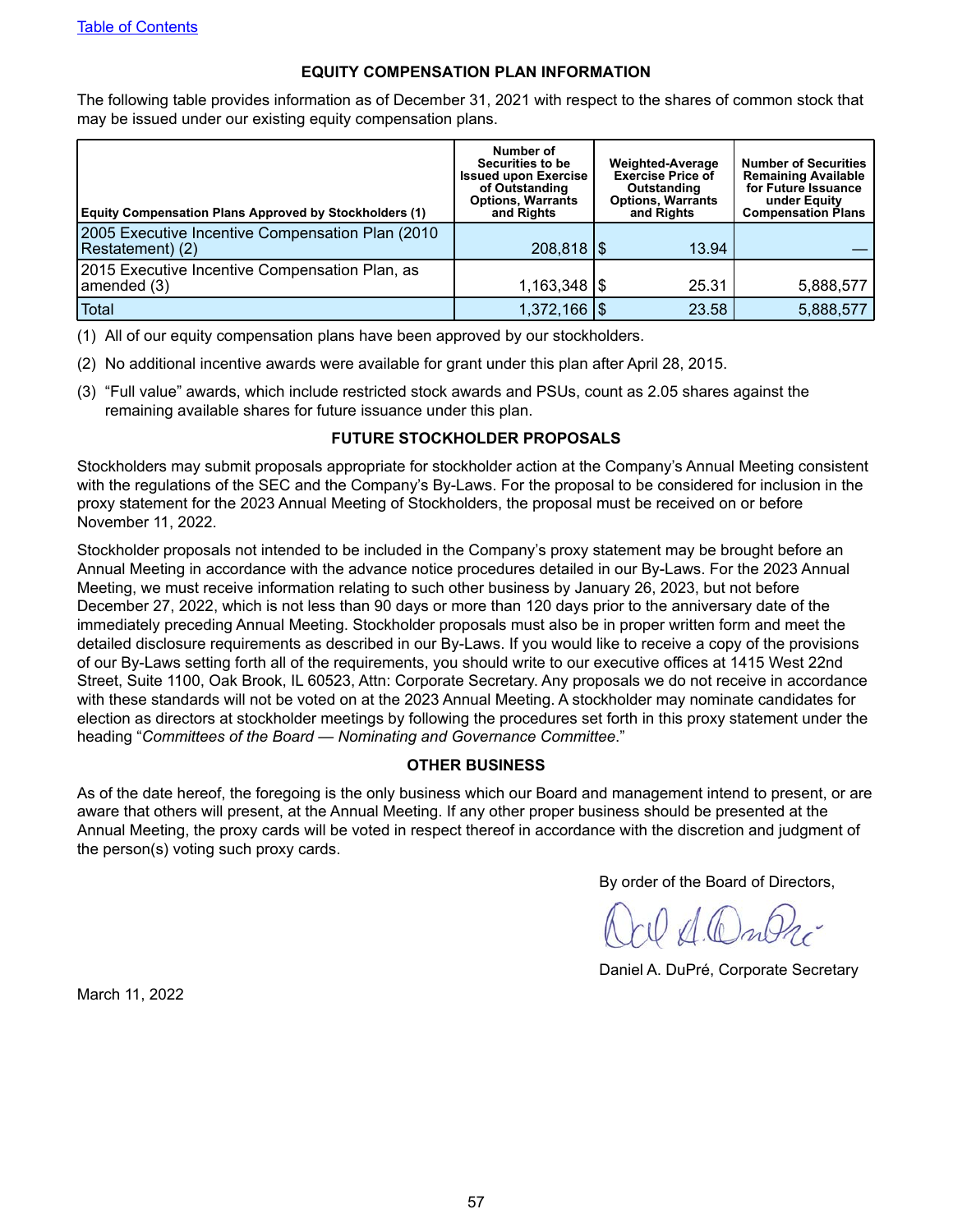[Table of Contents](#)

## EQUITY COMPENSATION PLAN INFORMATION

The following table provides information as of December 31, 2021 with respect to the shares of common stock that may be issued under our existing equity compensation plans.

| Equity Compensation Plans Approved by Stockholders (1) | Number of Securities to be Issued upon Exercise of Outstanding Options, Warrants and Rights | Weighted-Average Exercise Price of Outstanding Options, Warrants and Rights | Number of Securities Remaining Available for Future Issuance under Equity Compensation Plans |
|---|---|---|---|
| 2005 Executive Incentive Compensation Plan (2010 Restatement) (2) | 208,818 | $ 13.94 | — |
| 2015 Executive Incentive Compensation Plan, as amended (3) | 1,163,348 | $ 25.31 | 5,888,577 |
| Total | 1,372,166 | $ 23.58 | 5,888,577 |

(1) All of our equity compensation plans have been approved by our stockholders.

(2) No additional incentive awards were available for grant under this plan after April 28, 2015.

(3) "Full value" awards, which include restricted stock awards and PSUs, count as 2.05 shares against the remaining available shares for future issuance under this plan.

## FUTURE STOCKHOLDER PROPOSALS

Stockholders may submit proposals appropriate for stockholder action at the Company's Annual Meeting consistent with the regulations of the SEC and the Company's By-Laws. For the proposal to be considered for inclusion in the proxy statement for the 2023 Annual Meeting of Stockholders, the proposal must be received on or before November 11, 2022.

Stockholder proposals not intended to be included in the Company's proxy statement may be brought before an Annual Meeting in accordance with the advance notice procedures detailed in our By-Laws. For the 2023 Annual Meeting, we must receive information relating to such other business by January 26, 2023, but not before December 27, 2022, which is not less than 90 days or more than 120 days prior to the anniversary date of the immediately preceding Annual Meeting. Stockholder proposals must also be in proper written form and meet the detailed disclosure requirements as described in our By-Laws. If you would like to receive a copy of the provisions of our By-Laws setting forth all of the requirements, you should write to our executive offices at 1415 West 22nd Street, Suite 1100, Oak Brook, IL 60523, Attn: Corporate Secretary. Any proposals we do not receive in accordance with these standards will not be voted on at the 2023 Annual Meeting. A stockholder may nominate candidates for election as directors at stockholder meetings by following the procedures set forth in this proxy statement under the heading "*Committees of the Board — Nominating and Governance Committee*."

## OTHER BUSINESS

As of the date hereof, the foregoing is the only business which our Board and management intend to present, or are aware that others will present, at the Annual Meeting. If any other proper business should be presented at the Annual Meeting, the proxy cards will be voted in respect thereof in accordance with the discretion and judgment of the person(s) voting such proxy cards.

By order of the Board of Directors,

Daniel A. DuPré, Corporate Secretary

March 11, 2022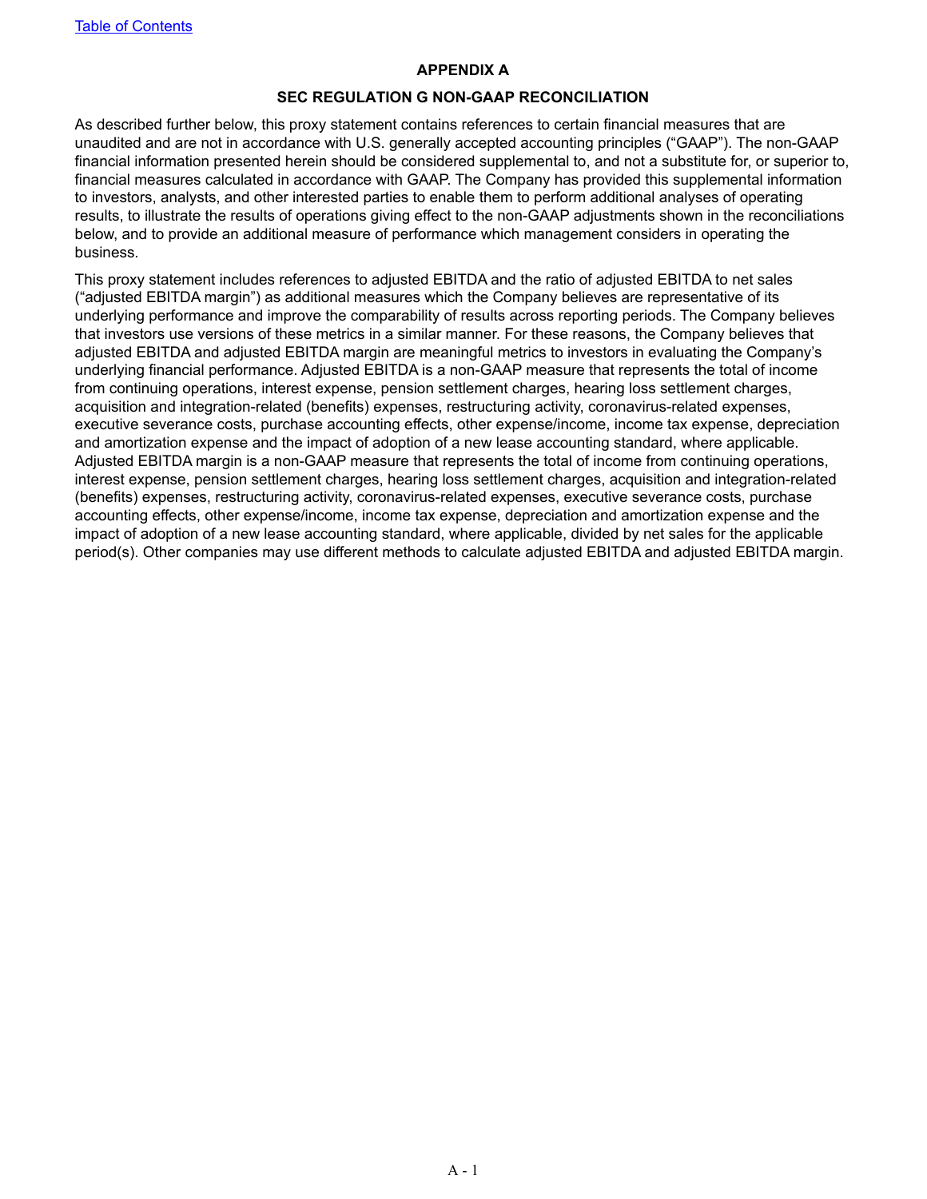# APPENDIX A

## SEC REGULATION G NON-GAAP RECONCILIATION

As described further below, this proxy statement contains references to certain financial measures that are unaudited and are not in accordance with U.S. generally accepted accounting principles ("GAAP"). The non-GAAP financial information presented herein should be considered supplemental to, and not a substitute for, or superior to, financial measures calculated in accordance with GAAP. The Company has provided this supplemental information to investors, analysts, and other interested parties to enable them to perform additional analyses of operating results, to illustrate the results of operations giving effect to the non-GAAP adjustments shown in the reconciliations below, and to provide an additional measure of performance which management considers in operating the business.

This proxy statement includes references to adjusted EBITDA and the ratio of adjusted EBITDA to net sales ("adjusted EBITDA margin") as additional measures which the Company believes are representative of its underlying performance and improve the comparability of results across reporting periods. The Company believes that investors use versions of these metrics in a similar manner. For these reasons, the Company believes that adjusted EBITDA and adjusted EBITDA margin are meaningful metrics to investors in evaluating the Company's underlying financial performance. Adjusted EBITDA is a non-GAAP measure that represents the total of income from continuing operations, interest expense, pension settlement charges, hearing loss settlement charges, acquisition and integration-related (benefits) expenses, restructuring activity, coronavirus-related expenses, executive severance costs, purchase accounting effects, other expense/income, income tax expense, depreciation and amortization expense and the impact of adoption of a new lease accounting standard, where applicable. Adjusted EBITDA margin is a non-GAAP measure that represents the total of income from continuing operations, interest expense, pension settlement charges, hearing loss settlement charges, acquisition and integration-related (benefits) expenses, restructuring activity, coronavirus-related expenses, executive severance costs, purchase accounting effects, other expense/income, income tax expense, depreciation and amortization expense and the impact of adoption of a new lease accounting standard, where applicable, divided by net sales for the applicable period(s). Other companies may use different methods to calculate adjusted EBITDA and adjusted EBITDA margin.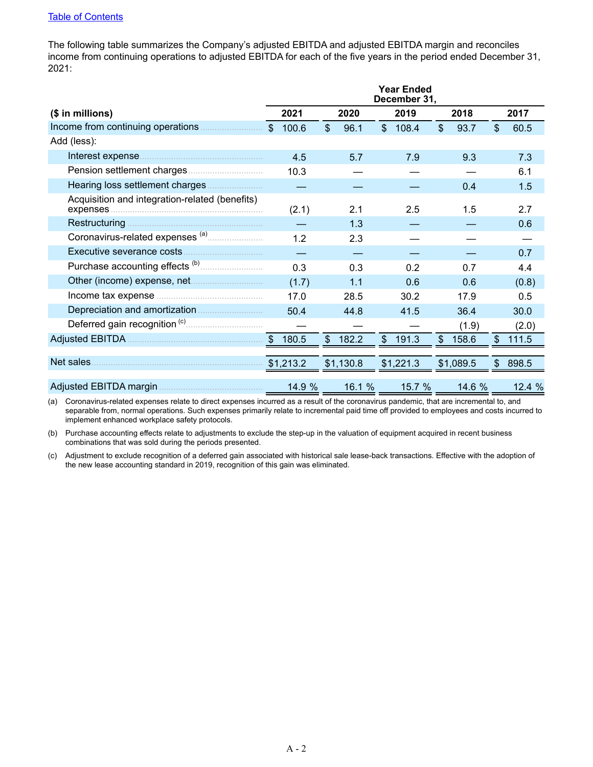[Table of Contents]

The following table summarizes the Company's adjusted EBITDA and adjusted EBITDA margin and reconciles income from continuing operations to adjusted EBITDA for each of the five years in the period ended December 31, 2021:

| ($ in millions) | Year Ended December 31, 2021 | 2020 | 2019 | 2018 | 2017 |
|---|---|---|---|---|---|
| Income from continuing operations | $ 100.6 | $ 96.1 | $ 108.4 | $ 93.7 | $ 60.5 |
| Add (less): | | | | | |
| Interest expense | 4.5 | 5.7 | 7.9 | 9.3 | 7.3 |
| Pension settlement charges | 10.3 | — | — | — | 6.1 |
| Hearing loss settlement charges | — | — | — | 0.4 | 1.5 |
| Acquisition and integration-related (benefits) expenses | (2.1) | 2.1 | 2.5 | 1.5 | 2.7 |
| Restructuring | — | 1.3 | — | — | 0.6 |
| Coronavirus-related expenses [(a)] | 1.2 | 2.3 | — | — | — |
| Executive severance costs | — | — | — | — | 0.7 |
| Purchase accounting effects [(b)] | 0.3 | 0.3 | 0.2 | 0.7 | 4.4 |
| Other (income) expense, net | (1.7) | 1.1 | 0.6 | 0.6 | (0.8) |
| Income tax expense | 17.0 | 28.5 | 30.2 | 17.9 | 0.5 |
| Depreciation and amortization | 50.4 | 44.8 | 41.5 | 36.4 | 30.0 |
| Deferred gain recognition [(c)] | — | — | — | (1.9) | (2.0) |
| Adjusted EBITDA | $ 180.5 | $ 182.2 | $ 191.3 | $ 158.6 | $ 111.5 |
| Net sales | $1,213.2 | $1,130.8 | $1,221.3 | $1,089.5 | $ 898.5 |
| Adjusted EBITDA margin | 14.9 % | 16.1 % | 15.7 % | 14.6 % | 12.4 % |

(a) Coronavirus-related expenses relate to direct expenses incurred as a result of the coronavirus pandemic, that are incremental to, and separable from, normal operations. Such expenses primarily relate to incremental paid time off provided to employees and costs incurred to implement enhanced workplace safety protocols.

(b) Purchase accounting effects relate to adjustments to exclude the step-up in the valuation of equipment acquired in recent business combinations that was sold during the periods presented.

(c) Adjustment to exclude recognition of a deferred gain associated with historical sale lease-back transactions. Effective with the adoption of the new lease accounting standard in 2019, recognition of this gain was eliminated.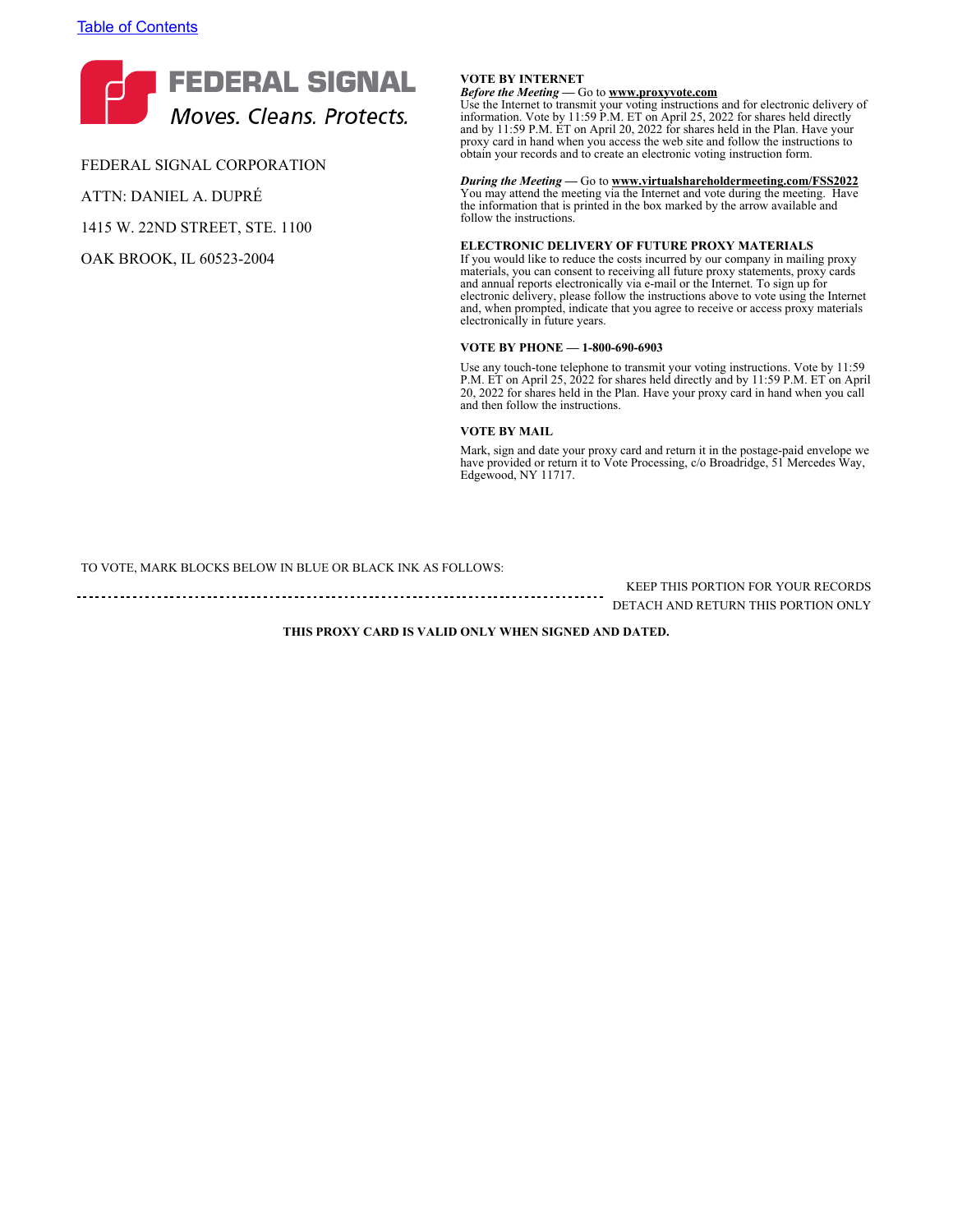FEDERAL SIGNAL

*Moves. Cleans. Protects.*

FEDERAL SIGNAL CORPORATION

ATTN: DANIEL A. DUPRÉ

1415 W. 22ND STREET, STE. 1100

OAK BROOK, IL 60523-2004

**VOTE BY INTERNET**

***Before the Meeting*** **—** Go to **www.proxyvote.com**

Use the Internet to transmit your voting instructions and for electronic delivery of information. Vote by 11:59 P.M. ET on April 25, 2022 for shares held directly and by 11:59 P.M. ET on April 20, 2022 for shares held in the Plan. Have your proxy card in hand when you access the web site and follow the instructions to obtain your records and to create an electronic voting instruction form.

***During the Meeting*** **—** Go to **www.virtualshareholdermeeting.com/FSS2022**

You may attend the meeting via the Internet and vote during the meeting. Have the information that is printed in the box marked by the arrow available and follow the instructions.

**ELECTRONIC DELIVERY OF FUTURE PROXY MATERIALS**

If you would like to reduce the costs incurred by our company in mailing proxy materials, you can consent to receiving all future proxy statements, proxy cards and annual reports electronically via e-mail or the Internet. To sign up for electronic delivery, please follow the instructions above to vote using the Internet and, when prompted, indicate that you agree to receive or access proxy materials electronically in future years.

**VOTE BY PHONE — 1-800-690-6903**

Use any touch-tone telephone to transmit your voting instructions. Vote by 11:59 P.M. ET on April 25, 2022 for shares held directly and by 11:59 P.M. ET on April 20, 2022 for shares held in the Plan. Have your proxy card in hand when you call and then follow the instructions.

**VOTE BY MAIL**

Mark, sign and date your proxy card and return it in the postage-paid envelope we have provided or return it to Vote Processing, c/o Broadridge, 51 Mercedes Way, Edgewood, NY 11717.

TO VOTE, MARK BLOCKS BELOW IN BLUE OR BLACK INK AS FOLLOWS:

KEEP THIS PORTION FOR YOUR RECORDS

DETACH AND RETURN THIS PORTION ONLY

**THIS PROXY CARD IS VALID ONLY WHEN SIGNED AND DATED.**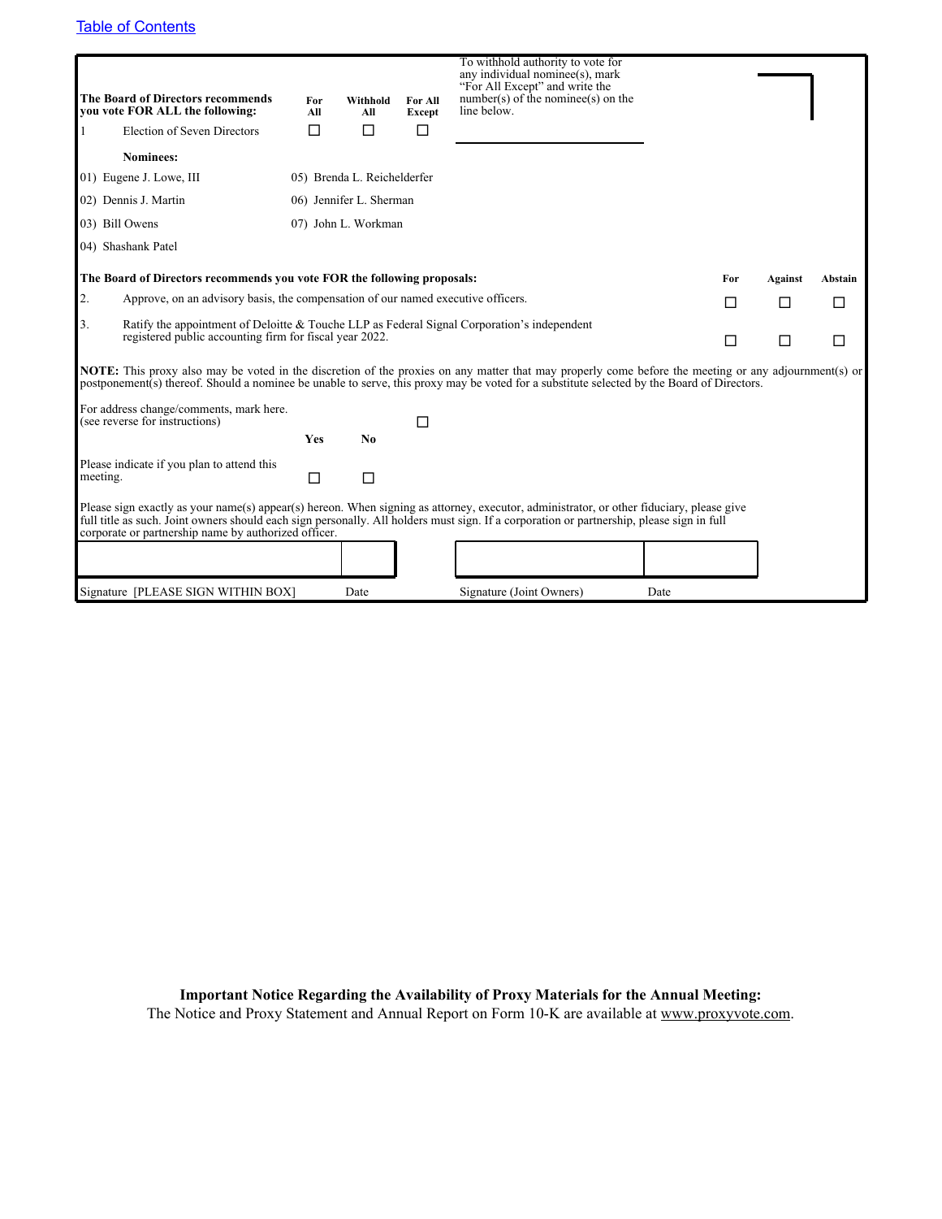**The Board of Directors recommends you vote FOR ALL the following:**

| | For All | Withhold All | For All Except |
|---|---|---|---|
| 1 Election of Seven Directors | ☐ | ☐ | ☐ |

To withhold authority to vote for any individual nominee(s), mark "For All Except" and write the number(s) of the nominee(s) on the line below.

**Nominees:**

01) Eugene J. Lowe, III
02) Dennis J. Martin
03) Bill Owens
04) Shashank Patel
05) Brenda L. Reichelderfer
06) Jennifer L. Sherman
07) John L. Workman

**The Board of Directors recommends you vote FOR the following proposals:**

| | | For | Against | Abstain |
|---|---|---|---|---|
| 2. | Approve, on an advisory basis, the compensation of our named executive officers. | ☐ | ☐ | ☐ |
| 3. | Ratify the appointment of Deloitte & Touche LLP as Federal Signal Corporation's independent registered public accounting firm for fiscal year 2022. | ☐ | ☐ | ☐ |

**NOTE:** This proxy also may be voted in the discretion of the proxies on any matter that may properly come before the meeting or any adjournment(s) or postponement(s) thereof. Should a nominee be unable to serve, this proxy may be voted for a substitute selected by the Board of Directors.

For address change/comments, mark here. (see reverse for instructions) ☐

| | Yes | No |
|---|---|---|
| Please indicate if you plan to attend this meeting. | ☐ | ☐ |

Please sign exactly as your name(s) appear(s) hereon. When signing as attorney, executor, administrator, or other fiduciary, please give full title as such. Joint owners should each sign personally. All holders must sign. If a corporation or partnership, please sign in full corporate or partnership name by authorized officer.

| Signature [PLEASE SIGN WITHIN BOX] | Date | Signature (Joint Owners) | Date |
|---|---|---|---|
| | | | |

**Important Notice Regarding the Availability of Proxy Materials for the Annual Meeting:**
The Notice and Proxy Statement and Annual Report on Form 10-K are available at www.proxyvote.com.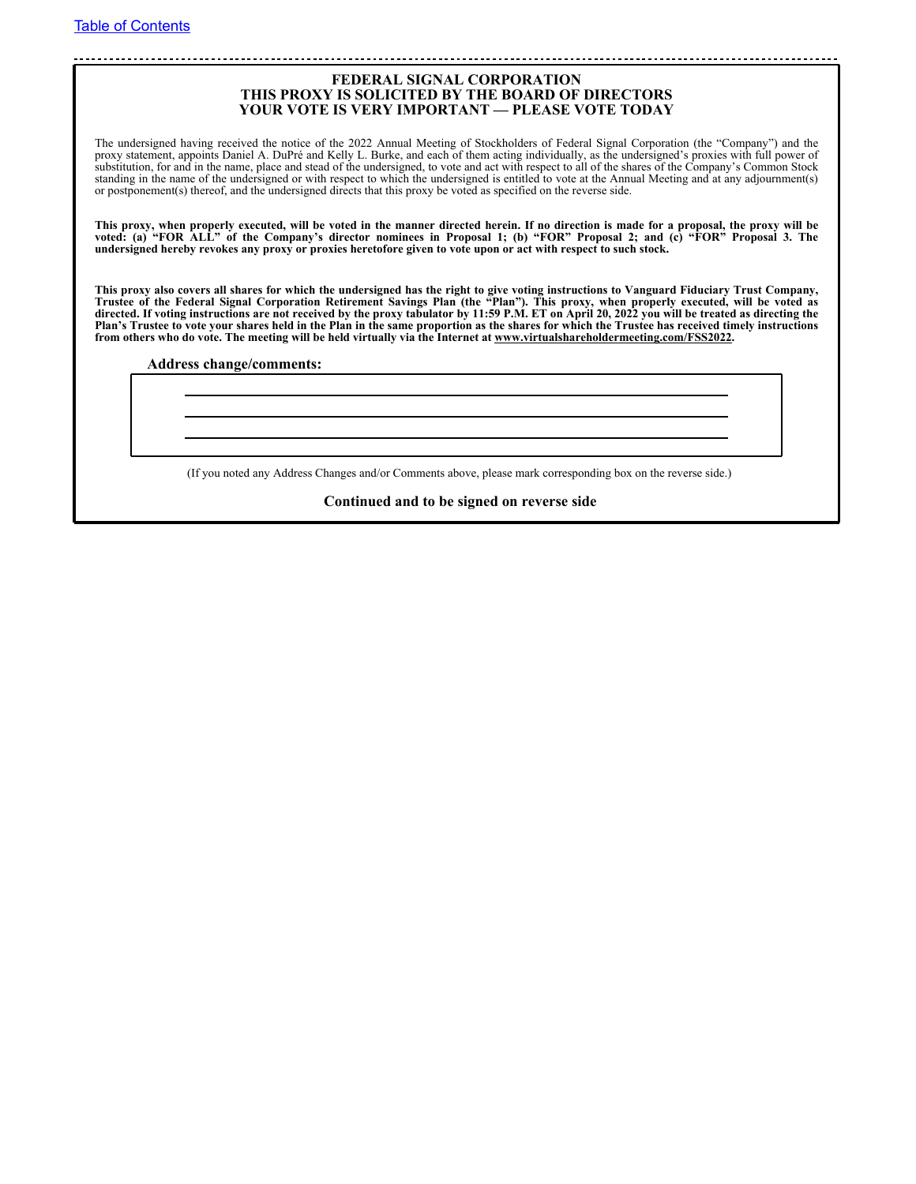**FEDERAL SIGNAL CORPORATION**
**THIS PROXY IS SOLICITED BY THE BOARD OF DIRECTORS**
**YOUR VOTE IS VERY IMPORTANT — PLEASE VOTE TODAY**

The undersigned having received the notice of the 2022 Annual Meeting of Stockholders of Federal Signal Corporation (the "Company") and the proxy statement, appoints Daniel A. DuPré and Kelly L. Burke, and each of them acting individually, as the undersigned's proxies with full power of substitution, for and in the name, place and stead of the undersigned, to vote and act with respect to all of the shares of the Company's Common Stock standing in the name of the undersigned or with respect to which the undersigned is entitled to vote at the Annual Meeting and at any adjournment(s) or postponement(s) thereof, and the undersigned directs that this proxy be voted as specified on the reverse side.

**This proxy, when properly executed, will be voted in the manner directed herein. If no direction is made for a proposal, the proxy will be voted: (a) "FOR ALL" of the Company's director nominees in Proposal 1; (b) "FOR" Proposal 2; and (c) "FOR" Proposal 3. The undersigned hereby revokes any proxy or proxies heretofore given to vote upon or act with respect to such stock.**

**This proxy also covers all shares for which the undersigned has the right to give voting instructions to Vanguard Fiduciary Trust Company, Trustee of the Federal Signal Corporation Retirement Savings Plan (the "Plan"). This proxy, when properly executed, will be voted as directed. If voting instructions are not received by the proxy tabulator by 11:59 P.M. ET on April 20, 2022 you will be treated as directing the Plan's Trustee to vote your shares held in the Plan in the same proportion as the shares for which the Trustee has received timely instructions from others who do vote. The meeting will be held virtually via the Internet at www.virtualshareholdermeeting.com/FSS2022.**

**Address change/comments:**

\_\_\_\_\_\_\_\_\_\_\_\_\_\_\_\_\_\_\_\_\_\_\_\_\_\_\_\_\_\_\_\_\_\_\_\_\_\_\_\_\_\_\_\_\_\_\_\_\_\_\_\_\_\_\_\_\_\_\_\_\_\_\_\_\_\_\_\_\_\_

\_\_\_\_\_\_\_\_\_\_\_\_\_\_\_\_\_\_\_\_\_\_\_\_\_\_\_\_\_\_\_\_\_\_\_\_\_\_\_\_\_\_\_\_\_\_\_\_\_\_\_\_\_\_\_\_\_\_\_\_\_\_\_\_\_\_\_\_\_\_

\_\_\_\_\_\_\_\_\_\_\_\_\_\_\_\_\_\_\_\_\_\_\_\_\_\_\_\_\_\_\_\_\_\_\_\_\_\_\_\_\_\_\_\_\_\_\_\_\_\_\_\_\_\_\_\_\_\_\_\_\_\_\_\_\_\_\_\_\_\_

(If you noted any Address Changes and/or Comments above, please mark corresponding box on the reverse side.)

**Continued and to be signed on reverse side**